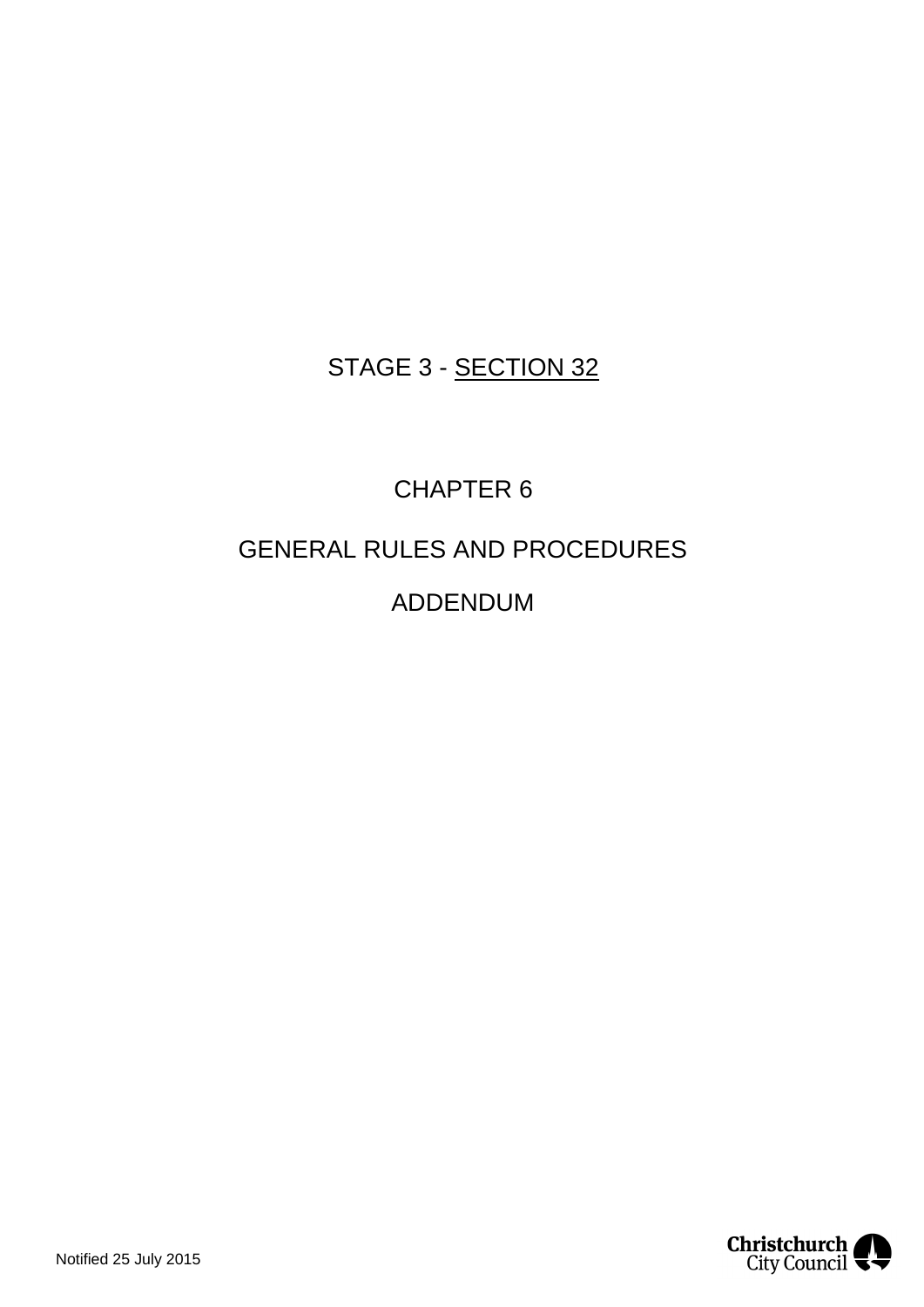STAGE 3 - SECTION 32

# CHAPTER 6

# GENERAL RULES AND PROCEDURES

# ADDENDUM

Notified 25 July 2015

Christchurch City Council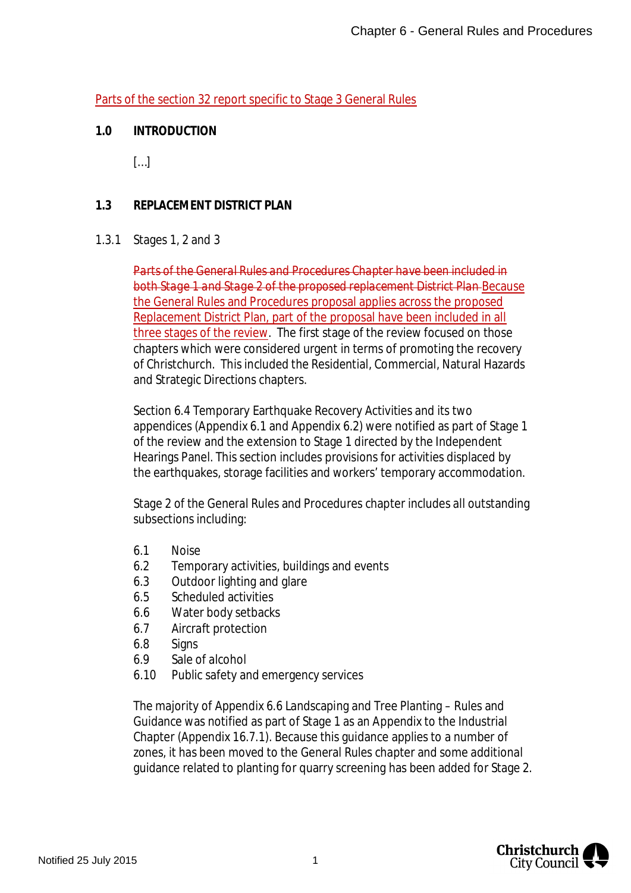Parts of the section 32 report specific to Stage 3 General Rules

## 1.0 INTRODUCTION

[...]

## 1.3 REPLACEMENT DISTRICT PLAN

### 1.3.1 Stages 1, 2 and 3

~~Parts of the General Rules and Procedures Chapter have been included in both Stage 1 and Stage 2 of the proposed replacement District Plan~~ Because the General Rules and Procedures proposal applies across the proposed Replacement District Plan, part of the proposal have been included in all three stages of the review. The first stage of the review focused on those chapters which were considered urgent in terms of promoting the recovery of Christchurch. This included the Residential, Commercial, Natural Hazards and Strategic Directions chapters.

Section 6.4 Temporary Earthquake Recovery Activities and its two appendices (Appendix 6.1 and Appendix 6.2) were notified as part of Stage 1 of the review and the extension to Stage 1 directed by the Independent Hearings Panel. This section includes provisions for activities displaced by the earthquakes, storage facilities and workers' temporary accommodation.

Stage 2 of the General Rules and Procedures chapter includes all outstanding subsections including:

- 6.1 Noise
- 6.2 Temporary activities, buildings and events
- 6.3 Outdoor lighting and glare
- 6.5 Scheduled activities
- 6.6 Water body setbacks
- 6.7 Aircraft protection
- 6.8 Signs
- 6.9 Sale of alcohol
- 6.10 Public safety and emergency services

The majority of Appendix 6.6 Landscaping and Tree Planting – Rules and Guidance was notified as part of Stage 1 as an Appendix to the Industrial Chapter (Appendix 16.7.1). Because this guidance applies to a number of zones, it has been moved to the General Rules chapter and some additional guidance related to planting for quarry screening has been added for Stage 2.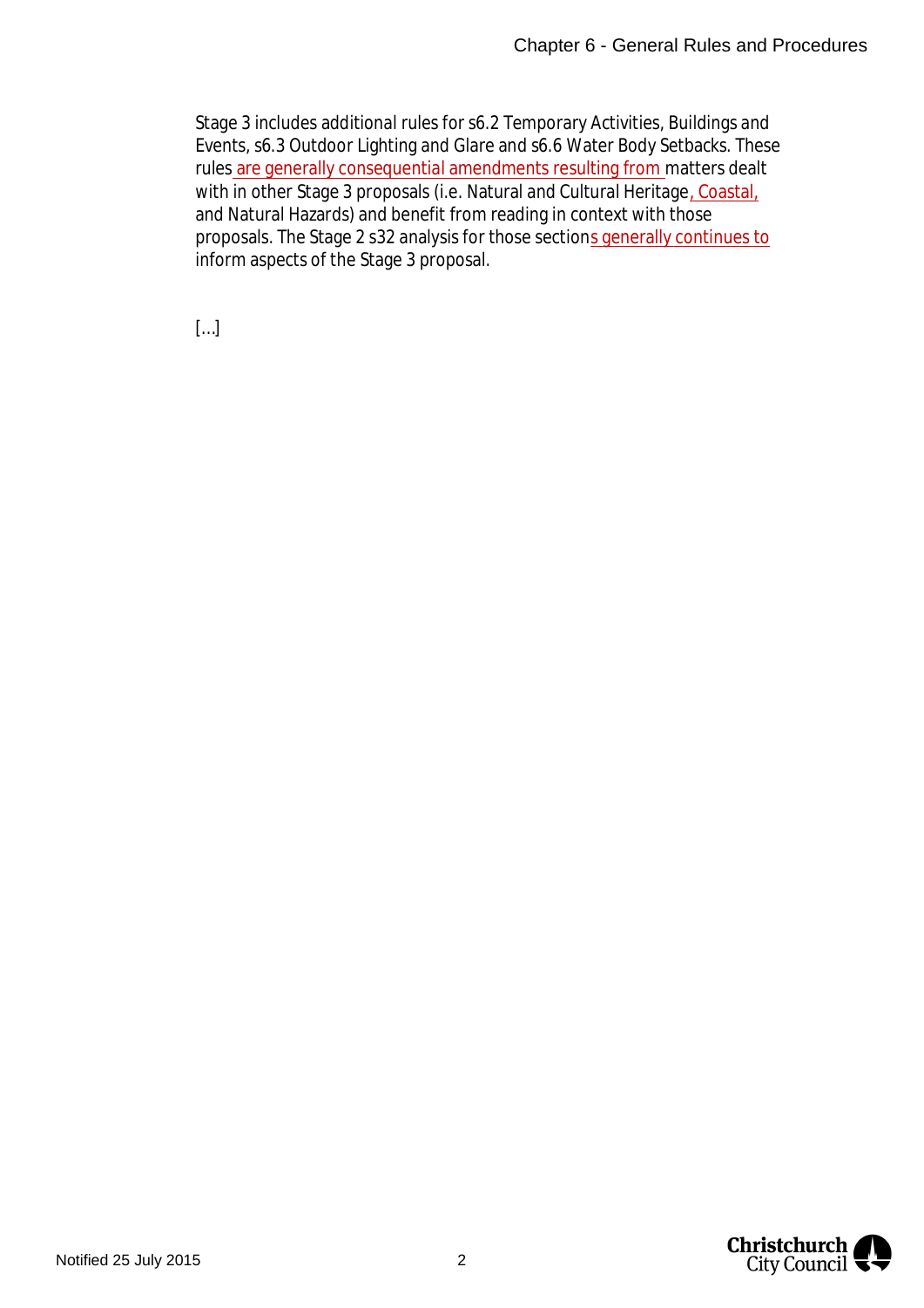Stage 3 includes additional rules for s6.2 Temporary Activities, Buildings and Events, s6.3 Outdoor Lighting and Glare and s6.6 Water Body Setbacks. These rules are generally consequential amendments resulting from matters dealt with in other Stage 3 proposals (i.e. Natural and Cultural Heritage, Coastal, and Natural Hazards) and benefit from reading in context with those proposals. The Stage 2 s32 analysis for those sections generally continues to inform aspects of the Stage 3 proposal.

[...]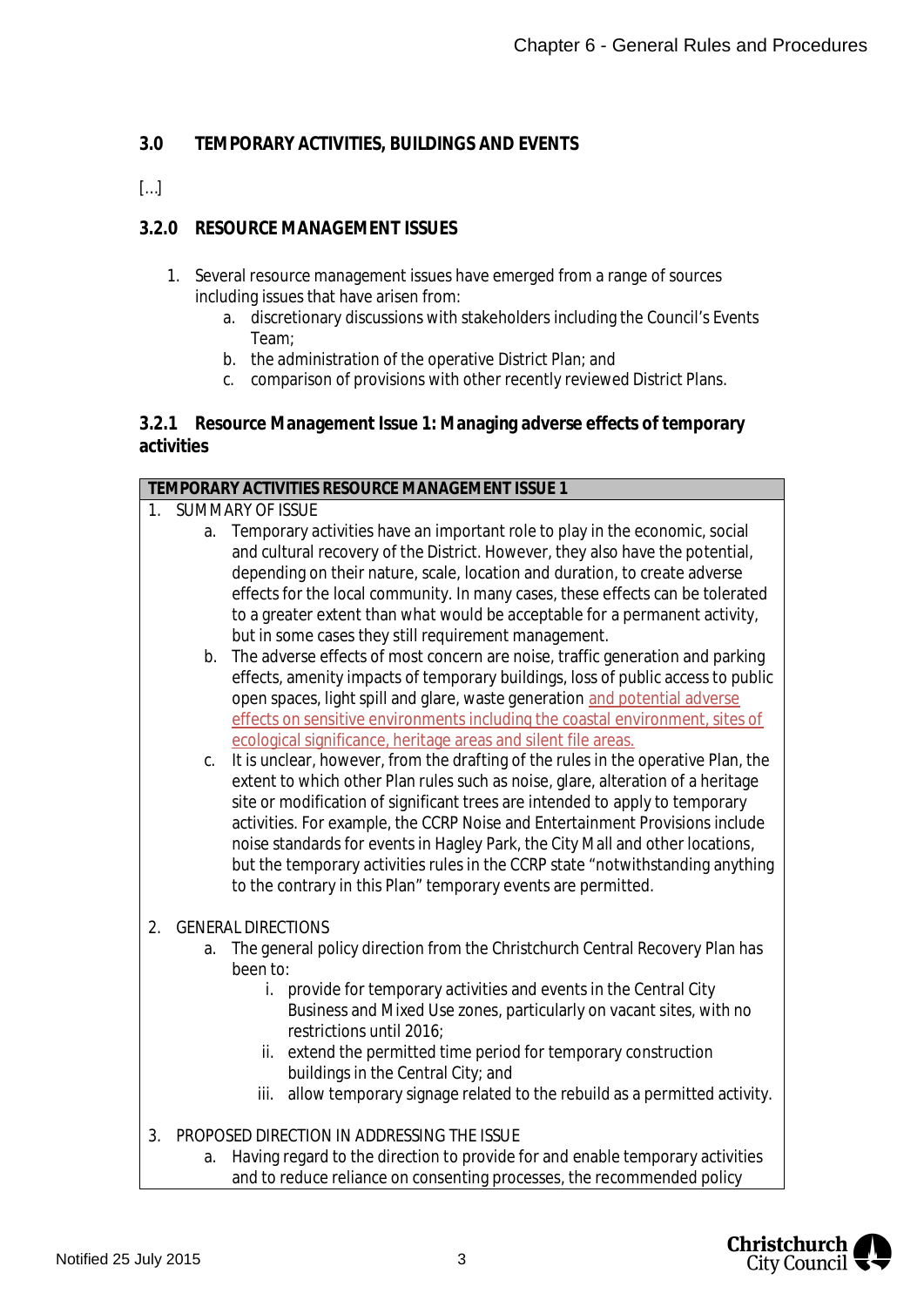## 3.0 TEMPORARY ACTIVITIES, BUILDINGS AND EVENTS

[...]

## 3.2.0 RESOURCE MANAGEMENT ISSUES

1. Several resource management issues have emerged from a range of sources including issues that have arisen from:
   a. discretionary discussions with stakeholders including the Council's Events Team;
   b. the administration of the operative District Plan; and
   c. comparison of provisions with other recently reviewed District Plans.

### 3.2.1 Resource Management Issue 1: Managing adverse effects of temporary activities

| TEMPORARY ACTIVITIES RESOURCE MANAGEMENT ISSUE 1 |
|---|
| 1. SUMMARY OF ISSUE<br>a. Temporary activities have an important role to play in the economic, social and cultural recovery of the District. However, they also have the potential, depending on their nature, scale, location and duration, to create adverse effects for the local community. In many cases, these effects can be tolerated to a greater extent than what would be acceptable for a permanent activity, but in some cases they still requirement management.<br>b. The adverse effects of most concern are noise, traffic generation and parking effects, amenity impacts of temporary buildings, loss of public access to public open spaces, light spill and glare, waste generation and potential adverse effects on sensitive environments including the coastal environment, sites of ecological significance, heritage areas and silent file areas.<br>c. It is unclear, however, from the drafting of the rules in the operative Plan, the extent to which other Plan rules such as noise, glare, alteration of a heritage site or modification of significant trees are intended to apply to temporary activities. For example, the CCRP Noise and Entertainment Provisions include noise standards for events in Hagley Park, the City Mall and other locations, but the temporary activities rules in the CCRP state "notwithstanding anything to the contrary in this Plan" temporary events are permitted.<br><br>2. GENERAL DIRECTIONS<br>a. The general policy direction from the Christchurch Central Recovery Plan has been to:<br>i. provide for temporary activities and events in the Central City Business and Mixed Use zones, particularly on vacant sites, with no restrictions until 2016;<br>ii. extend the permitted time period for temporary construction buildings in the Central City; and<br>iii. allow temporary signage related to the rebuild as a permitted activity.<br><br>3. PROPOSED DIRECTION IN ADDRESSING THE ISSUE<br>a. Having regard to the direction to provide for and enable temporary activities and to reduce reliance on consenting processes, the recommended policy |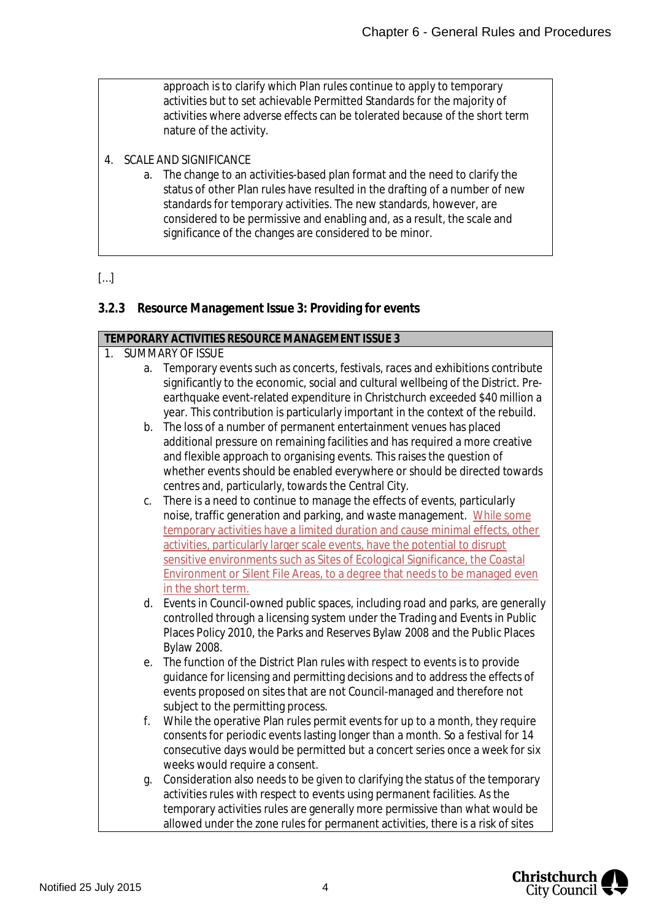approach is to clarify which Plan rules continue to apply to temporary activities but to set achievable Permitted Standards for the majority of activities where adverse effects can be tolerated because of the short term nature of the activity.

4. SCALE AND SIGNIFICANCE
   a. The change to an activities-based plan format and the need to clarify the status of other Plan rules have resulted in the drafting of a number of new standards for temporary activities. The new standards, however, are considered to be permissive and enabling and, as a result, the scale and significance of the changes are considered to be minor.

[...]

### 3.2.3 Resource Management Issue 3: Providing for events

**TEMPORARY ACTIVITIES RESOURCE MANAGEMENT ISSUE 3**

1. SUMMARY OF ISSUE
   a. Temporary events such as concerts, festivals, races and exhibitions contribute significantly to the economic, social and cultural wellbeing of the District. Pre-earthquake event-related expenditure in Christchurch exceeded $40 million a year. This contribution is particularly important in the context of the rebuild.
   b. The loss of a number of permanent entertainment venues has placed additional pressure on remaining facilities and has required a more creative and flexible approach to organising events. This raises the question of whether events should be enabled everywhere or should be directed towards centres and, particularly, towards the Central City.
   c. There is a need to continue to manage the effects of events, particularly noise, traffic generation and parking, and waste management. <u>While some temporary activities have a limited duration and cause minimal effects, other activities, particularly larger scale events, have the potential to disrupt sensitive environments such as Sites of Ecological Significance, the Coastal Environment or Silent File Areas, to a degree that needs to be managed even in the short term.</u>
   d. Events in Council-owned public spaces, including road and parks, are generally controlled through a licensing system under the Trading and Events in Public Places Policy 2010, the Parks and Reserves Bylaw 2008 and the Public Places Bylaw 2008.
   e. The function of the District Plan rules with respect to events is to provide guidance for licensing and permitting decisions and to address the effects of events proposed on sites that are not Council-managed and therefore not subject to the permitting process.
   f. While the operative Plan rules permit events for up to a month, they require consents for periodic events lasting longer than a month. So a festival for 14 consecutive days would be permitted but a concert series once a week for six weeks would require a consent.
   g. Consideration also needs to be given to clarifying the status of the temporary activities rules with respect to events using permanent facilities. As the temporary activities rules are generally more permissive than what would be allowed under the zone rules for permanent activities, there is a risk of sites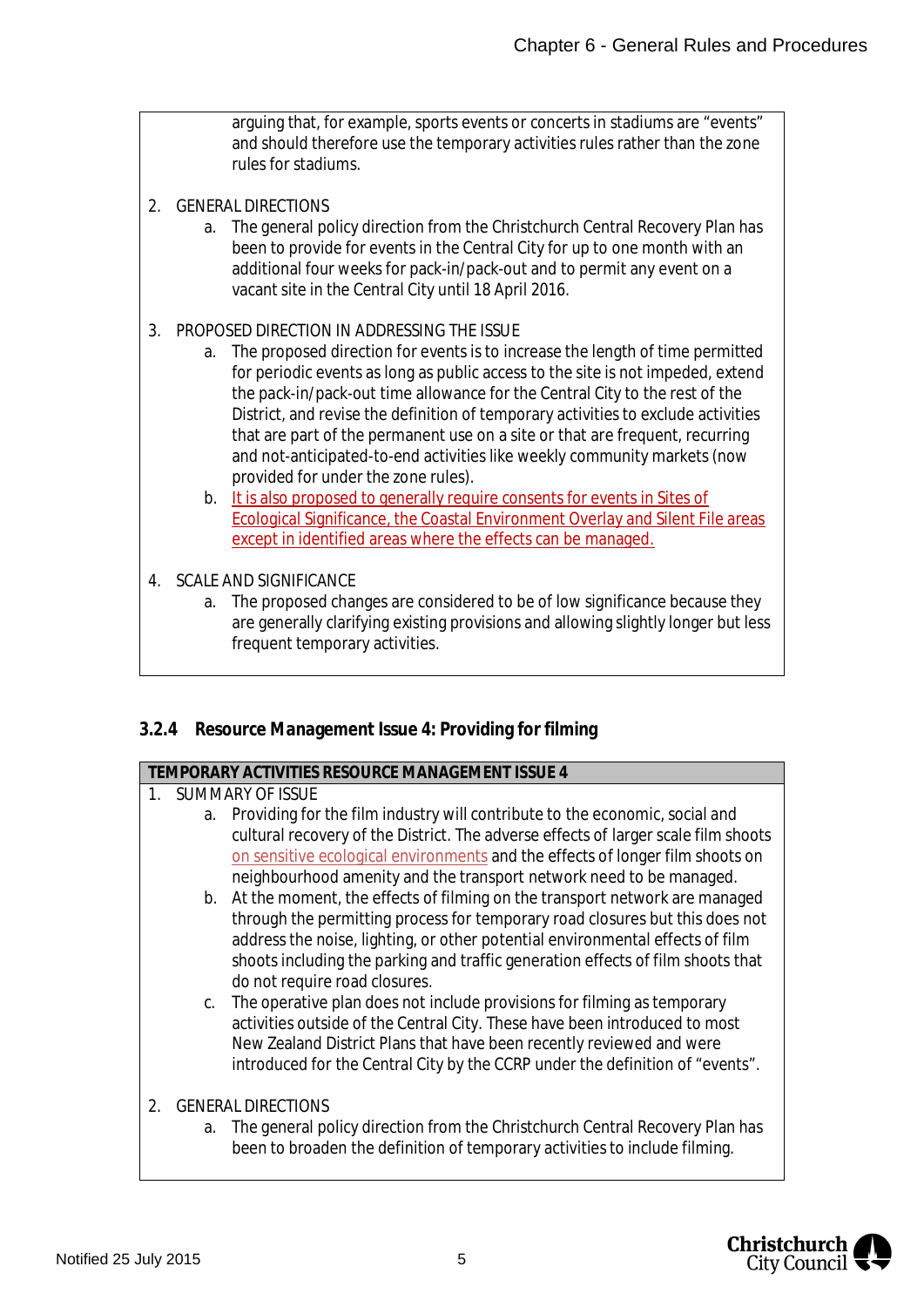arguing that, for example, sports events or concerts in stadiums are "events" and should therefore use the temporary activities rules rather than the zone rules for stadiums.

2. GENERAL DIRECTIONS
   a. The general policy direction from the Christchurch Central Recovery Plan has been to provide for events in the Central City for up to one month with an additional four weeks for pack-in/pack-out and to permit any event on a vacant site in the Central City until 18 April 2016.

3. PROPOSED DIRECTION IN ADDRESSING THE ISSUE
   a. The proposed direction for events is to increase the length of time permitted for periodic events as long as public access to the site is not impeded, extend the pack-in/pack-out time allowance for the Central City to the rest of the District, and revise the definition of temporary activities to exclude activities that are part of the permanent use on a site or that are frequent, recurring and not-anticipated-to-end activities like weekly community markets (now provided for under the zone rules).
   b. It is also proposed to generally require consents for events in Sites of Ecological Significance, the Coastal Environment Overlay and Silent File areas except in identified areas where the effects can be managed.

4. SCALE AND SIGNIFICANCE
   a. The proposed changes are considered to be of low significance because they are generally clarifying existing provisions and allowing slightly longer but less frequent temporary activities.

### 3.2.4 Resource Management Issue 4: Providing for filming

**TEMPORARY ACTIVITIES RESOURCE MANAGEMENT ISSUE 4**

1. SUMMARY OF ISSUE
   a. Providing for the film industry will contribute to the economic, social and cultural recovery of the District. The adverse effects of larger scale film shoots on sensitive ecological environments and the effects of longer film shoots on neighbourhood amenity and the transport network need to be managed.
   b. At the moment, the effects of filming on the transport network are managed through the permitting process for temporary road closures but this does not address the noise, lighting, or other potential environmental effects of film shoots including the parking and traffic generation effects of film shoots that do not require road closures.
   c. The operative plan does not include provisions for filming as temporary activities outside of the Central City. These have been introduced to most New Zealand District Plans that have been recently reviewed and were introduced for the Central City by the CCRP under the definition of "events".

2. GENERAL DIRECTIONS
   a. The general policy direction from the Christchurch Central Recovery Plan has been to broaden the definition of temporary activities to include filming.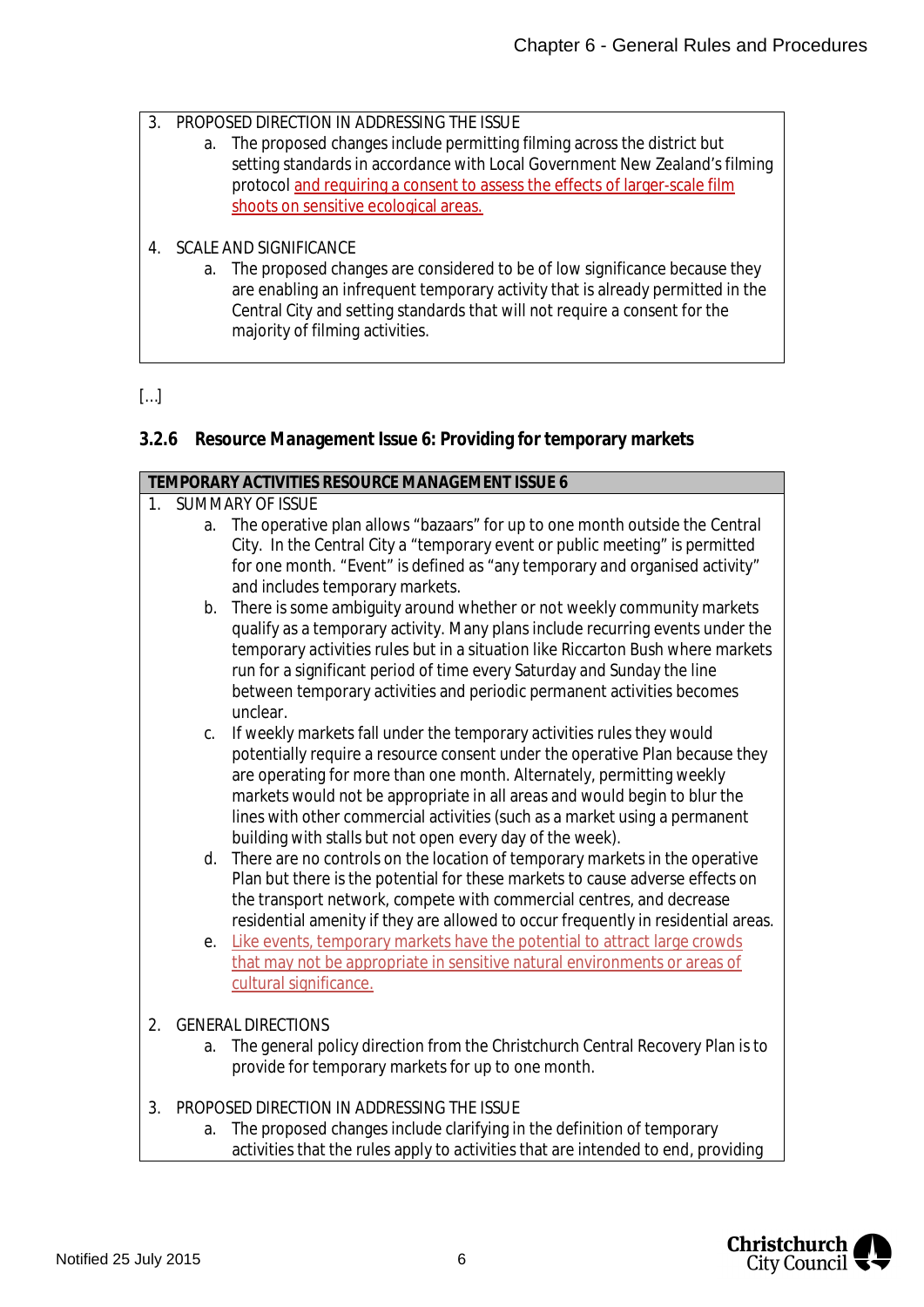3. PROPOSED DIRECTION IN ADDRESSING THE ISSUE
    a. The proposed changes include permitting filming across the district but setting standards in accordance with Local Government New Zealand's filming protocol and requiring a consent to assess the effects of larger-scale film shoots on sensitive ecological areas.

4. SCALE AND SIGNIFICANCE
    a. The proposed changes are considered to be of low significance because they are enabling an infrequent temporary activity that is already permitted in the Central City and setting standards that will not require a consent for the majority of filming activities.

[...]

### 3.2.6 Resource Management Issue 6: Providing for temporary markets

**TEMPORARY ACTIVITIES RESOURCE MANAGEMENT ISSUE 6**

1. SUMMARY OF ISSUE
    a. The operative plan allows "bazaars" for up to one month outside the Central City. In the Central City a "temporary event or public meeting" is permitted for one month. "Event" is defined as "any temporary and organised activity" and includes temporary markets.
    b. There is some ambiguity around whether or not weekly community markets qualify as a temporary activity. Many plans include recurring events under the temporary activities rules but in a situation like Riccarton Bush where markets run for a significant period of time every Saturday and Sunday the line between temporary activities and periodic permanent activities becomes unclear.
    c. If weekly markets fall under the temporary activities rules they would potentially require a resource consent under the operative Plan because they are operating for more than one month. Alternately, permitting weekly markets would not be appropriate in all areas and would begin to blur the lines with other commercial activities (such as a market using a permanent building with stalls but not open every day of the week).
    d. There are no controls on the location of temporary markets in the operative Plan but there is the potential for these markets to cause adverse effects on the transport network, compete with commercial centres, and decrease residential amenity if they are allowed to occur frequently in residential areas.
    e. Like events, temporary markets have the potential to attract large crowds that may not be appropriate in sensitive natural environments or areas of cultural significance.

2. GENERAL DIRECTIONS
    a. The general policy direction from the Christchurch Central Recovery Plan is to provide for temporary markets for up to one month.

3. PROPOSED DIRECTION IN ADDRESSING THE ISSUE
    a. The proposed changes include clarifying in the definition of temporary activities that the rules apply to activities that are intended to end, providing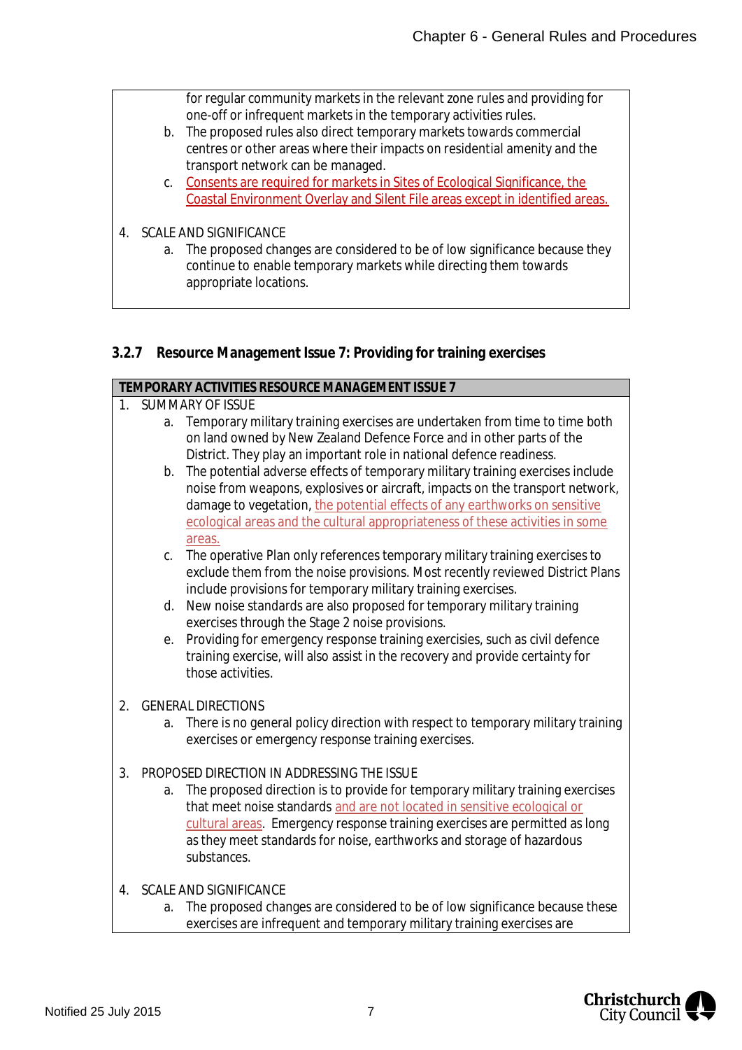for regular community markets in the relevant zone rules and providing for one-off or infrequent markets in the temporary activities rules.

b. The proposed rules also direct temporary markets towards commercial centres or other areas where their impacts on residential amenity and the transport network can be managed.

c. Consents are required for markets in Sites of Ecological Significance, the Coastal Environment Overlay and Silent File areas except in identified areas.

4. SCALE AND SIGNIFICANCE

a. The proposed changes are considered to be of low significance because they continue to enable temporary markets while directing them towards appropriate locations.

### 3.2.7 Resource Management Issue 7: Providing for training exercises

**TEMPORARY ACTIVITIES RESOURCE MANAGEMENT ISSUE 7**

1. SUMMARY OF ISSUE

a. Temporary military training exercises are undertaken from time to time both on land owned by New Zealand Defence Force and in other parts of the District. They play an important role in national defence readiness.

b. The potential adverse effects of temporary military training exercises include noise from weapons, explosives or aircraft, impacts on the transport network, damage to vegetation, the potential effects of any earthworks on sensitive ecological areas and the cultural appropriateness of these activities in some areas.

c. The operative Plan only references temporary military training exercises to exclude them from the noise provisions. Most recently reviewed District Plans include provisions for temporary military training exercises.

d. New noise standards are also proposed for temporary military training exercises through the Stage 2 noise provisions.

e. Providing for emergency response training exercisies, such as civil defence training exercise, will also assist in the recovery and provide certainty for those activities.

2. GENERAL DIRECTIONS

a. There is no general policy direction with respect to temporary military training exercises or emergency response training exercises.

3. PROPOSED DIRECTION IN ADDRESSING THE ISSUE

a. The proposed direction is to provide for temporary military training exercises that meet noise standards and are not located in sensitive ecological or cultural areas. Emergency response training exercises are permitted as long as they meet standards for noise, earthworks and storage of hazardous substances.

4. SCALE AND SIGNIFICANCE

a. The proposed changes are considered to be of low significance because these exercises are infrequent and temporary military training exercises are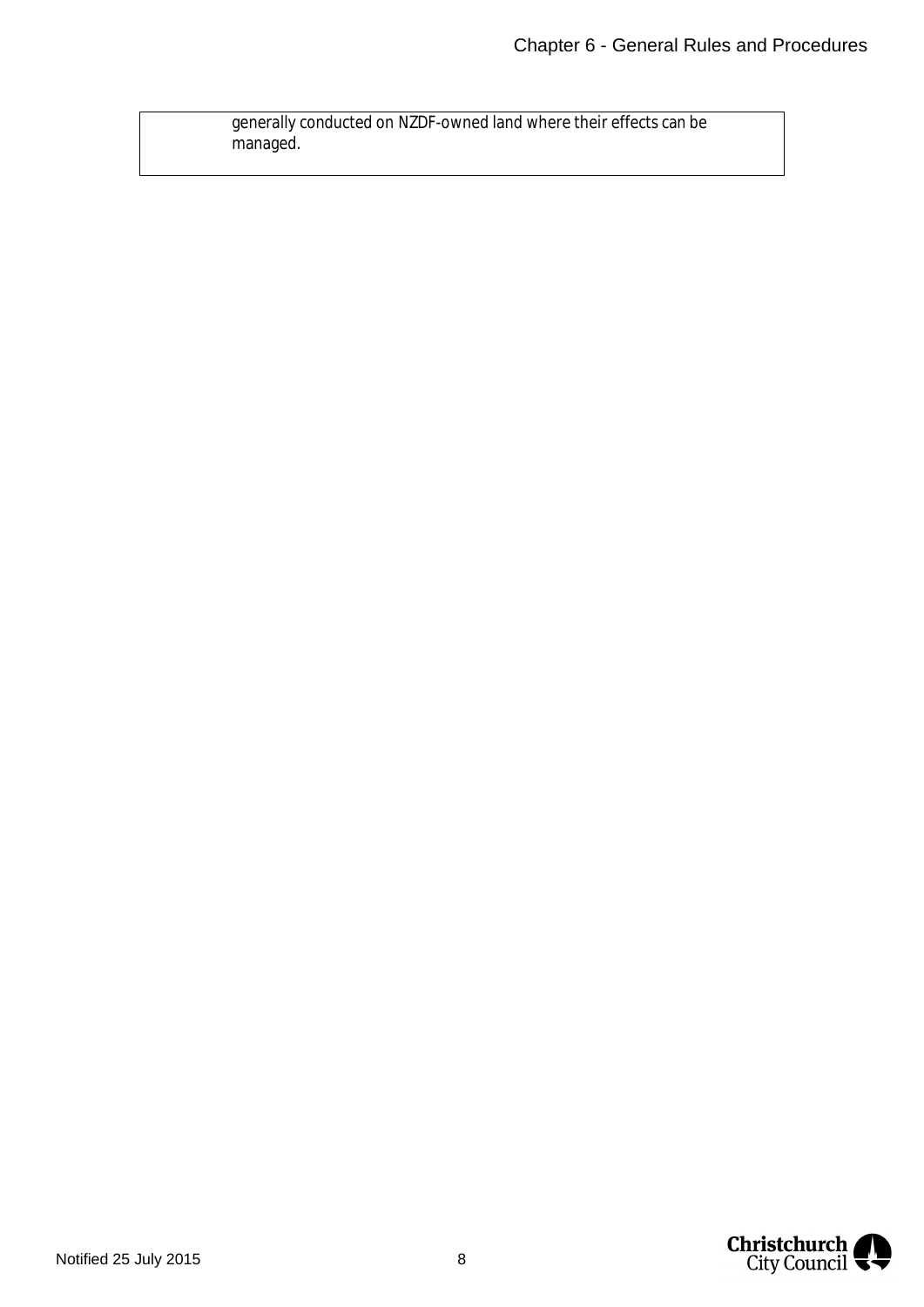generally conducted on NZDF-owned land where their effects can be managed.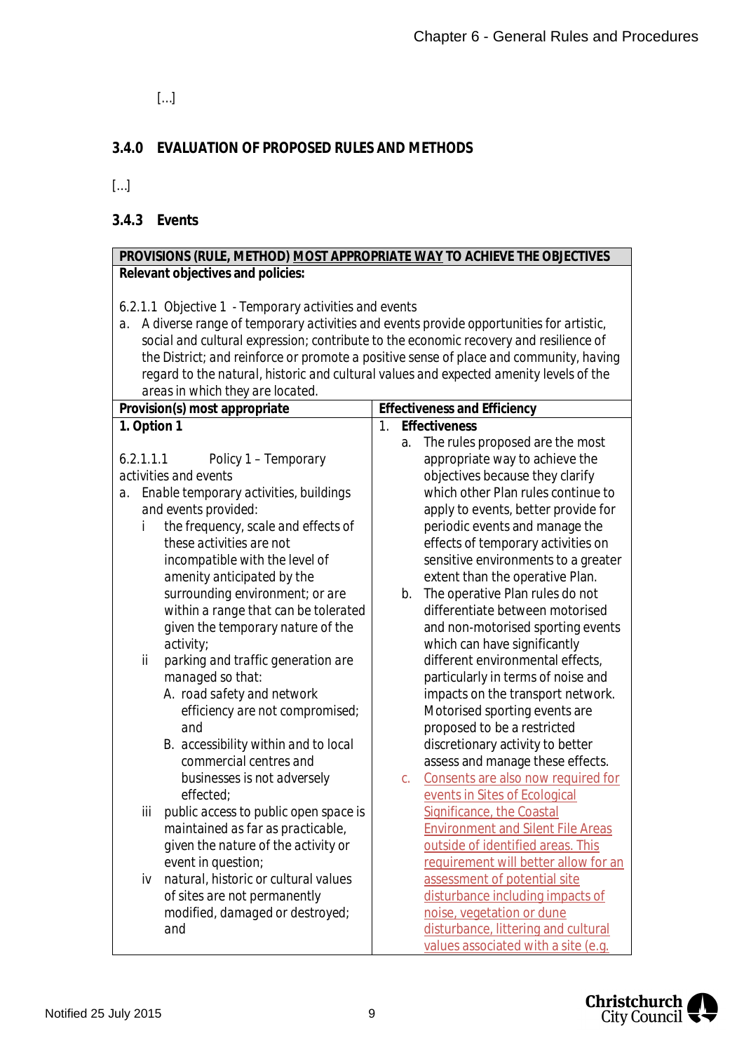[...]

### 3.4.0 EVALUATION OF PROPOSED RULES AND METHODS

[...]

### 3.4.3 Events

| **PROVISIONS (RULE, METHOD) MOST APPROPRIATE WAY TO ACHIEVE THE OBJECTIVES** | |
|---|---|
| **Relevant objectives and policies:**<br><br>*6.2.1.1 Objective 1 - Temporary activities and events*<br>*a. A diverse range of temporary activities and events provide opportunities for artistic, social and cultural expression; contribute to the economic recovery and resilience of the District; and reinforce or promote a positive sense of place and community, having regard to the natural, historic and cultural values and expected amenity levels of the areas in which they are located.* | |
| **Provision(s) most appropriate** | **Effectiveness and Efficiency** |
| **1. Option 1**<br><br>6.2.1.1.1 Policy 1 – Temporary activities and events<br>a. Enable temporary activities, buildings and events provided:<br>i the frequency, scale and effects of these activities are not incompatible with the level of amenity anticipated by the surrounding environment; or are within a range that can be tolerated given the temporary nature of the activity;<br>ii parking and traffic generation are managed so that:<br>A. road safety and network efficiency are not compromised; and<br>B. accessibility within and to local commercial centres and businesses is not adversely effected;<br>iii public access to public open space is maintained as far as practicable, given the nature of the activity or event in question;<br>iv natural, historic or cultural values of sites are not permanently modified, damaged or destroyed; and | 1. **Effectiveness**<br>a. The rules proposed are the most appropriate way to achieve the objectives because they clarify which other Plan rules continue to apply to events, better provide for periodic events and manage the effects of temporary activities on sensitive environments to a greater extent than the operative Plan.<br>b. The operative Plan rules do not differentiate between motorised and non-motorised sporting events which can have significantly different environmental effects, particularly in terms of noise and impacts on the transport network. Motorised sporting events are proposed to be a restricted discretionary activity to better assess and manage these effects.<br>c. Consents are also now required for events in Sites of Ecological Significance, the Coastal Environment and Silent File Areas outside of identified areas. This requirement will better allow for an assessment of potential site disturbance including impacts of noise, vegetation or dune disturbance, littering and cultural values associated with a site (e.g. |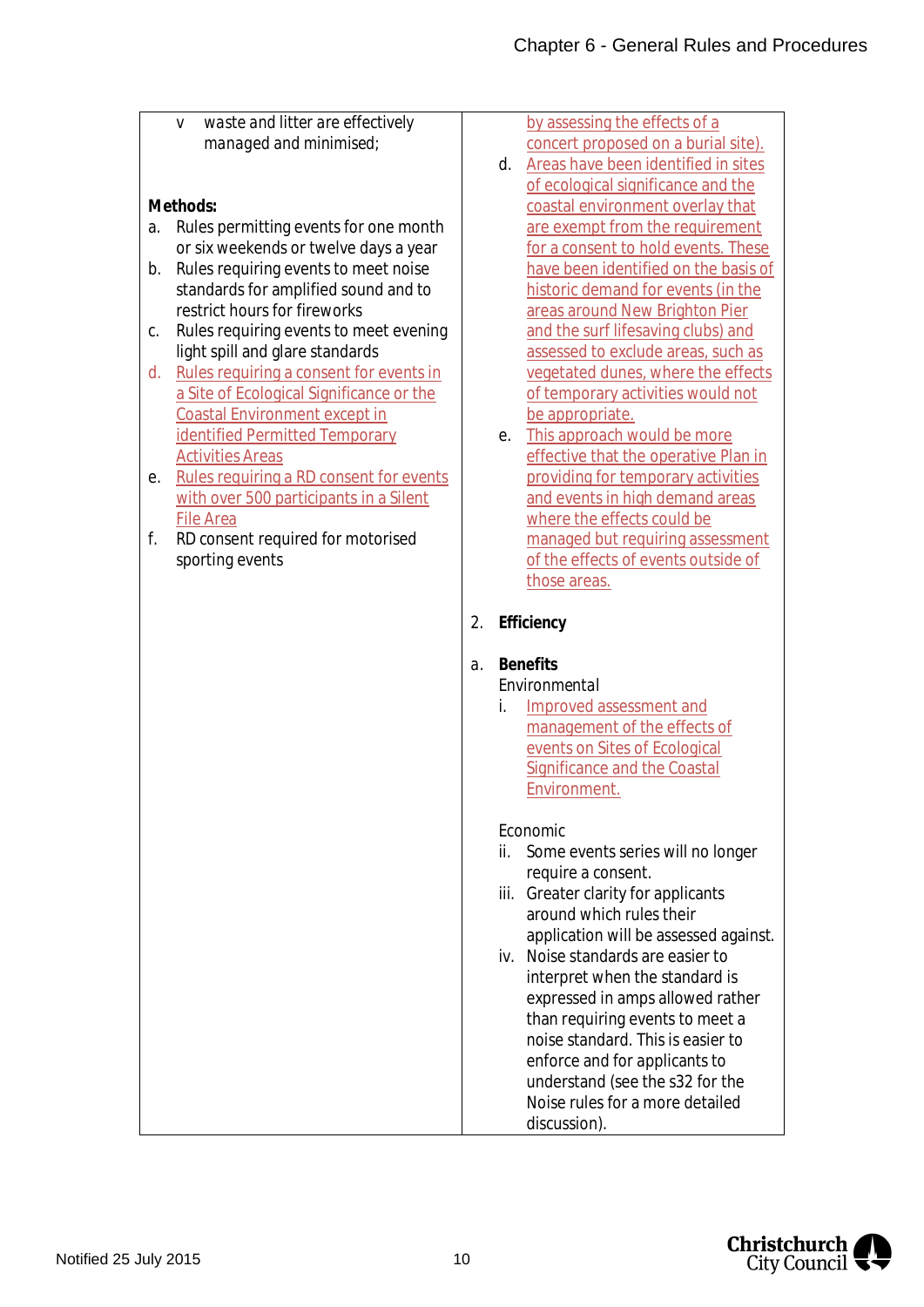| | |
|---|---|
| v *waste and litter are effectively managed and minimised;*<br><br>**Methods:**<br>a. Rules permitting events for one month or six weekends or twelve days a year<br>b. Rules requiring events to meet noise standards for amplified sound and to restrict hours for fireworks<br>c. Rules requiring events to meet evening light spill and glare standards<br>d. Rules requiring a consent for events in a Site of Ecological Significance or the Coastal Environment except in identified Permitted Temporary Activities Areas<br>e. Rules requiring a RD consent for events with over 500 participants in a Silent File Area<br>f. RD consent required for motorised sporting events | by assessing the effects of a concert proposed on a burial site).<br>d. Areas have been identified in sites of ecological significance and the coastal environment overlay that are exempt from the requirement for a consent to hold events. These have been identified on the basis of historic demand for events (in the areas around New Brighton Pier and the surf lifesaving clubs) and assessed to exclude areas, such as vegetated dunes, where the effects of temporary activities would not be appropriate.<br>e. This approach would be more effective that the operative Plan in providing for temporary activities and events in high demand areas where the effects could be managed but requiring assessment of the effects of events outside of those areas.<br><br>2. **Efficiency**<br><br>a. **Benefits**<br>Environmental<br>i. Improved assessment and management of the effects of events on Sites of Ecological Significance and the Coastal Environment.<br><br>Economic<br>ii. Some events series will no longer require a consent.<br>iii. Greater clarity for applicants around which rules their application will be assessed against.<br>iv. Noise standards are easier to interpret when the standard is expressed in amps allowed rather than requiring events to meet a noise standard. This is easier to enforce and for applicants to understand (see the s32 for the Noise rules for a more detailed discussion). |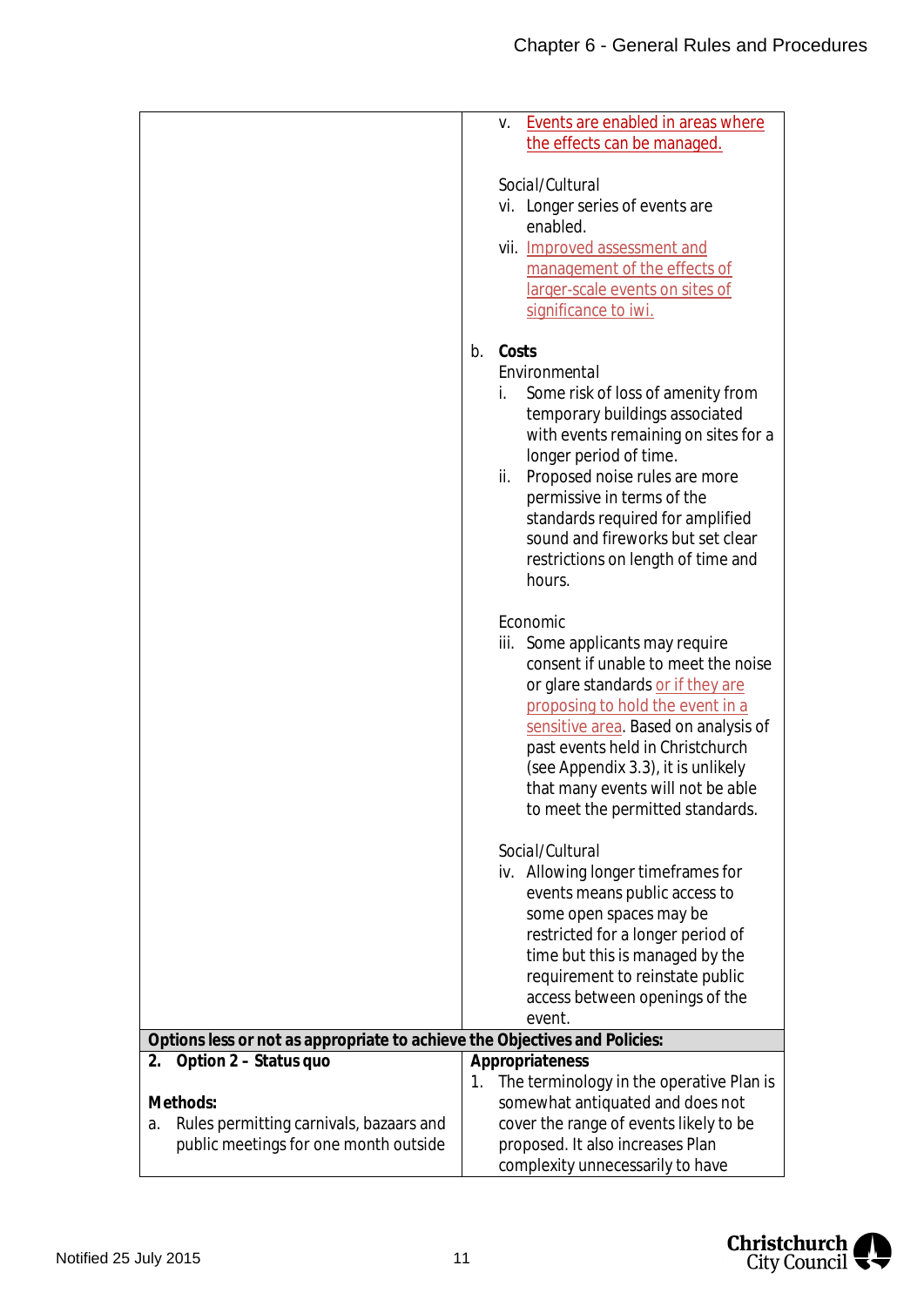| | |
|---|---|
| | v. Events are enabled in areas where the effects can be managed.<br><br>*Social/Cultural*<br>vi. Longer series of events are enabled.<br>vii. Improved assessment and management of the effects of larger-scale events on sites of significance to iwi.<br><br>b. **Costs**<br>*Environmental*<br>i. Some risk of loss of amenity from temporary buildings associated with events remaining on sites for a longer period of time.<br>ii. Proposed noise rules are more permissive in terms of the standards required for amplified sound and fireworks but set clear restrictions on length of time and hours.<br><br>*Economic*<br>iii. Some applicants may require consent if unable to meet the noise or glare standards or if they are proposing to hold the event in a sensitive area. Based on analysis of past events held in Christchurch (see Appendix 3.3), it is unlikely that many events will not be able to meet the permitted standards.<br><br>*Social/Cultural*<br>iv. Allowing longer timeframes for events means public access to some open spaces may be restricted for a longer period of time but this is managed by the requirement to reinstate public access between openings of the event. |
| **Options less or not as appropriate to achieve the Objectives and Policies:** | |
| **2. Option 2 – Status quo**<br><br>**Methods:**<br>a. Rules permitting carnivals, bazaars and public meetings for one month outside | **Appropriateness**<br>1. The terminology in the operative Plan is somewhat antiquated and does not cover the range of events likely to be proposed. It also increases Plan complexity unnecessarily to have |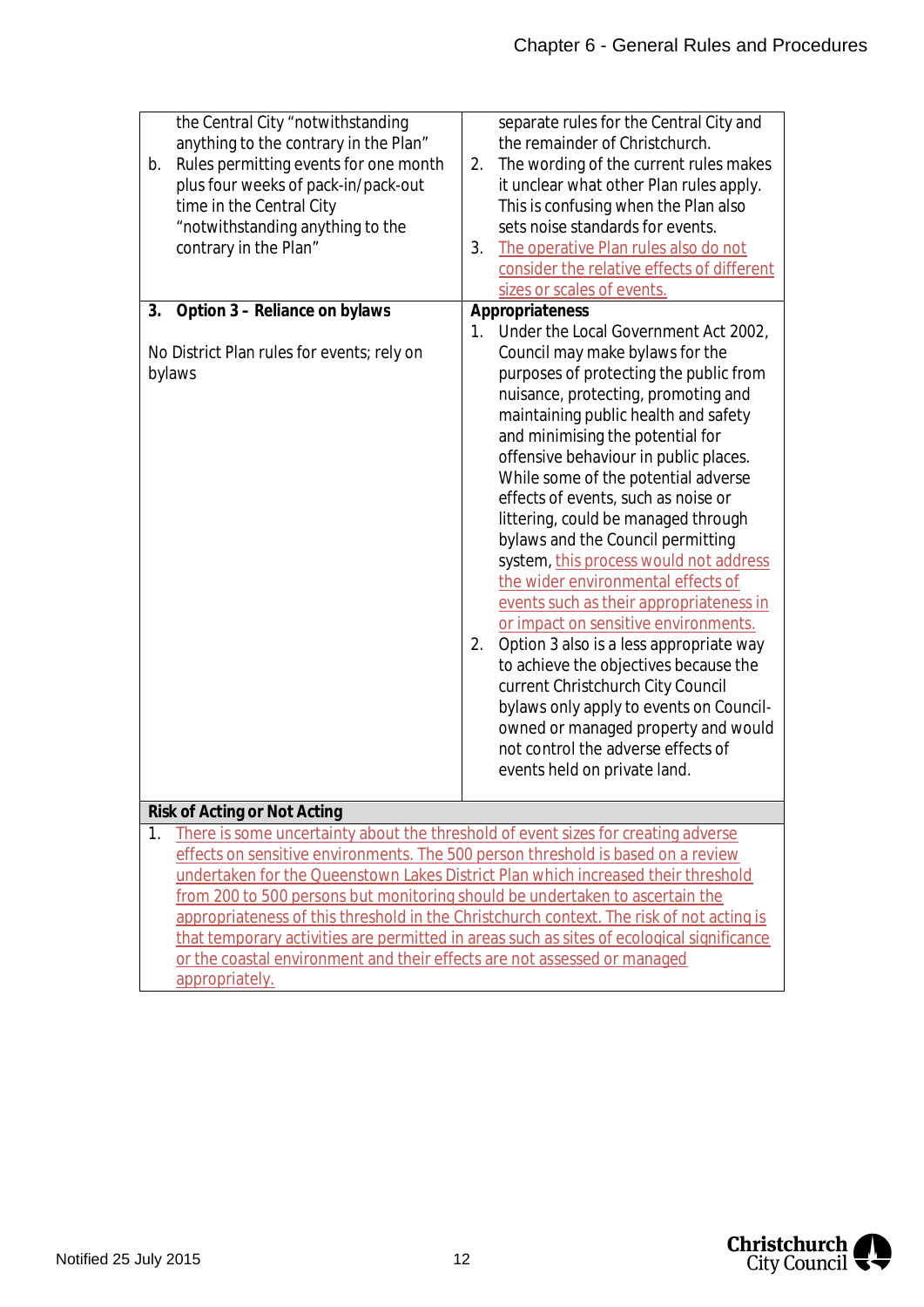| | |
|---|---|
| the Central City "notwithstanding anything to the contrary in the Plan"<br>b. Rules permitting events for one month plus four weeks of pack-in/pack-out time in the Central City "notwithstanding anything to the contrary in the Plan" | separate rules for the Central City and the remainder of Christchurch.<br>2. The wording of the current rules makes it unclear what other Plan rules apply. This is confusing when the Plan also sets noise standards for events.<br>3. <u>The operative Plan rules also do not consider the relative effects of different sizes or scales of events.</u> |
| **3. Option 3 – Reliance on bylaws**<br><br>No District Plan rules for events; rely on bylaws | **Appropriateness**<br>1. Under the Local Government Act 2002, Council may make bylaws for the purposes of protecting the public from nuisance, protecting, promoting and maintaining public health and safety and minimising the potential for offensive behaviour in public places. While some of the potential adverse effects of events, such as noise or littering, could be managed through bylaws and the Council permitting system, <u>this process would not address the wider environmental effects of events such as their appropriateness in or impact on sensitive environments.</u><br>2. Option 3 also is a less appropriate way to achieve the objectives because the current Christchurch City Council bylaws only apply to events on Council-owned or managed property and would not control the adverse effects of events held on private land. |
| **Risk of Acting or Not Acting** | |
| 1. <u>There is some uncertainty about the threshold of event sizes for creating adverse effects on sensitive environments. The 500 person threshold is based on a review undertaken for the Queenstown Lakes District Plan which increased their threshold from 200 to 500 persons but monitoring should be undertaken to ascertain the appropriateness of this threshold in the Christchurch context. The risk of not acting is that temporary activities are permitted in areas such as sites of ecological significance or the coastal environment and their effects are not assessed or managed appropriately.</u> | |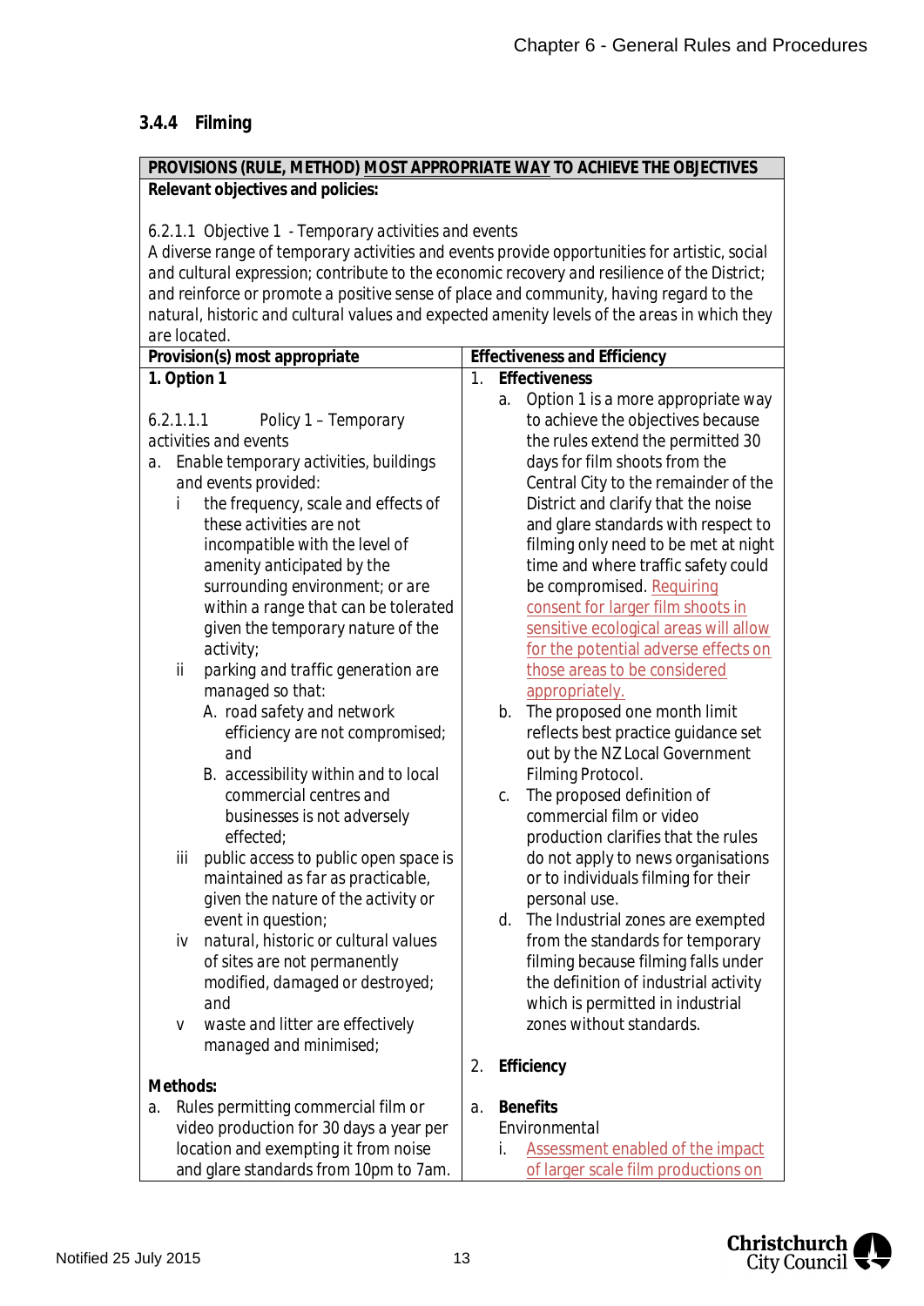### 3.4.4 Filming

| **PROVISIONS (RULE, METHOD) MOST APPROPRIATE WAY TO ACHIEVE THE OBJECTIVES** | |
|---|---|
| **Relevant objectives and policies:**<br><br>*6.2.1.1 Objective 1 - Temporary activities and events*<br>*A diverse range of temporary activities and events provide opportunities for artistic, social and cultural expression; contribute to the economic recovery and resilience of the District; and reinforce or promote a positive sense of place and community, having regard to the natural, historic and cultural values and expected amenity levels of the areas in which they are located.* | |
| **Provision(s) most appropriate** | **Effectiveness and Efficiency** |
| **1. Option 1**<br><br>6.2.1.1.1 Policy 1 – Temporary activities and events<br>a. Enable temporary activities, buildings and events provided:<br>i the frequency, scale and effects of these activities are not incompatible with the level of amenity anticipated by the surrounding environment; or are within a range that can be tolerated given the temporary nature of the activity;<br>ii parking and traffic generation are managed so that:<br>A. road safety and network efficiency are not compromised; and<br>B. accessibility within and to local commercial centres and businesses is not adversely effected;<br>iii public access to public open space is maintained as far as practicable, given the nature of the activity or event in question;<br>iv *natural, historic or cultural values of sites are not permanently modified, damaged or destroyed; and*<br>v *waste and litter are effectively managed and minimised;*<br><br>**Methods:**<br>a. Rules permitting commercial film or video production for 30 days a year per location and exempting it from noise and glare standards from 10pm to 7am. | 1. **Effectiveness**<br>a. Option 1 is a more appropriate way to achieve the objectives because the rules extend the permitted 30 days for film shoots from the Central City to the remainder of the District and clarify that the noise and glare standards with respect to filming only need to be met at night time and where traffic safety could be compromised. Requiring consent for larger film shoots in sensitive ecological areas will allow for the potential adverse effects on those areas to be considered appropriately.<br>b. The proposed one month limit reflects best practice guidance set out by the NZ Local Government Filming Protocol.<br>c. The proposed definition of commercial film or video production clarifies that the rules do not apply to news organisations or to individuals filming for their personal use.<br>d. The Industrial zones are exempted from the standards for temporary filming because filming falls under the definition of industrial activity which is permitted in industrial zones without standards.<br><br>2. **Efficiency**<br><br>a. **Benefits**<br>Environmental<br>i. Assessment enabled of the impact of larger scale film productions on |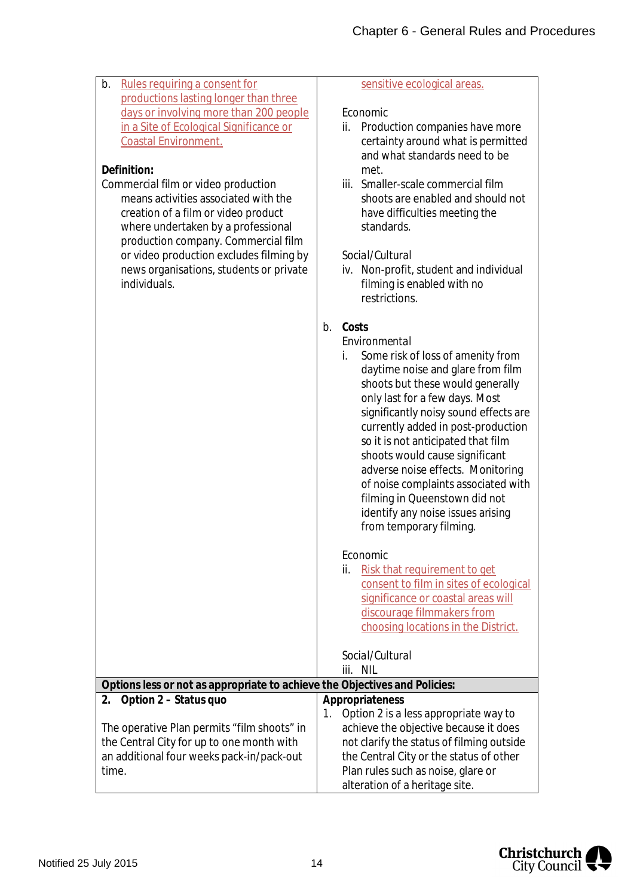| | |
|---|---|
| b. Rules requiring a consent for productions lasting longer than three days or involving more than 200 people in a Site of Ecological Significance or Coastal Environment.<br><br>**Definition:**<br>Commercial film or video production means activities associated with the creation of a film or video product where undertaken by a professional production company. Commercial film or video production excludes filming by news organisations, students or private individuals. | sensitive ecological areas.<br><br>Economic<br>ii. Production companies have more certainty around what is permitted and what standards need to be met.<br>iii. Smaller-scale commercial film shoots are enabled and should not have difficulties meeting the standards.<br><br>Social/Cultural<br>iv. Non-profit, student and individual filming is enabled with no restrictions.<br><br>b. **Costs**<br>Environmental<br>i. Some risk of loss of amenity from daytime noise and glare from film shoots but these would generally only last for a few days. Most significantly noisy sound effects are currently added in post-production so it is not anticipated that film shoots would cause significant adverse noise effects. Monitoring of noise complaints associated with filming in Queenstown did not identify any noise issues arising from temporary filming.<br><br>Economic<br>ii. Risk that requirement to get consent to film in sites of ecological significance or coastal areas will discourage filmmakers from choosing locations in the District.<br><br>Social/Cultural<br>iii. NIL |
| **Options less or not as appropriate to achieve the Objectives and Policies:** | |
| **2. Option 2 – Status quo**<br><br>The operative Plan permits "film shoots" in the Central City for up to one month with an additional four weeks pack-in/pack-out time. | **Appropriateness**<br>1. Option 2 is a less appropriate way to achieve the objective because it does not clarify the status of filming outside the Central City or the status of other Plan rules such as noise, glare or alteration of a heritage site. |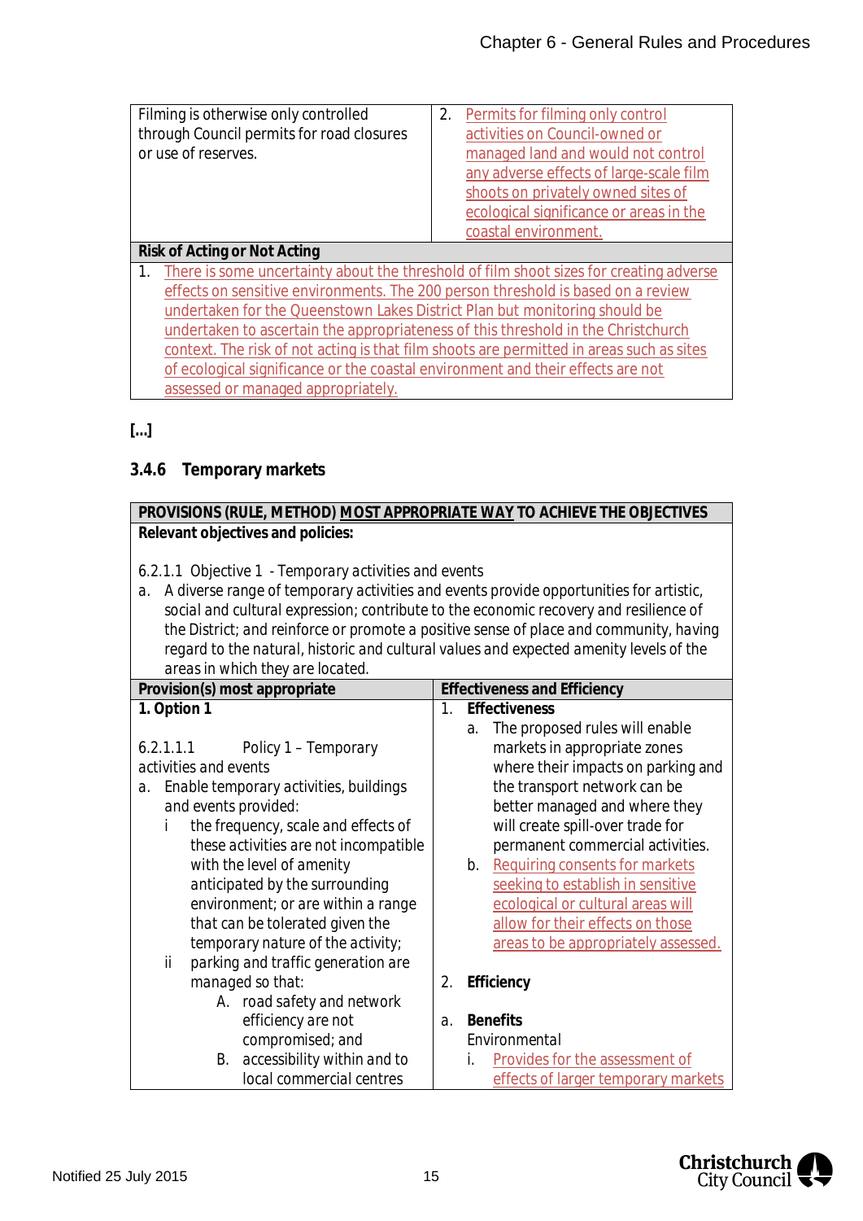| | |
|---|---|
| Filming is otherwise only controlled through Council permits for road closures or use of reserves. | 2. Permits for filming only control activities on Council-owned or managed land and would not control any adverse effects of large-scale film shoots on privately owned sites of ecological significance or areas in the coastal environment. |
| **Risk of Acting or Not Acting** | |
| 1. There is some uncertainty about the threshold of film shoot sizes for creating adverse effects on sensitive environments. The 200 person threshold is based on a review undertaken for the Queenstown Lakes District Plan but monitoring should be undertaken to ascertain the appropriateness of this threshold in the Christchurch context. The risk of not acting is that film shoots are permitted in areas such as sites of ecological significance or the coastal environment and their effects are not assessed or managed appropriately. | |

**[...]**

### 3.4.6 Temporary markets

| **PROVISIONS (RULE, METHOD) MOST APPROPRIATE WAY TO ACHIEVE THE OBJECTIVES** | |
|---|---|
| **Relevant objectives and policies:**<br><br>6.2.1.1 Objective 1 - Temporary activities and events<br>a. A diverse range of temporary activities and events provide opportunities for artistic, social and cultural expression; contribute to the economic recovery and resilience of the District; and reinforce or promote a positive sense of place and community, having regard to the natural, historic and cultural values and expected amenity levels of the areas in which they are located. | |
| **Provision(s) most appropriate** | **Effectiveness and Efficiency** |
| **1. Option 1**<br><br>6.2.1.1.1 Policy 1 – Temporary activities and events<br>a. Enable temporary activities, buildings and events provided:<br>i the frequency, scale and effects of these activities are not incompatible with the level of amenity anticipated by the surrounding environment; or are within a range that can be tolerated given the temporary nature of the activity;<br>ii parking and traffic generation are managed so that:<br>A. road safety and network efficiency are not compromised; and<br>B. accessibility within and to local commercial centres | 1. **Effectiveness**<br>a. The proposed rules will enable markets in appropriate zones where their impacts on parking and the transport network can be better managed and where they will create spill-over trade for permanent commercial activities.<br>b. Requiring consents for markets seeking to establish in sensitive ecological or cultural areas will allow for their effects on those areas to be appropriately assessed.<br><br>2. **Efficiency**<br><br>a. **Benefits**<br>Environmental<br>i. Provides for the assessment of effects of larger temporary markets |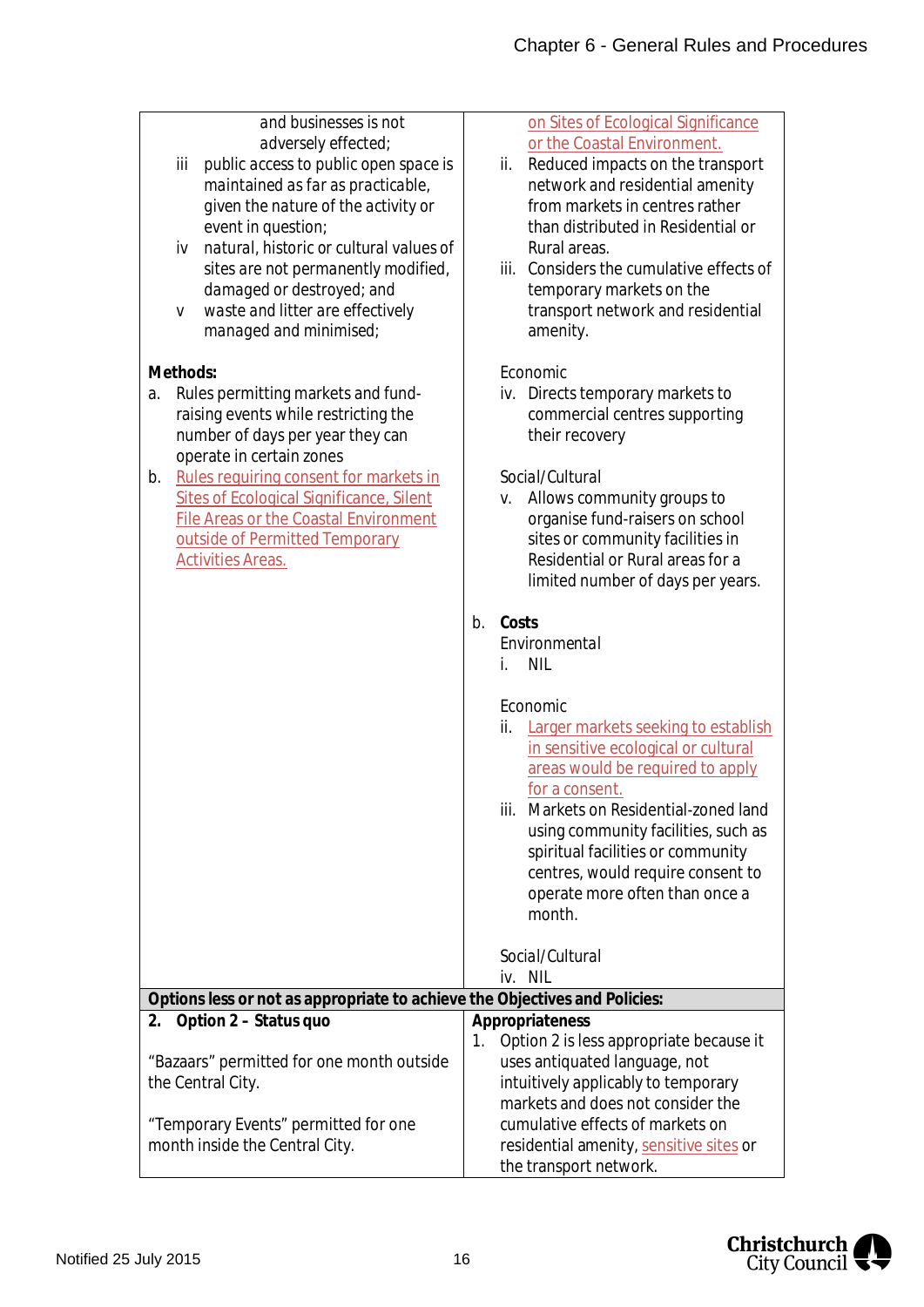| | |
|---|---|
| and businesses is not adversely effected;<br>iii public access to public open space is maintained as far as practicable, given the nature of the activity or event in question;<br>iv natural, historic or cultural values of sites are not permanently modified, damaged or destroyed; and<br>v waste and litter are effectively managed and minimised;<br><br>**Methods:**<br>a. Rules permitting markets and fund-raising events while restricting the number of days per year they can operate in certain zones<br>b. Rules requiring consent for markets in Sites of Ecological Significance, Silent File Areas or the Coastal Environment outside of Permitted Temporary Activities Areas. | on Sites of Ecological Significance or the Coastal Environment.<br>ii. Reduced impacts on the transport network and residential amenity from markets in centres rather than distributed in Residential or Rural areas.<br>iii. Considers the cumulative effects of temporary markets on the transport network and residential amenity.<br><br>Economic<br>iv. Directs temporary markets to commercial centres supporting their recovery<br><br>Social/Cultural<br>v. Allows community groups to organise fund-raisers on school sites or community facilities in Residential or Rural areas for a limited number of days per years.<br><br>b. **Costs**<br>Environmental<br>i. NIL<br><br>Economic<br>ii. Larger markets seeking to establish in sensitive ecological or cultural areas would be required to apply for a consent.<br>iii. Markets on Residential-zoned land using community facilities, such as spiritual facilities or community centres, would require consent to operate more often than once a month.<br><br>Social/Cultural<br>iv. NIL |
| **Options less or not as appropriate to achieve the Objectives and Policies:** | |
| **2. Option 2 – Status quo**<br><br>"Bazaars" permitted for one month outside the Central City.<br><br>"Temporary Events" permitted for one month inside the Central City. | **Appropriateness**<br>1. Option 2 is less appropriate because it uses antiquated language, not intuitively applicably to temporary markets and does not consider the cumulative effects of markets on residential amenity, sensitive sites or the transport network. |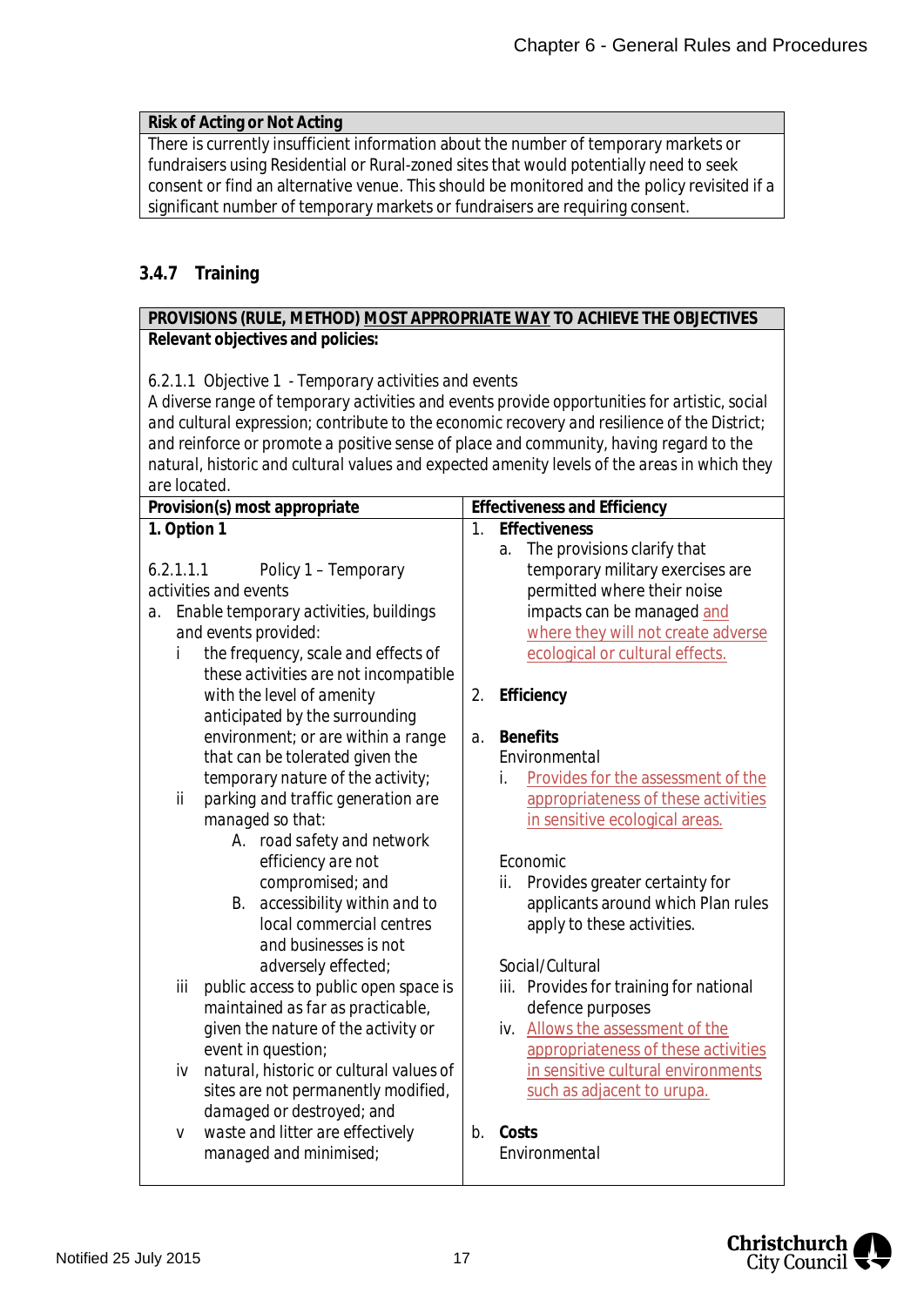| Risk of Acting or Not Acting |
|---|
| There is currently insufficient information about the number of temporary markets or fundraisers using Residential or Rural-zoned sites that would potentially need to seek consent or find an alternative venue. This should be monitored and the policy revisited if a significant number of temporary markets or fundraisers are requiring consent. |

### 3.4.7 Training

| PROVISIONS (RULE, METHOD) MOST APPROPRIATE WAY TO ACHIEVE THE OBJECTIVES | |
|---|---|
| **Relevant objectives and policies:**<br><br>6.2.1.1 Objective 1 - Temporary activities and events<br>A diverse range of temporary activities and events provide opportunities for artistic, social and cultural expression; contribute to the economic recovery and resilience of the District; and reinforce or promote a positive sense of place and community, having regard to the natural, historic and cultural values and expected amenity levels of the areas in which they are located. | |
| **Provision(s) most appropriate** | **Effectiveness and Efficiency** |
| **1. Option 1**<br><br>6.2.1.1.1 Policy 1 – Temporary activities and events<br>a. Enable temporary activities, buildings and events provided:<br>i the frequency, scale and effects of these activities are not incompatible with the level of amenity anticipated by the surrounding environment; or are within a range that can be tolerated given the temporary nature of the activity;<br>ii parking and traffic generation are managed so that:<br>A. road safety and network efficiency are not compromised; and<br>B. accessibility within and to local commercial centres and businesses is not adversely effected;<br>iii public access to public open space is maintained as far as practicable, given the nature of the activity or event in question;<br>iv natural, historic or cultural values of sites are not permanently modified, damaged or destroyed; and<br>v waste and litter are effectively managed and minimised; | 1. **Effectiveness**<br>a. The provisions clarify that temporary military exercises are permitted where their noise impacts can be managed and where they will not create adverse ecological or cultural effects.<br><br>2. **Efficiency**<br><br>a. **Benefits**<br>Environmental<br>i. Provides for the assessment of the appropriateness of these activities in sensitive ecological areas.<br><br>Economic<br>ii. Provides greater certainty for applicants around which Plan rules apply to these activities.<br><br>Social/Cultural<br>iii. Provides for training for national defence purposes<br>iv. Allows the assessment of the appropriateness of these activities in sensitive cultural environments such as adjacent to urupa.<br><br>b. **Costs**<br>Environmental |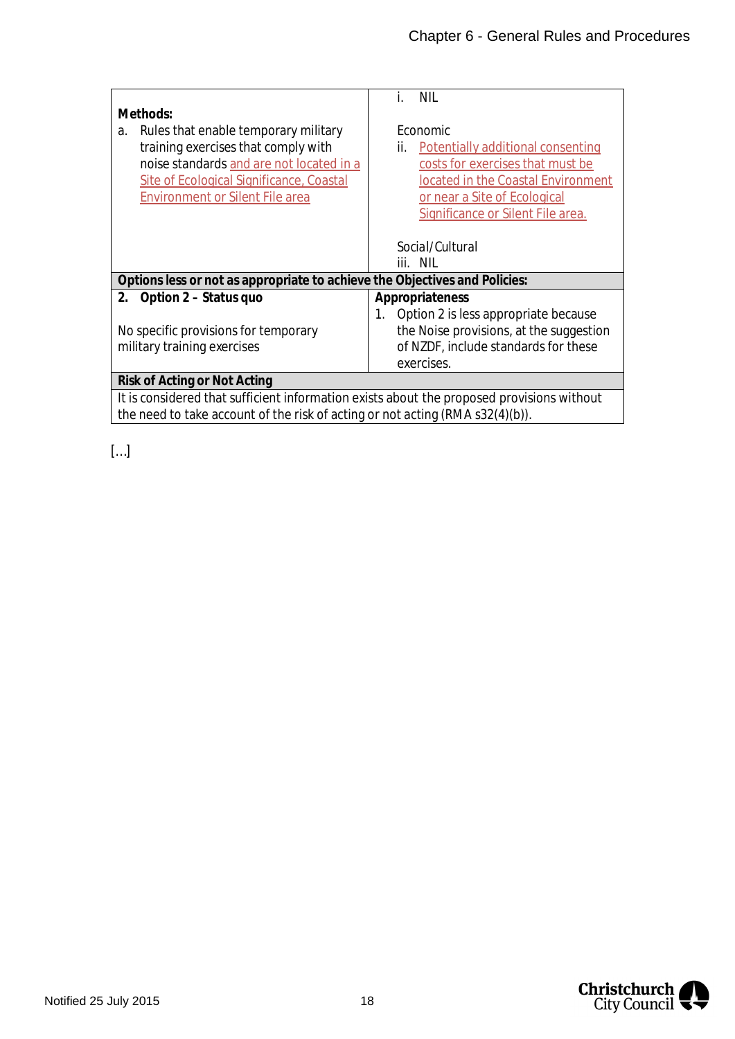| Methods: a. Rules that enable temporary military training exercises that comply with noise standards and are not located in a Site of Ecological Significance, Coastal Environment or Silent File area | i. NIL<br><br>Economic<br>ii. Potentially additional consenting costs for exercises that must be located in the Coastal Environment or near a Site of Ecological Significance or Silent File area.<br><br>Social/Cultural<br>iii. NIL |
| --- | --- |
| **Options less or not as appropriate to achieve the Objectives and Policies:** | |
| **2. Option 2 – Status quo**<br><br>No specific provisions for temporary military training exercises | **Appropriateness**<br>1. Option 2 is less appropriate because the Noise provisions, at the suggestion of NZDF, include standards for these exercises. |
| **Risk of Acting or Not Acting** | |
| It is considered that sufficient information exists about the proposed provisions without the need to take account of the risk of acting or not acting (RMA s32(4)(b)). | |

[…]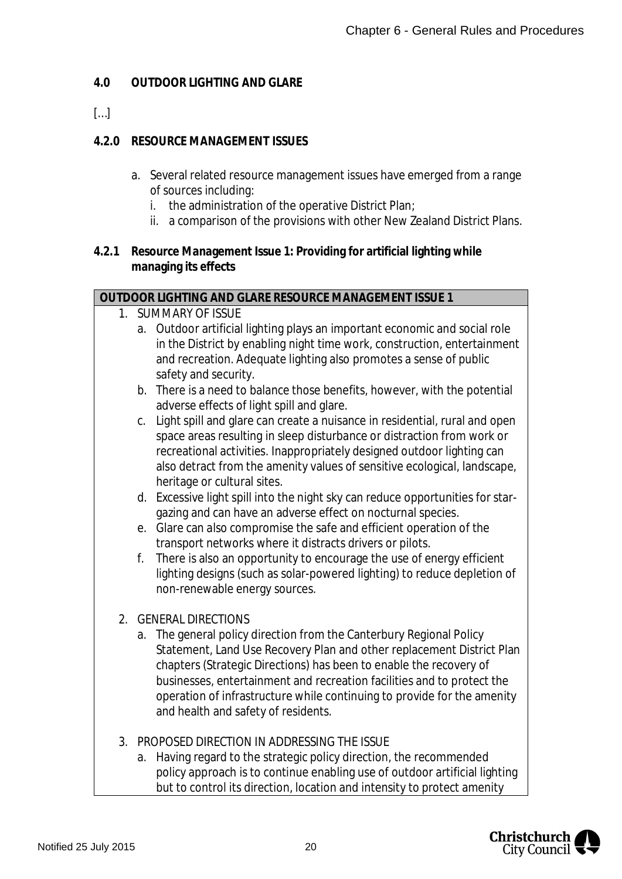**4.0 OUTDOOR LIGHTING AND GLARE**

[…]

**4.2.0 RESOURCE MANAGEMENT ISSUES**

a. Several related resource management issues have emerged from a range of sources including:
   i. the administration of the operative District Plan;
   ii. a comparison of the provisions with other New Zealand District Plans.

**4.2.1 Resource Management Issue 1: Providing for artificial lighting while managing its effects**

| **OUTDOOR LIGHTING AND GLARE RESOURCE MANAGEMENT ISSUE 1** |
|---|
| 1. SUMMARY OF ISSUE<br>a. Outdoor artificial lighting plays an important economic and social role in the District by enabling night time work, construction, entertainment and recreation. Adequate lighting also promotes a sense of public safety and security.<br>b. There is a need to balance those benefits, however, with the potential adverse effects of light spill and glare.<br>c. Light spill and glare can create a nuisance in residential, rural and open space areas resulting in sleep disturbance or distraction from work or recreational activities. Inappropriately designed outdoor lighting can also detract from the amenity values of sensitive ecological, landscape, heritage or cultural sites.<br>d. Excessive light spill into the night sky can reduce opportunities for star-gazing and can have an adverse effect on nocturnal species.<br>e. Glare can also compromise the safe and efficient operation of the transport networks where it distracts drivers or pilots.<br>f. There is also an opportunity to encourage the use of energy efficient lighting designs (such as solar-powered lighting) to reduce depletion of non-renewable energy sources.<br><br>2. GENERAL DIRECTIONS<br>a. The general policy direction from the Canterbury Regional Policy Statement, Land Use Recovery Plan and other replacement District Plan chapters (Strategic Directions) has been to enable the recovery of businesses, entertainment and recreation facilities and to protect the operation of infrastructure while continuing to provide for the amenity and health and safety of residents.<br><br>3. PROPOSED DIRECTION IN ADDRESSING THE ISSUE<br>a. Having regard to the strategic policy direction, the recommended policy approach is to continue enabling use of outdoor artificial lighting but to control its direction, location and intensity to protect amenity |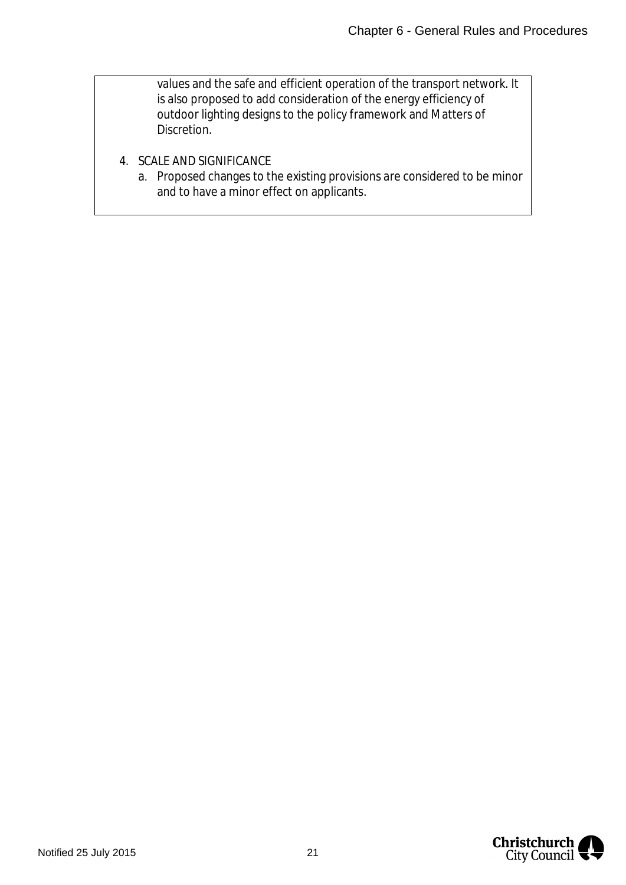values and the safe and efficient operation of the transport network. It is also proposed to add consideration of the energy efficiency of outdoor lighting designs to the policy framework and Matters of Discretion.

4. SCALE AND SIGNIFICANCE
   a. Proposed changes to the existing provisions are considered to be minor and to have a minor effect on applicants.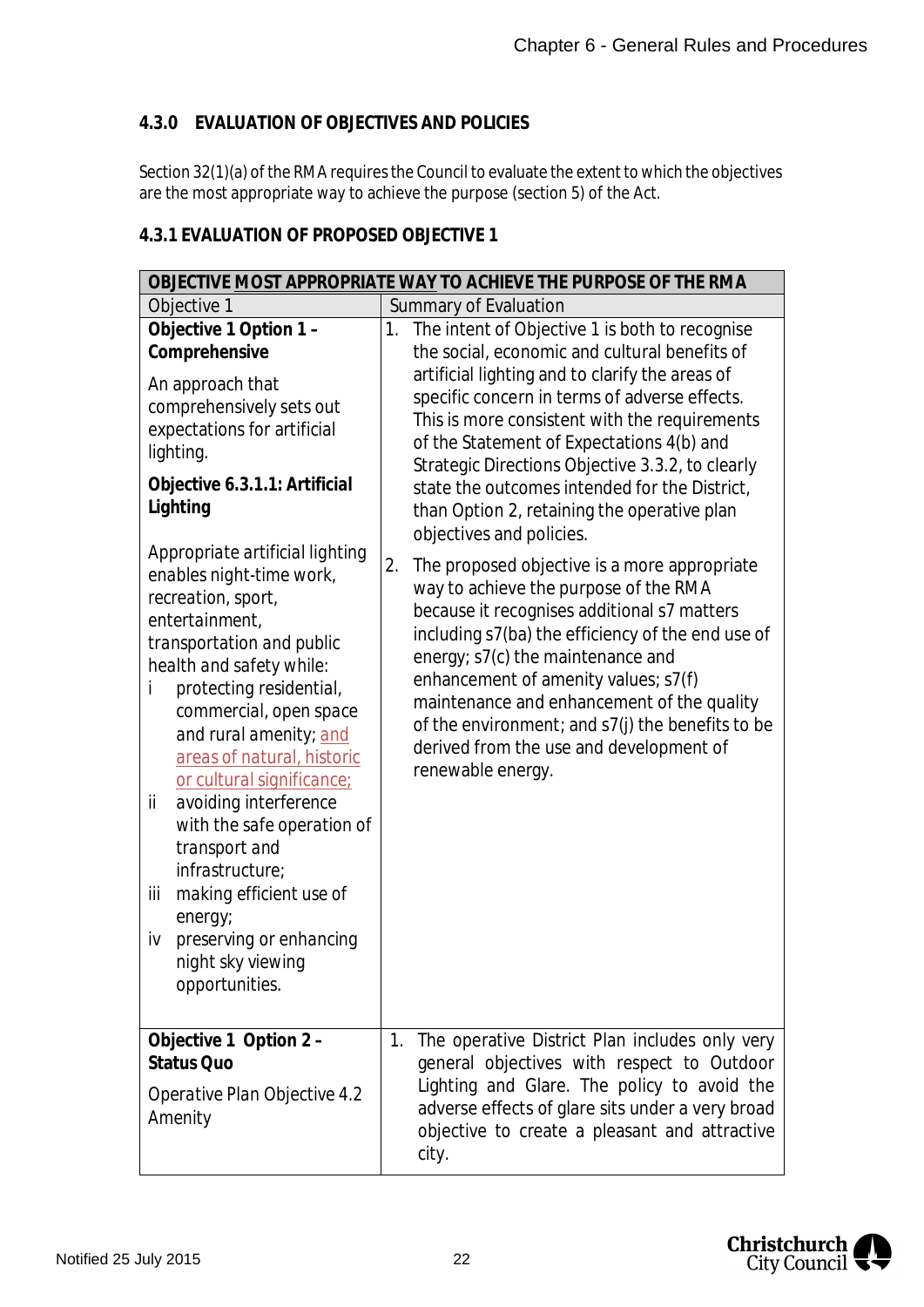### 4.3.0 EVALUATION OF OBJECTIVES AND POLICIES

Section 32(1)(a) of the RMA requires the Council to evaluate the extent to which the objectives are the most appropriate way to achieve the purpose (section 5) of the Act.

### 4.3.1 EVALUATION OF PROPOSED OBJECTIVE 1

| OBJECTIVE MOST APPROPRIATE WAY TO ACHIEVE THE PURPOSE OF THE RMA | |
|---|---|
| Objective 1 | Summary of Evaluation |
| **Objective 1 Option 1 – Comprehensive**<br><br>An approach that comprehensively sets out expectations for artificial lighting.<br><br>**Objective 6.3.1.1: Artificial Lighting**<br><br>*Appropriate artificial lighting enables night-time work, recreation, sport, entertainment, transportation and public health and safety while:*<br>i *protecting residential, commercial, open space and rural amenity;* <u>*and areas of natural, historic or cultural significance;*</u><br>ii *avoiding interference with the safe operation of transport and infrastructure;*<br>iii *making efficient use of energy;*<br>iv *preserving or enhancing night sky viewing opportunities.* | 1. The intent of Objective 1 is both to recognise the social, economic and cultural benefits of artificial lighting and to clarify the areas of specific concern in terms of adverse effects. This is more consistent with the requirements of the Statement of Expectations 4(b) and Strategic Directions Objective 3.3.2, to clearly state the outcomes intended for the District, than Option 2, retaining the operative plan objectives and policies.<br><br>2. The proposed objective is a more appropriate way to achieve the purpose of the RMA because it recognises additional s7 matters including s7(ba) the efficiency of the end use of energy; s7(c) the maintenance and enhancement of amenity values; s7(f) maintenance and enhancement of the quality of the environment; and s7(j) the benefits to be derived from the use and development of renewable energy. |
| **Objective 1 Option 2 – Status Quo**<br><br>Operative Plan Objective 4.2 Amenity | 1. The operative District Plan includes only very general objectives with respect to Outdoor Lighting and Glare. The policy to avoid the adverse effects of glare sits under a very broad objective to create a pleasant and attractive city. |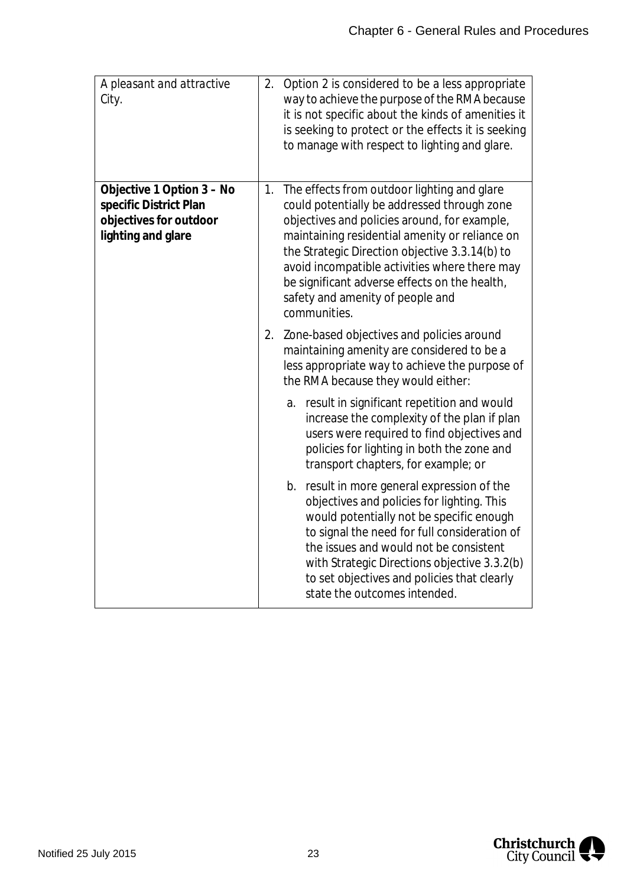| | |
|---|---|
| A pleasant and attractive City. | 2. Option 2 is considered to be a less appropriate way to achieve the purpose of the RMA because it is not specific about the kinds of amenities it is seeking to protect or the effects it is seeking to manage with respect to lighting and glare. |
| **Objective 1 Option 3 – No specific District Plan objectives for outdoor lighting and glare** | 1. The effects from outdoor lighting and glare could potentially be addressed through zone objectives and policies around, for example, maintaining residential amenity or reliance on the Strategic Direction objective 3.3.14(b) to avoid incompatible activities where there may be significant adverse effects on the health, safety and amenity of people and communities.<br><br>2. Zone-based objectives and policies around maintaining amenity are considered to be a less appropriate way to achieve the purpose of the RMA because they would either:<br><br>a. result in significant repetition and would increase the complexity of the plan if plan users were required to find objectives and policies for lighting in both the zone and transport chapters, for example; or<br><br>b. result in more general expression of the objectives and policies for lighting. This would potentially not be specific enough to signal the need for full consideration of the issues and would not be consistent with Strategic Directions objective 3.3.2(b) to set objectives and policies that clearly state the outcomes intended. |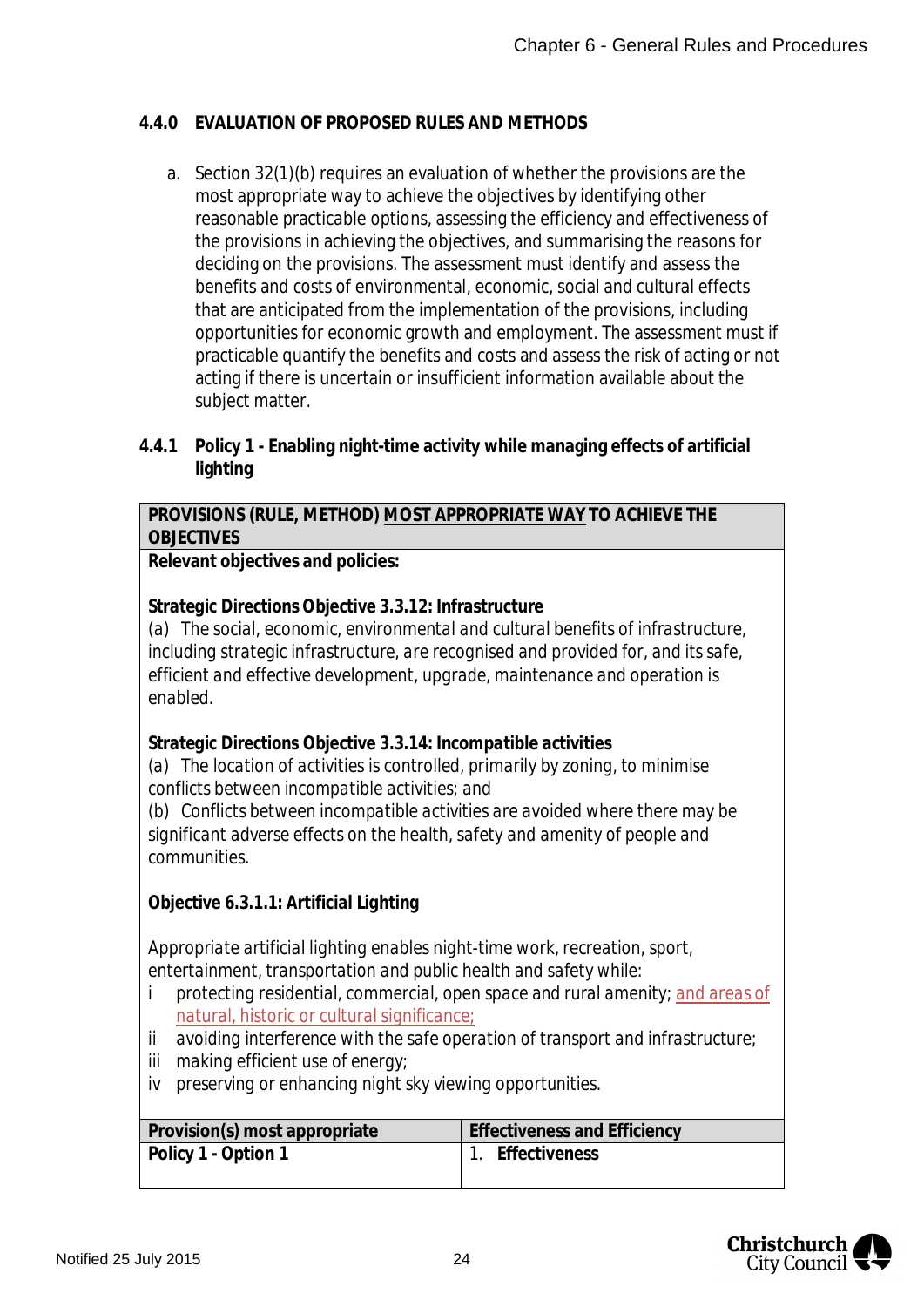#### 4.4.0 EVALUATION OF PROPOSED RULES AND METHODS

a. Section 32(1)(b) requires an evaluation of whether the provisions are the most appropriate way to achieve the objectives by identifying other reasonable practicable options, assessing the efficiency and effectiveness of the provisions in achieving the objectives, and summarising the reasons for deciding on the provisions. The assessment must identify and assess the benefits and costs of environmental, economic, social and cultural effects that are anticipated from the implementation of the provisions, including opportunities for economic growth and employment. The assessment must if practicable quantify the benefits and costs and assess the risk of acting or not acting if there is uncertain or insufficient information available about the subject matter.

#### 4.4.1 Policy 1 - Enabling night-time activity while managing effects of artificial lighting

| PROVISIONS (RULE, METHOD) <u>MOST APPROPRIATE WAY</u> TO ACHIEVE THE OBJECTIVES |
|---|
| **Relevant objectives and policies:**<br><br>**Strategic Directions Objective 3.3.12: Infrastructure**<br>*(a) The social, economic, environmental and cultural benefits of infrastructure, including strategic infrastructure, are recognised and provided for, and its safe, efficient and effective development, upgrade, maintenance and operation is enabled.*<br><br>**Strategic Directions Objective 3.3.14: Incompatible activities**<br>*(a) The location of activities is controlled, primarily by zoning, to minimise conflicts between incompatible activities; and*<br>*(b) Conflicts between incompatible activities are avoided where there may be significant adverse effects on the health, safety and amenity of people and communities.*<br><br>**Objective 6.3.1.1: Artificial Lighting**<br><br>*Appropriate artificial lighting enables night-time work, recreation, sport, entertainment, transportation and public health and safety while:*<br>*i protecting residential, commercial, open space and rural amenity;* <u>*and areas of natural, historic or cultural significance;*</u><br>*ii avoiding interference with the safe operation of transport and infrastructure;*<br>*iii making efficient use of energy;*<br>*iv preserving or enhancing night sky viewing opportunities.* |

| Provision(s) most appropriate | Effectiveness and Efficiency |
|---|---|
| **Policy 1 - Option 1** | 1. **Effectiveness** |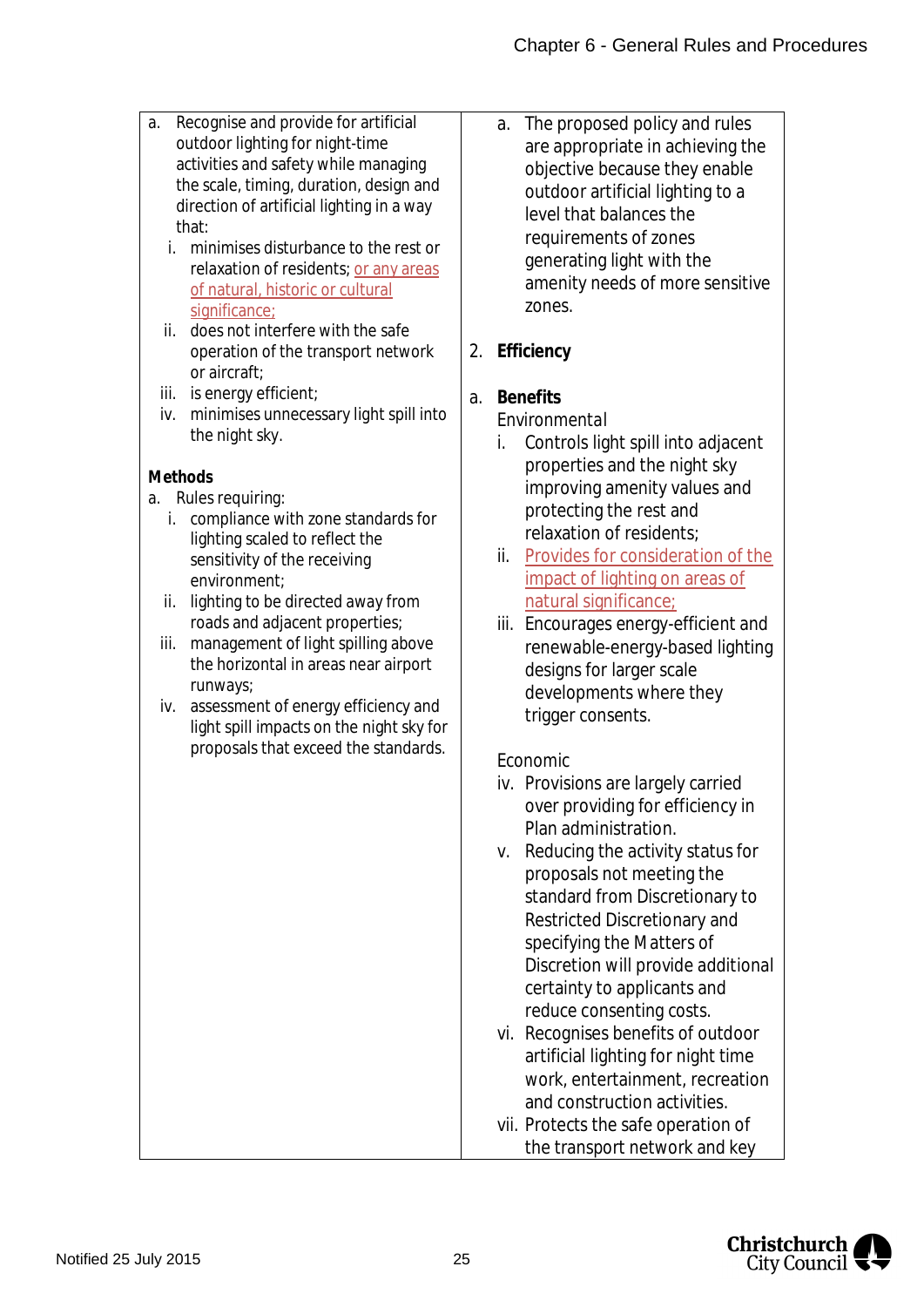a. Recognise and provide for artificial outdoor lighting for night-time activities and safety while managing the scale, timing, duration, design and direction of artificial lighting in a way that:
   i. minimises disturbance to the rest or relaxation of residents; or any areas of natural, historic or cultural significance;
   ii. does not interfere with the safe operation of the transport network or aircraft;
   iii. is energy efficient;
   iv. minimises unnecessary light spill into the night sky.

**Methods**

a. Rules requiring:
   i. compliance with zone standards for lighting scaled to reflect the sensitivity of the receiving environment;
   ii. lighting to be directed away from roads and adjacent properties;
   iii. management of light spilling above the horizontal in areas near airport runways;
   iv. assessment of energy efficiency and light spill impacts on the night sky for proposals that exceed the standards.

a. The proposed policy and rules are appropriate in achieving the objective because they enable outdoor artificial lighting to a level that balances the requirements of zones generating light with the amenity needs of more sensitive zones.

2. **Efficiency**

a. **Benefits**

Environmental

   i. Controls light spill into adjacent properties and the night sky improving amenity values and protecting the rest and relaxation of residents;
   ii. Provides for consideration of the impact of lighting on areas of natural significance;
   iii. Encourages energy-efficient and renewable-energy-based lighting designs for larger scale developments where they trigger consents.

Economic

   iv. Provisions are largely carried over providing for efficiency in Plan administration.
   v. Reducing the activity status for proposals not meeting the standard from Discretionary to Restricted Discretionary and specifying the Matters of Discretion will provide additional certainty to applicants and reduce consenting costs.
   vi. Recognises benefits of outdoor artificial lighting for night time work, entertainment, recreation and construction activities.
   vii. Protects the safe operation of the transport network and key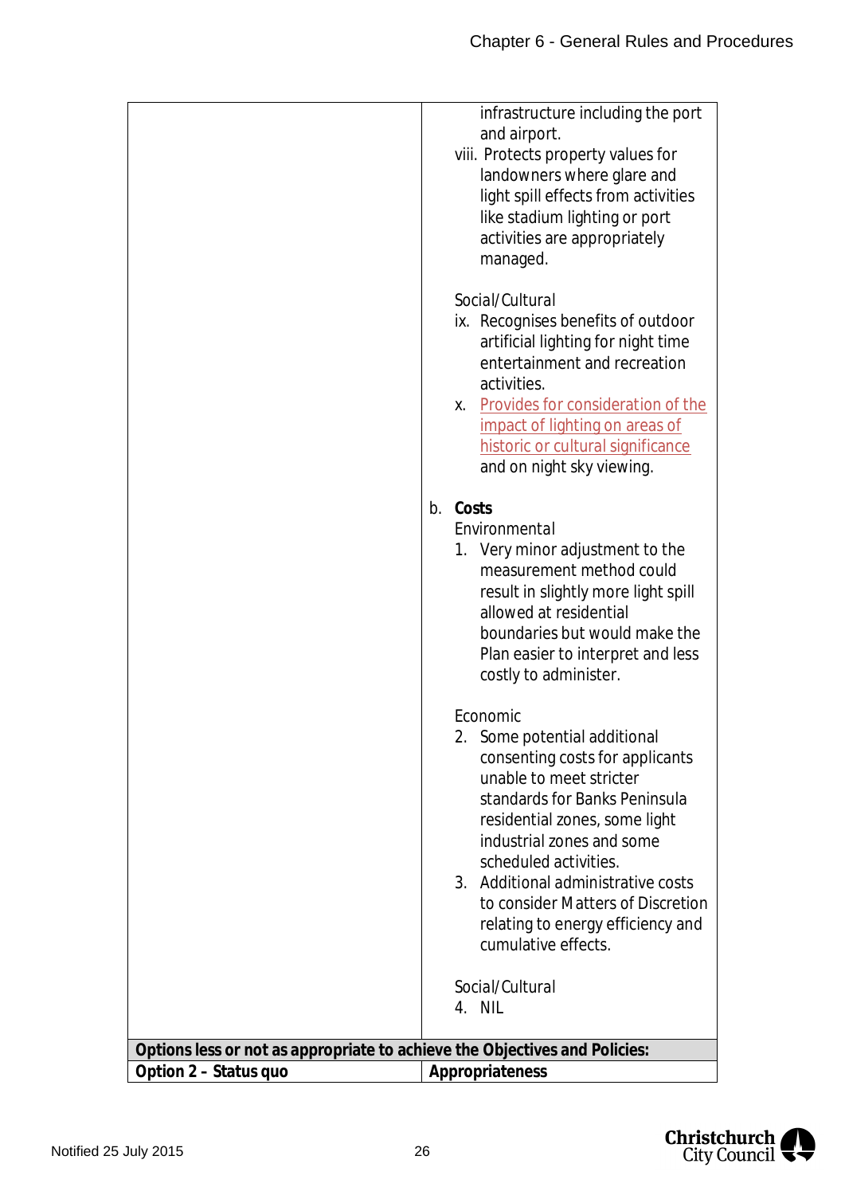| | |
|---|---|
| | infrastructure including the port and airport.<br>viii. Protects property values for landowners where glare and light spill effects from activities like stadium lighting or port activities are appropriately managed.<br><br>*Social/Cultural*<br>ix. Recognises benefits of outdoor artificial lighting for night time entertainment and recreation activities.<br>x. Provides for consideration of the impact of lighting on areas of historic or cultural significance and on night sky viewing.<br><br>b. **Costs**<br>*Environmental*<br>1. Very minor adjustment to the measurement method could result in slightly more light spill allowed at residential boundaries but would make the Plan easier to interpret and less costly to administer.<br><br>*Economic*<br>2. Some potential additional consenting costs for applicants unable to meet stricter standards for Banks Peninsula residential zones, some light industrial zones and some scheduled activities.<br>3. Additional administrative costs to consider Matters of Discretion relating to energy efficiency and cumulative effects.<br><br>*Social/Cultural*<br>4. NIL |
| **Options less or not as appropriate to achieve the Objectives and Policies:** | |
| **Option 2 – Status quo** | **Appropriateness** |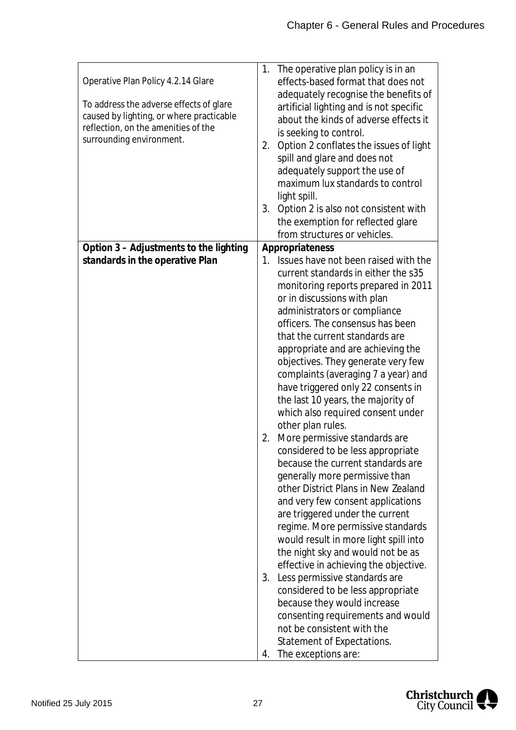| | |
|---|---|
| Operative Plan Policy 4.2.14 Glare<br><br>To address the adverse effects of glare caused by lighting, or where practicable reflection, on the amenities of the surrounding environment. | 1. The operative plan policy is in an effects-based format that does not adequately recognise the benefits of artificial lighting and is not specific about the kinds of adverse effects it is seeking to control.<br>2. Option 2 conflates the issues of light spill and glare and does not adequately support the use of maximum lux standards to control light spill.<br>3. Option 2 is also not consistent with the exemption for reflected glare from structures or vehicles. |
| **Option 3 – Adjustments to the lighting standards in the operative Plan** | **Appropriateness**<br>1. Issues have not been raised with the current standards in either the s35 monitoring reports prepared in 2011 or in discussions with plan administrators or compliance officers. The consensus has been that the current standards are appropriate and are achieving the objectives. They generate very few complaints (averaging 7 a year) and have triggered only 22 consents in the last 10 years, the majority of which also required consent under other plan rules.<br>2. More permissive standards are considered to be less appropriate because the current standards are generally more permissive than other District Plans in New Zealand and very few consent applications are triggered under the current regime. More permissive standards would result in more light spill into the night sky and would not be as effective in achieving the objective.<br>3. Less permissive standards are considered to be less appropriate because they would increase consenting requirements and would not be consistent with the Statement of Expectations.<br>4. The exceptions are: |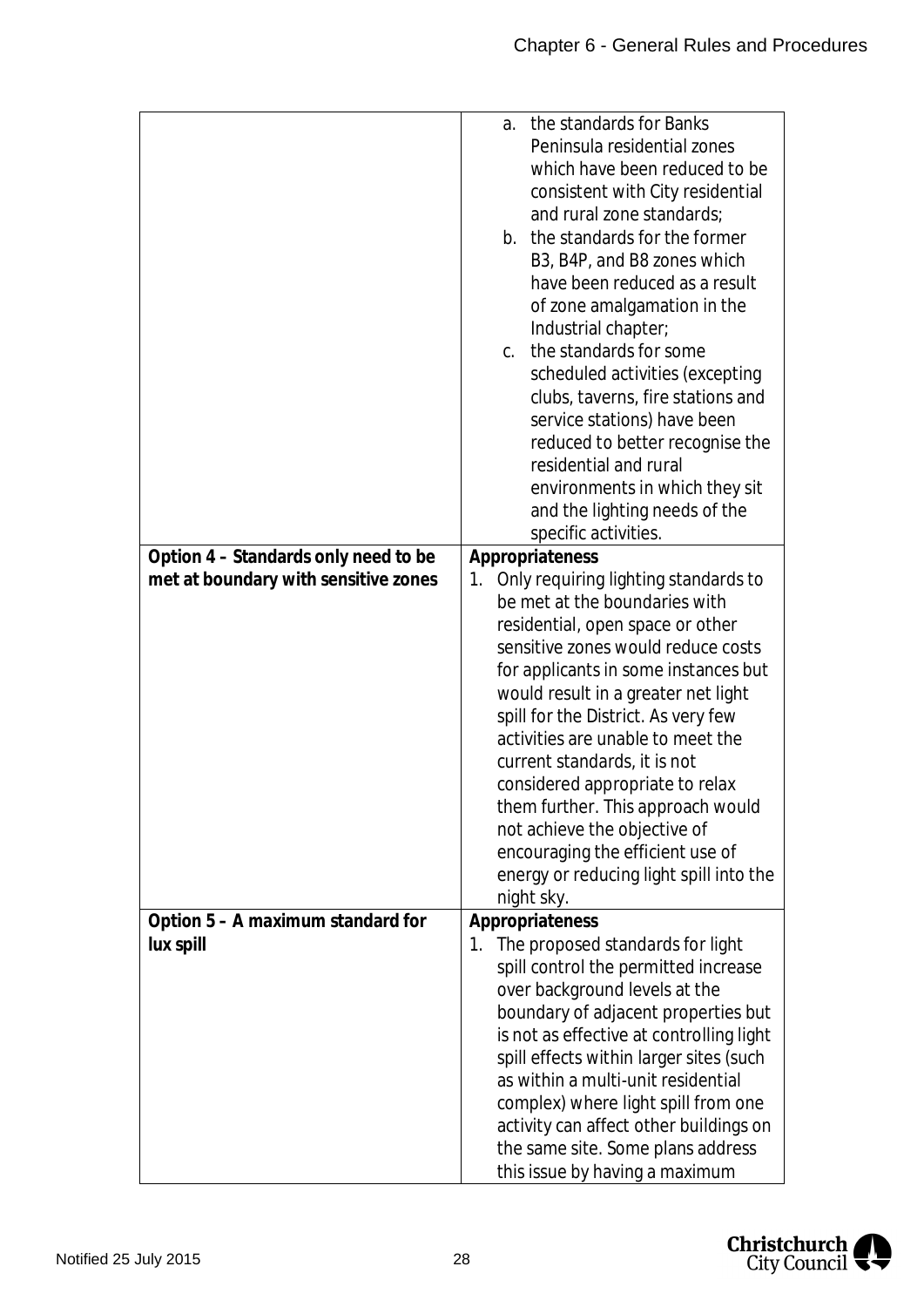| | |
|---|---|
| | a. the standards for Banks Peninsula residential zones which have been reduced to be consistent with City residential and rural zone standards;<br>b. the standards for the former B3, B4P, and B8 zones which have been reduced as a result of zone amalgamation in the Industrial chapter;<br>c. the standards for some scheduled activities (excepting clubs, taverns, fire stations and service stations) have been reduced to better recognise the residential and rural environments in which they sit and the lighting needs of the specific activities. |
| **Option 4 – Standards only need to be met at boundary with sensitive zones** | **Appropriateness**<br>1. Only requiring lighting standards to be met at the boundaries with residential, open space or other sensitive zones would reduce costs for applicants in some instances but would result in a greater net light spill for the District. As very few activities are unable to meet the current standards, it is not considered appropriate to relax them further. This approach would not achieve the objective of encouraging the efficient use of energy or reducing light spill into the night sky. |
| **Option 5 – A maximum standard for lux spill** | **Appropriateness**<br>1. The proposed standards for light spill control the permitted increase over background levels at the boundary of adjacent properties but is not as effective at controlling light spill effects within larger sites (such as within a multi-unit residential complex) where light spill from one activity can affect other buildings on the same site. Some plans address this issue by having a maximum |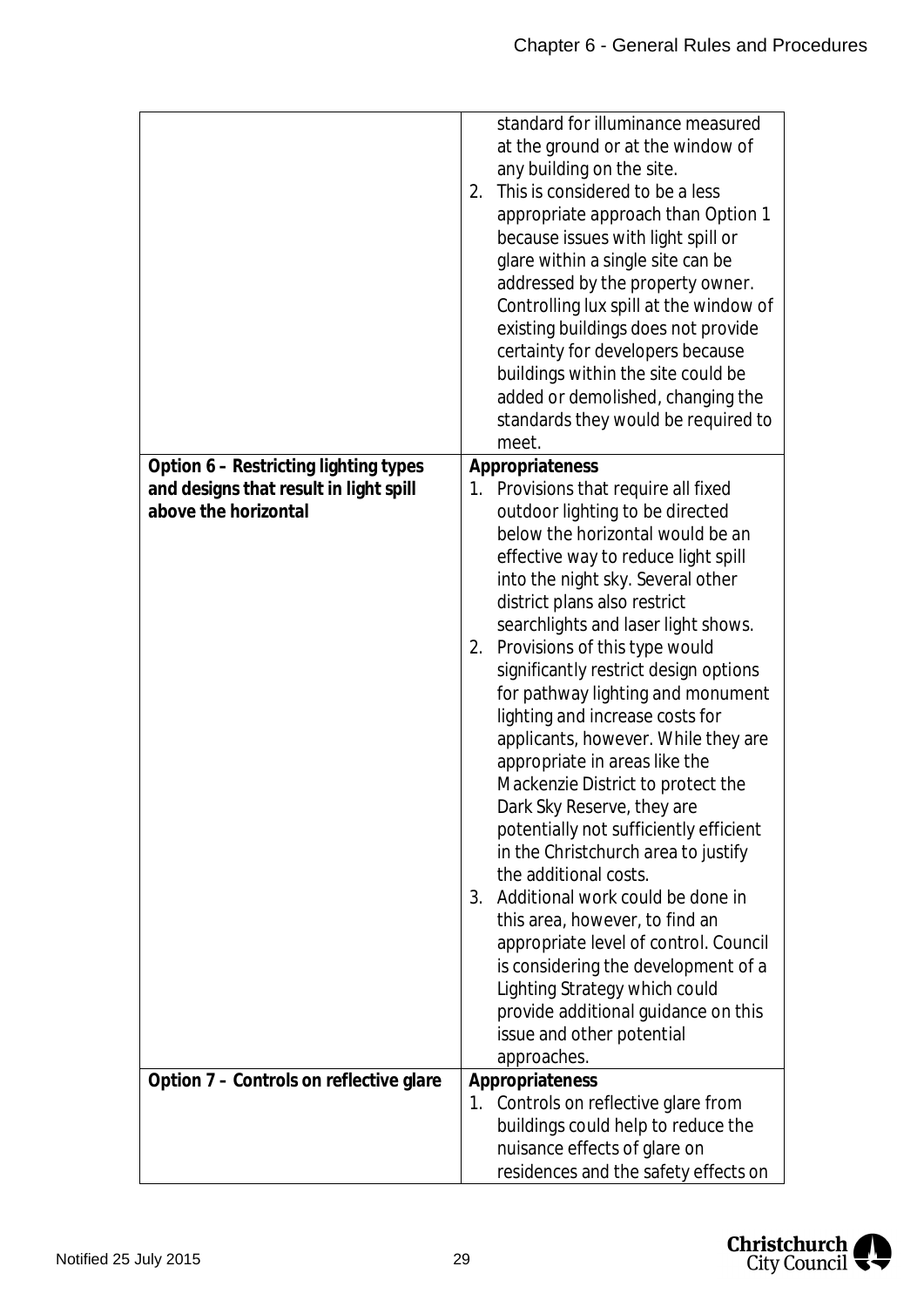| | |
|---|---|
| | standard for illuminance measured at the ground or at the window of any building on the site.<br>2. This is considered to be a less appropriate approach than Option 1 because issues with light spill or glare within a single site can be addressed by the property owner. Controlling lux spill at the window of existing buildings does not provide certainty for developers because buildings within the site could be added or demolished, changing the standards they would be required to meet. |
| **Option 6 – Restricting lighting types and designs that result in light spill above the horizontal** | **Appropriateness**<br>1. Provisions that require all fixed outdoor lighting to be directed below the horizontal would be an effective way to reduce light spill into the night sky. Several other district plans also restrict searchlights and laser light shows.<br>2. Provisions of this type would significantly restrict design options for pathway lighting and monument lighting and increase costs for applicants, however. While they are appropriate in areas like the Mackenzie District to protect the Dark Sky Reserve, they are potentially not sufficiently efficient in the Christchurch area to justify the additional costs.<br>3. Additional work could be done in this area, however, to find an appropriate level of control. Council is considering the development of a Lighting Strategy which could provide additional guidance on this issue and other potential approaches. |
| **Option 7 – Controls on reflective glare** | **Appropriateness**<br>1. Controls on reflective glare from buildings could help to reduce the nuisance effects of glare on residences and the safety effects on |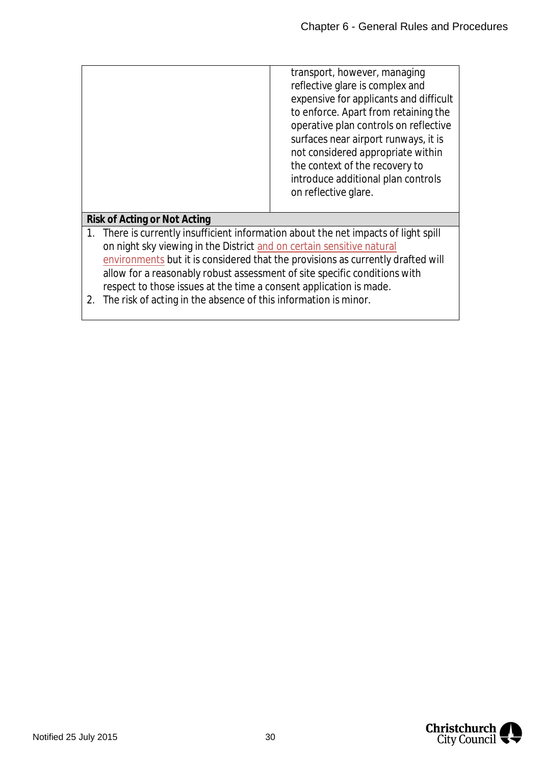|  | transport, however, managing reflective glare is complex and expensive for applicants and difficult to enforce. Apart from retaining the operative plan controls on reflective surfaces near airport runways, it is not considered appropriate within the context of the recovery to introduce additional plan controls on reflective glare. |
|---|---|

**Risk of Acting or Not Acting**

1. There is currently insufficient information about the net impacts of light spill on night sky viewing in the District and on certain sensitive natural environments but it is considered that the provisions as currently drafted will allow for a reasonably robust assessment of site specific conditions with respect to those issues at the time a consent application is made.
2. The risk of acting in the absence of this information is minor.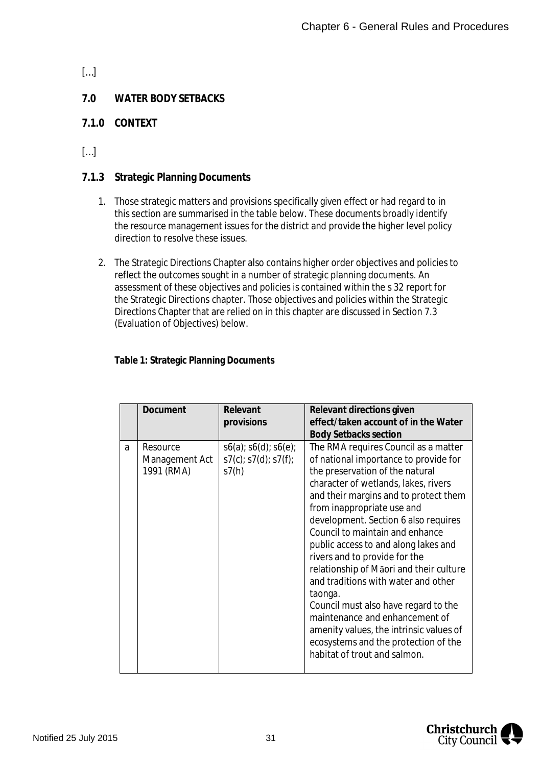[…]

## 7.0 WATER BODY SETBACKS

### 7.1.0 CONTEXT

[…]

### 7.1.3 Strategic Planning Documents

1. Those strategic matters and provisions specifically given effect or had regard to in this section are summarised in the table below. These documents broadly identify the resource management issues for the district and provide the higher level policy direction to resolve these issues.

2. The Strategic Directions Chapter also contains higher order objectives and policies to reflect the outcomes sought in a number of strategic planning documents. An assessment of these objectives and policies is contained within the s 32 report for the Strategic Directions chapter. Those objectives and policies within the Strategic Directions Chapter that are relied on in this chapter are discussed in Section 7.3 (Evaluation of Objectives) below.

**Table 1: Strategic Planning Documents**

| | Document | Relevant provisions | Relevant directions given effect/taken account of in the Water Body Setbacks section |
|---|---|---|---|
| a | Resource Management Act 1991 (RMA) | s6(a); s6(d); s6(e); s7(c); s7(d); s7(f); s7(h) | The RMA requires Council as a matter of national importance to provide for the preservation of the natural character of wetlands, lakes, rivers and their margins and to protect them from inappropriate use and development. Section 6 also requires Council to maintain and enhance public access to and along lakes and rivers and to provide for the relationship of Māori and their culture and traditions with water and other taonga.<br>Council must also have regard to the maintenance and enhancement of amenity values, the intrinsic values of ecosystems and the protection of the habitat of trout and salmon. |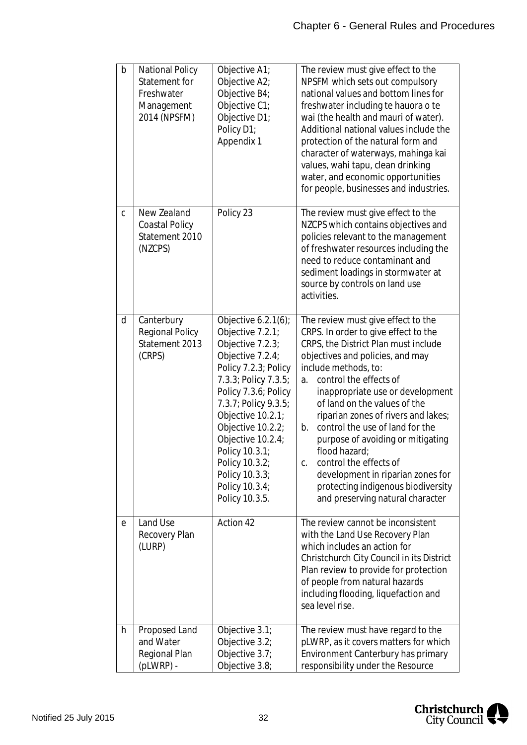| | | | |
|---|---|---|---|
| b | National Policy Statement for Freshwater Management 2014 (NPSFM) | Objective A1; Objective A2; Objective B4; Objective C1; Objective D1; Policy D1; Appendix 1 | The review must give effect to the NPSFM which sets out compulsory national values and bottom lines for freshwater including te hauora o te wai (the health and mauri of water). Additional national values include the protection of the natural form and character of waterways, mahinga kai values, wahi tapu, clean drinking water, and economic opportunities for people, businesses and industries. |
| c | New Zealand Coastal Policy Statement 2010 (NZCPS) | Policy 23 | The review must give effect to the NZCPS which contains objectives and policies relevant to the management of freshwater resources including the need to reduce contaminant and sediment loadings in stormwater at source by controls on land use activities. |
| d | Canterbury Regional Policy Statement 2013 (CRPS) | Objective 6.2.1(6); Objective 7.2.1; Objective 7.2.3; Objective 7.2.4; Policy 7.2.3; Policy 7.3.3; Policy 7.3.5; Policy 7.3.6; Policy 7.3.7; Policy 9.3.5; Objective 10.2.1; Objective 10.2.2; Objective 10.2.4; Policy 10.3.1; Policy 10.3.2; Policy 10.3.3; Policy 10.3.4; Policy 10.3.5. | The review must give effect to the CRPS. In order to give effect to the CRPS, the District Plan must include objectives and policies, and may include methods, to:<br>a. control the effects of inappropriate use or development of land on the values of the riparian zones of rivers and lakes;<br>b. control the use of land for the purpose of avoiding or mitigating flood hazard;<br>c. control the effects of development in riparian zones for protecting indigenous biodiversity and preserving natural character |
| e | Land Use Recovery Plan (LURP) | Action 42 | The review cannot be inconsistent with the Land Use Recovery Plan which includes an action for Christchurch City Council in its District Plan review to provide for protection of people from natural hazards including flooding, liquefaction and sea level rise. |
| h | Proposed Land and Water Regional Plan (pLWRP) - | Objective 3.1; Objective 3.2; Objective 3.7; Objective 3.8; | The review must have regard to the pLWRP, as it covers matters for which Environment Canterbury has primary responsibility under the Resource |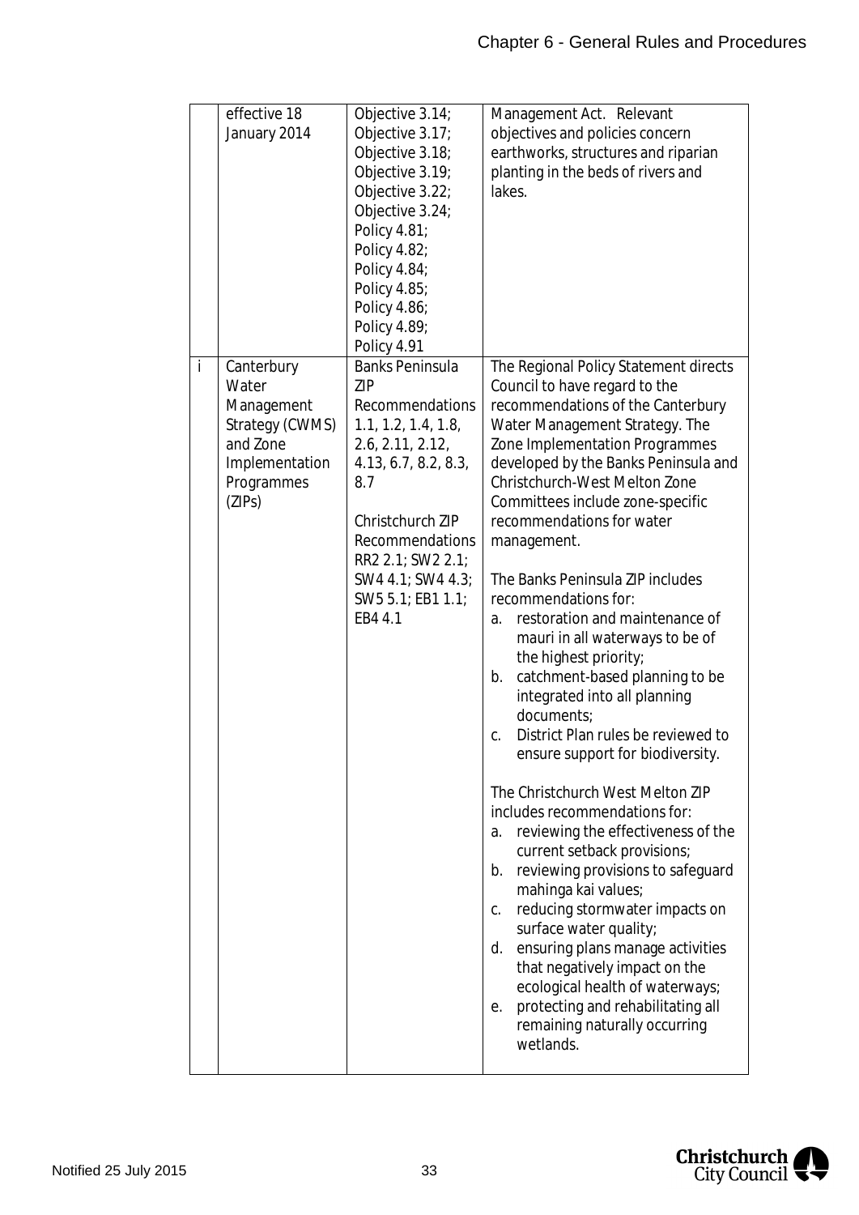| | | | |
|---|---|---|---|
| | effective 18 January 2014 | Objective 3.14; Objective 3.17; Objective 3.18; Objective 3.19; Objective 3.22; Objective 3.24; Policy 4.81; Policy 4.82; Policy 4.84; Policy 4.85; Policy 4.86; Policy 4.89; Policy 4.91 | Management Act. Relevant objectives and policies concern earthworks, structures and riparian planting in the beds of rivers and lakes. |
| i | Canterbury Water Management Strategy (CWMS) and Zone Implementation Programmes (ZIPs) | Banks Peninsula ZIP Recommendations 1.1, 1.2, 1.4, 1.8, 2.6, 2.11, 2.12, 4.13, 6.7, 8.2, 8.3, 8.7<br><br>Christchurch ZIP Recommendations RR2 2.1; SW2 2.1; SW4 4.1; SW4 4.3; SW5 5.1; EB1 1.1; EB4 4.1 | The Regional Policy Statement directs Council to have regard to the recommendations of the Canterbury Water Management Strategy. The Zone Implementation Programmes developed by the Banks Peninsula and Christchurch-West Melton Zone Committees include zone-specific recommendations for water management.<br><br>The Banks Peninsula ZIP includes recommendations for:<br>a. restoration and maintenance of mauri in all waterways to be of the highest priority;<br>b. catchment-based planning to be integrated into all planning documents;<br>c. District Plan rules be reviewed to ensure support for biodiversity.<br><br>The Christchurch West Melton ZIP includes recommendations for:<br>a. reviewing the effectiveness of the current setback provisions;<br>b. reviewing provisions to safeguard mahinga kai values;<br>c. reducing stormwater impacts on surface water quality;<br>d. ensuring plans manage activities that negatively impact on the ecological health of waterways;<br>e. protecting and rehabilitating all remaining naturally occurring wetlands. |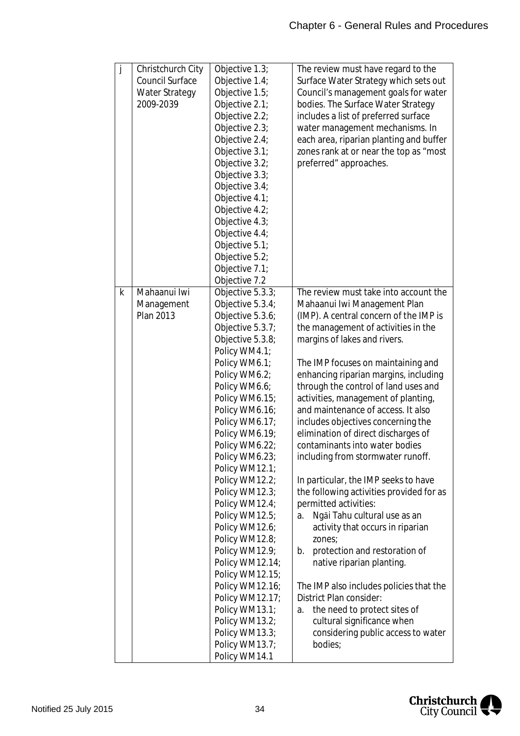| j | Christchurch City Council Surface Water Strategy 2009-2039 | Objective 1.3; Objective 1.4; Objective 1.5; Objective 2.1; Objective 2.2; Objective 2.3; Objective 2.4; Objective 3.1; Objective 3.2; Objective 3.3; Objective 3.4; Objective 4.1; Objective 4.2; Objective 4.3; Objective 4.4; Objective 5.1; Objective 5.2; Objective 7.1; Objective 7.2 | The review must have regard to the Surface Water Strategy which sets out Council's management goals for water bodies. The Surface Water Strategy includes a list of preferred surface water management mechanisms. In each area, riparian planting and buffer zones rank at or near the top as "most preferred" approaches. |
|---|---|---|---|
| k | Mahaanui Iwi Management Plan 2013 | Objective 5.3.3; Objective 5.3.4; Objective 5.3.6; Objective 5.3.7; Objective 5.3.8; Policy WM4.1; Policy WM6.1; Policy WM6.2; Policy WM6.6; Policy WM6.15; Policy WM6.16; Policy WM6.17; Policy WM6.19; Policy WM6.22; Policy WM6.23; Policy WM12.1; Policy WM12.2; Policy WM12.3; Policy WM12.4; Policy WM12.5; Policy WM12.6; Policy WM12.8; Policy WM12.9; Policy WM12.14; Policy WM12.15; Policy WM12.16; Policy WM12.17; Policy WM13.1; Policy WM13.2; Policy WM13.3; Policy WM13.7; Policy WM14.1 | The review must take into account the Mahaanui Iwi Management Plan (IMP). A central concern of the IMP is the management of activities in the margins of lakes and rivers.<br><br>The IMP focuses on maintaining and enhancing riparian margins, including through the control of land uses and activities, management of planting, and maintenance of access. It also includes objectives concerning the elimination of direct discharges of contaminants into water bodies including from stormwater runoff.<br><br>In particular, the IMP seeks to have the following activities provided for as permitted activities:<br>a. Ngāi Tahu cultural use as an activity that occurs in riparian zones;<br>b. protection and restoration of native riparian planting.<br><br>The IMP also includes policies that the District Plan consider:<br>a. the need to protect sites of cultural significance when considering public access to water bodies; |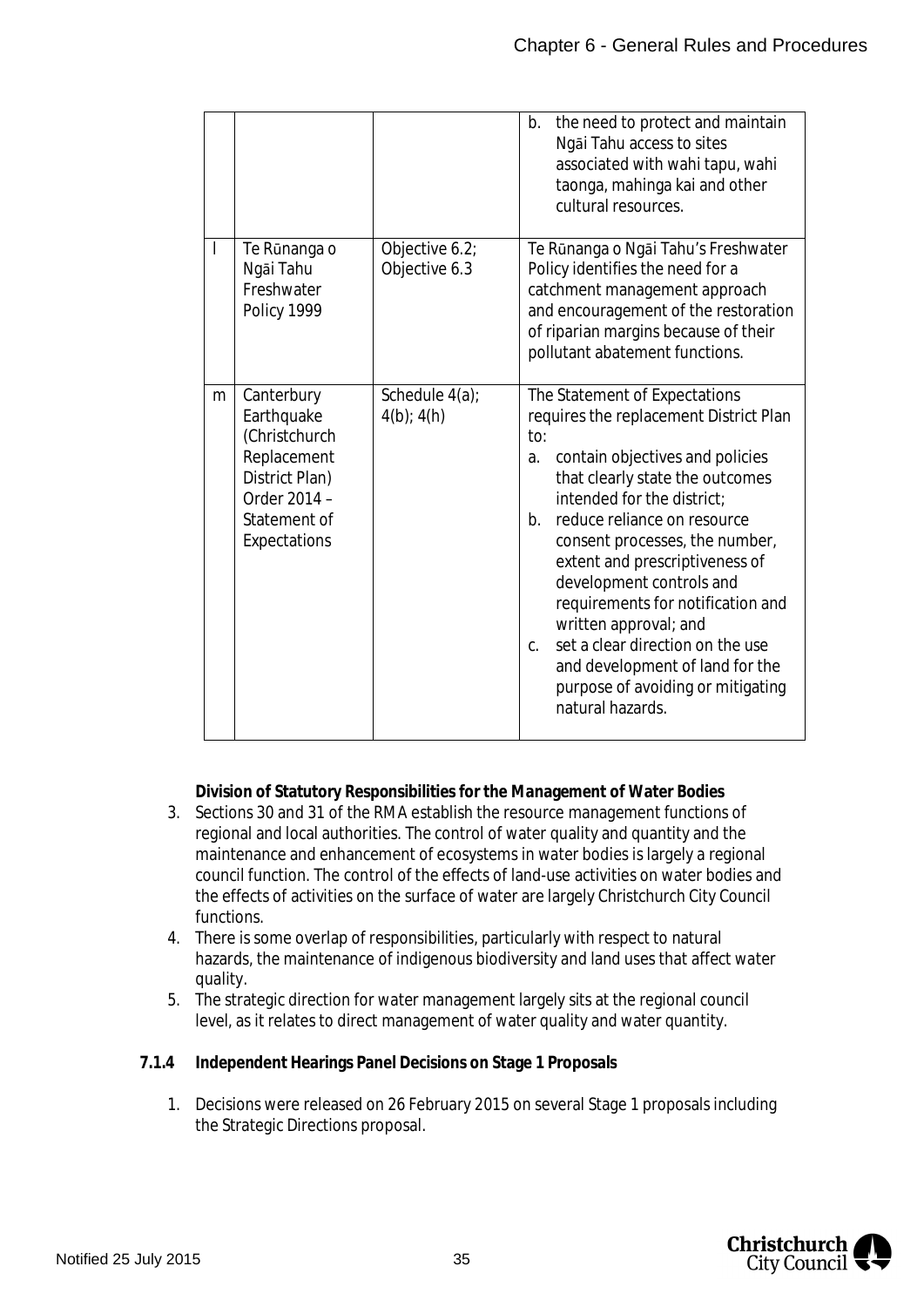| | | | |
|---|---|---|---|
| | | | b. the need to protect and maintain Ngāi Tahu access to sites associated with wahi tapu, wahi taonga, mahinga kai and other cultural resources. |
| l | Te Rūnanga o Ngāi Tahu Freshwater Policy 1999 | Objective 6.2; Objective 6.3 | Te Rūnanga o Ngāi Tahu's Freshwater Policy identifies the need for a catchment management approach and encouragement of the restoration of riparian margins because of their pollutant abatement functions. |
| m | Canterbury Earthquake (Christchurch Replacement District Plan) Order 2014 – Statement of Expectations | Schedule 4(a); 4(b); 4(h) | The Statement of Expectations requires the replacement District Plan to: a. contain objectives and policies that clearly state the outcomes intended for the district; b. reduce reliance on resource consent processes, the number, extent and prescriptiveness of development controls and requirements for notification and written approval; and c. set a clear direction on the use and development of land for the purpose of avoiding or mitigating natural hazards. |

**Division of Statutory Responsibilities for the Management of Water Bodies**

3. Sections 30 and 31 of the RMA establish the resource management functions of regional and local authorities. The control of water quality and quantity and the maintenance and enhancement of ecosystems in water bodies is largely a regional council function. The control of the effects of land-use activities on water bodies and the effects of activities on the surface of water are largely Christchurch City Council functions.
4. There is some overlap of responsibilities, particularly with respect to natural hazards, the maintenance of indigenous biodiversity and land uses that affect water quality.
5. The strategic direction for water management largely sits at the regional council level, as it relates to direct management of water quality and water quantity.

**7.1.4 Independent Hearings Panel Decisions on Stage 1 Proposals**

1. Decisions were released on 26 February 2015 on several Stage 1 proposals including the Strategic Directions proposal.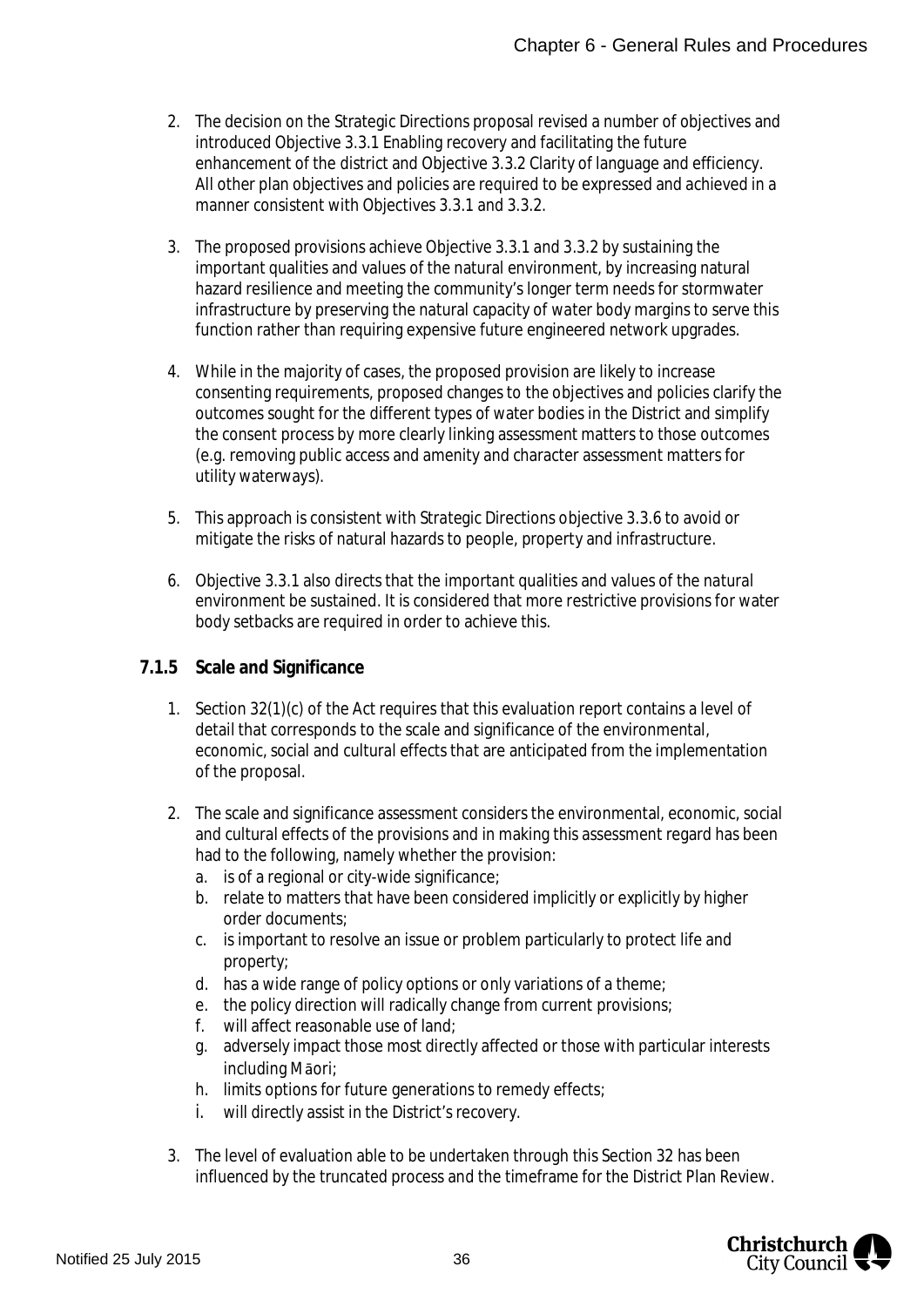2. The decision on the Strategic Directions proposal revised a number of objectives and introduced Objective 3.3.1 Enabling recovery and facilitating the future enhancement of the district and Objective 3.3.2 Clarity of language and efficiency. All other plan objectives and policies are required to be expressed and achieved in a manner consistent with Objectives 3.3.1 and 3.3.2.

3. The proposed provisions achieve Objective 3.3.1 and 3.3.2 by sustaining the important qualities and values of the natural environment, by increasing natural hazard resilience and meeting the community's longer term needs for stormwater infrastructure by preserving the natural capacity of water body margins to serve this function rather than requiring expensive future engineered network upgrades.

4. While in the majority of cases, the proposed provision are likely to increase consenting requirements, proposed changes to the objectives and policies clarify the outcomes sought for the different types of water bodies in the District and simplify the consent process by more clearly linking assessment matters to those outcomes (e.g. removing public access and amenity and character assessment matters for utility waterways).

5. This approach is consistent with Strategic Directions objective 3.3.6 to avoid or mitigate the risks of natural hazards to people, property and infrastructure.

6. Objective 3.3.1 also directs that the important qualities and values of the natural environment be sustained. It is considered that more restrictive provisions for water body setbacks are required in order to achieve this.

### 7.1.5 Scale and Significance

1. Section 32(1)(c) of the Act requires that this evaluation report contains a level of detail that corresponds to the scale and significance of the environmental, economic, social and cultural effects that are anticipated from the implementation of the proposal.

2. The scale and significance assessment considers the environmental, economic, social and cultural effects of the provisions and in making this assessment regard has been had to the following, namely whether the provision:
   a. is of a regional or city-wide significance;
   b. relate to matters that have been considered implicitly or explicitly by higher order documents;
   c. is important to resolve an issue or problem particularly to protect life and property;
   d. has a wide range of policy options or only variations of a theme;
   e. the policy direction will radically change from current provisions;
   f. will affect reasonable use of land;
   g. adversely impact those most directly affected or those with particular interests including Māori;
   h. limits options for future generations to remedy effects;
   i. will directly assist in the District's recovery.

3. The level of evaluation able to be undertaken through this Section 32 has been influenced by the truncated process and the timeframe for the District Plan Review.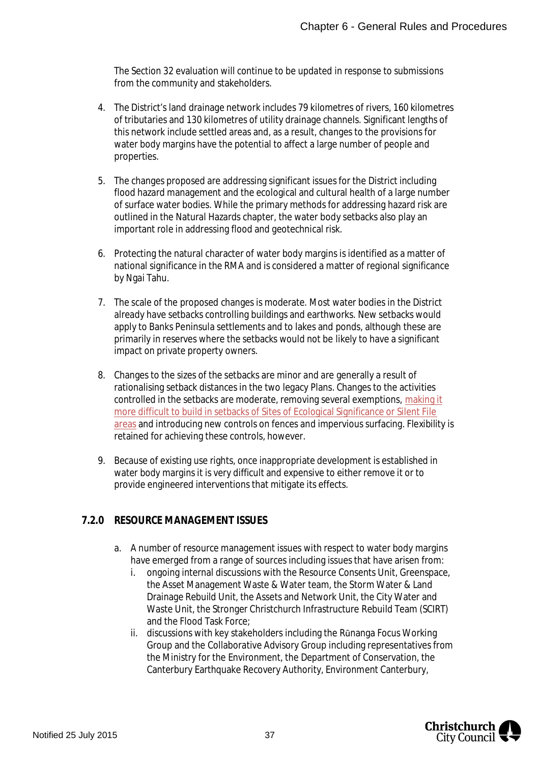The Section 32 evaluation will continue to be updated in response to submissions from the community and stakeholders.

4. The District's land drainage network includes 79 kilometres of rivers, 160 kilometres of tributaries and 130 kilometres of utility drainage channels. Significant lengths of this network include settled areas and, as a result, changes to the provisions for water body margins have the potential to affect a large number of people and properties.

5. The changes proposed are addressing significant issues for the District including flood hazard management and the ecological and cultural health of a large number of surface water bodies. While the primary methods for addressing hazard risk are outlined in the Natural Hazards chapter, the water body setbacks also play an important role in addressing flood and geotechnical risk.

6. Protecting the natural character of water body margins is identified as a matter of national significance in the RMA and is considered a matter of regional significance by Ngai Tahu.

7. The scale of the proposed changes is moderate. Most water bodies in the District already have setbacks controlling buildings and earthworks. New setbacks would apply to Banks Peninsula settlements and to lakes and ponds, although these are primarily in reserves where the setbacks would not be likely to have a significant impact on private property owners.

8. Changes to the sizes of the setbacks are minor and are generally a result of rationalising setback distances in the two legacy Plans. Changes to the activities controlled in the setbacks are moderate, removing several exemptions, <u>making it more difficult to build in setbacks of Sites of Ecological Significance or Silent File areas</u> and introducing new controls on fences and impervious surfacing. Flexibility is retained for achieving these controls, however.

9. Because of existing use rights, once inappropriate development is established in water body margins it is very difficult and expensive to either remove it or to provide engineered interventions that mitigate its effects.

### 7.2.0 RESOURCE MANAGEMENT ISSUES

a. A number of resource management issues with respect to water body margins have emerged from a range of sources including issues that have arisen from:
   i. ongoing internal discussions with the Resource Consents Unit, Greenspace, the Asset Management Waste & Water team, the Storm Water & Land Drainage Rebuild Unit, the Assets and Network Unit, the City Water and Waste Unit, the Stronger Christchurch Infrastructure Rebuild Team (SCIRT) and the Flood Task Force;
   ii. discussions with key stakeholders including the Rūnanga Focus Working Group and the Collaborative Advisory Group including representatives from the Ministry for the Environment, the Department of Conservation, the Canterbury Earthquake Recovery Authority, Environment Canterbury,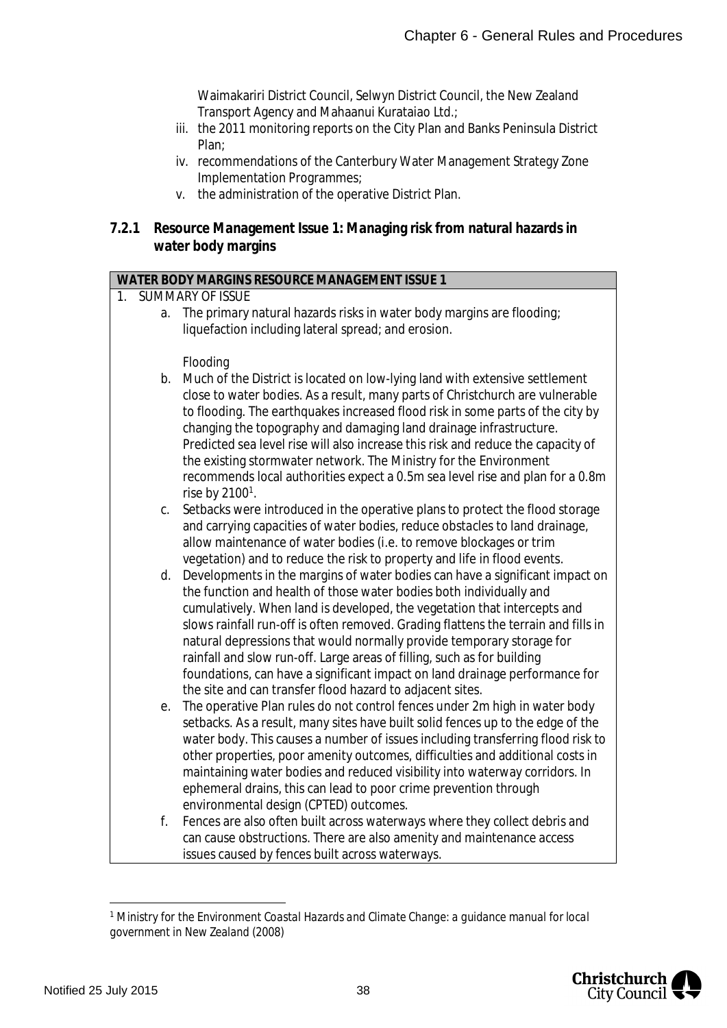Waimakariri District Council, Selwyn District Council, the New Zealand Transport Agency and Mahaanui Kurataiao Ltd.;

iii. the 2011 monitoring reports on the City Plan and Banks Peninsula District Plan;

iv. recommendations of the Canterbury Water Management Strategy Zone Implementation Programmes;

v. the administration of the operative District Plan.

### 7.2.1 Resource Management Issue 1: Managing risk from natural hazards in water body margins

**WATER BODY MARGINS RESOURCE MANAGEMENT ISSUE 1**

1. SUMMARY OF ISSUE

   a. The primary natural hazards risks in water body margins are flooding; liquefaction including lateral spread; and erosion.

   Flooding

   b. Much of the District is located on low-lying land with extensive settlement close to water bodies. As a result, many parts of Christchurch are vulnerable to flooding. The earthquakes increased flood risk in some parts of the city by changing the topography and damaging land drainage infrastructure. Predicted sea level rise will also increase this risk and reduce the capacity of the existing stormwater network. The Ministry for the Environment recommends local authorities expect a 0.5m sea level rise and plan for a 0.8m rise by 2100[1].

   c. Setbacks were introduced in the operative plans to protect the flood storage and carrying capacities of water bodies, reduce obstacles to land drainage, allow maintenance of water bodies (i.e. to remove blockages or trim vegetation) and to reduce the risk to property and life in flood events.

   d. Developments in the margins of water bodies can have a significant impact on the function and health of those water bodies both individually and cumulatively. When land is developed, the vegetation that intercepts and slows rainfall run-off is often removed. Grading flattens the terrain and fills in natural depressions that would normally provide temporary storage for rainfall and slow run-off. Large areas of filling, such as for building foundations, can have a significant impact on land drainage performance for the site and can transfer flood hazard to adjacent sites.

   e. The operative Plan rules do not control fences under 2m high in water body setbacks. As a result, many sites have built solid fences up to the edge of the water body. This causes a number of issues including transferring flood risk to other properties, poor amenity outcomes, difficulties and additional costs in maintaining water bodies and reduced visibility into waterway corridors. In ephemeral drains, this can lead to poor crime prevention through environmental design (CPTED) outcomes.

   f. Fences are also often built across waterways where they collect debris and can cause obstructions. There are also amenity and maintenance access issues caused by fences built across waterways.

---

[1] Ministry for the Environment *Coastal Hazards and Climate Change: a guidance manual for local government in New Zealand* (2008)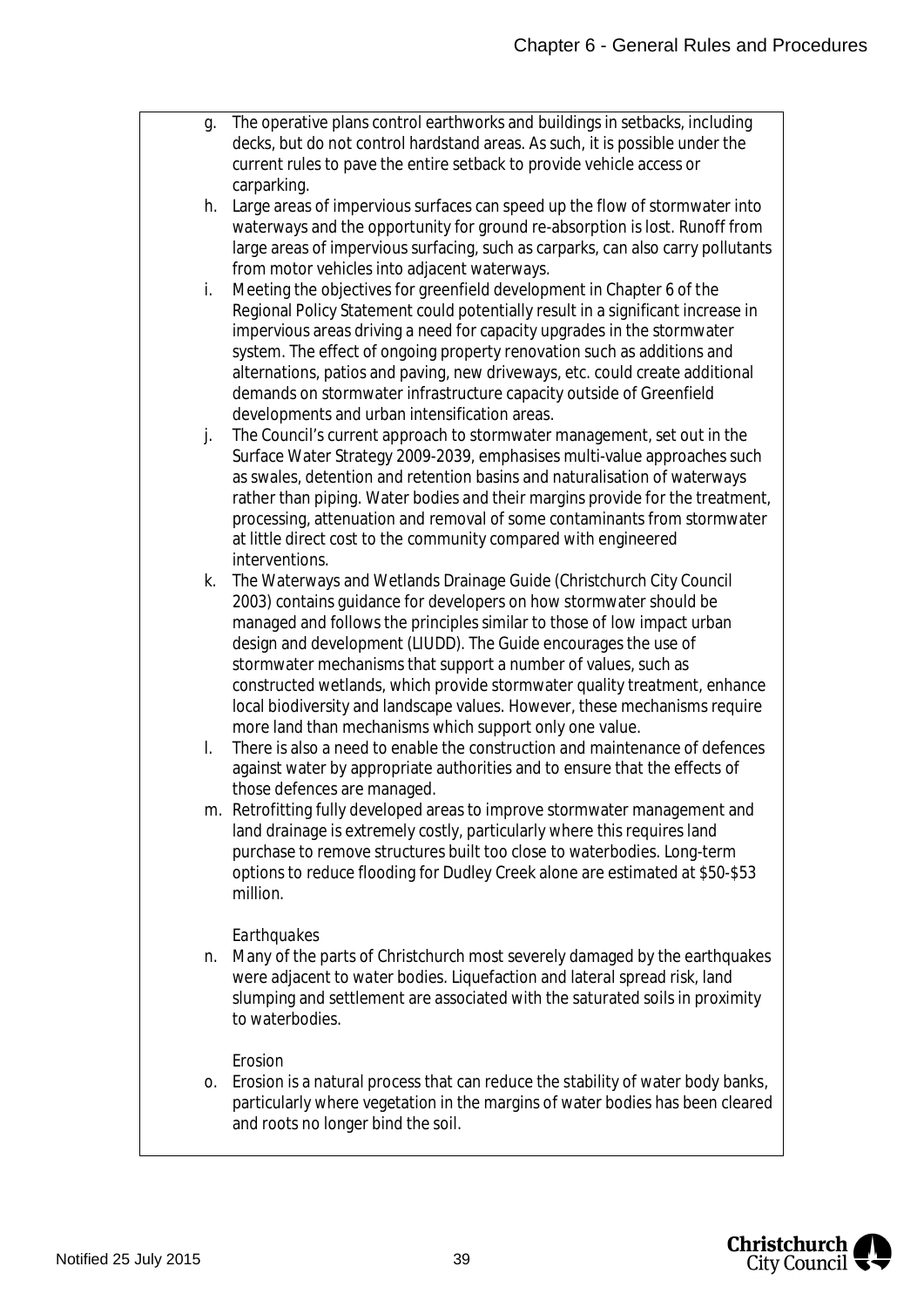g. The operative plans control earthworks and buildings in setbacks, including decks, but do not control hardstand areas. As such, it is possible under the current rules to pave the entire setback to provide vehicle access or carparking.

h. Large areas of impervious surfaces can speed up the flow of stormwater into waterways and the opportunity for ground re-absorption is lost. Runoff from large areas of impervious surfacing, such as carparks, can also carry pollutants from motor vehicles into adjacent waterways.

i. Meeting the objectives for greenfield development in Chapter 6 of the Regional Policy Statement could potentially result in a significant increase in impervious areas driving a need for capacity upgrades in the stormwater system. The effect of ongoing property renovation such as additions and alternations, patios and paving, new driveways, etc. could create additional demands on stormwater infrastructure capacity outside of Greenfield developments and urban intensification areas.

j. The Council's current approach to stormwater management, set out in the Surface Water Strategy 2009-2039, emphasises multi-value approaches such as swales, detention and retention basins and naturalisation of waterways rather than piping. Water bodies and their margins provide for the treatment, processing, attenuation and removal of some contaminants from stormwater at little direct cost to the community compared with engineered interventions.

k. The Waterways and Wetlands Drainage Guide (Christchurch City Council 2003) contains guidance for developers on how stormwater should be managed and follows the principles similar to those of low impact urban design and development (LIUDD). The Guide encourages the use of stormwater mechanisms that support a number of values, such as constructed wetlands, which provide stormwater quality treatment, enhance local biodiversity and landscape values. However, these mechanisms require more land than mechanisms which support only one value.

l. There is also a need to enable the construction and maintenance of defences against water by appropriate authorities and to ensure that the effects of those defences are managed.

m. Retrofitting fully developed areas to improve stormwater management and land drainage is extremely costly, particularly where this requires land purchase to remove structures built too close to waterbodies. Long-term options to reduce flooding for Dudley Creek alone are estimated at $50-$53 million.

*Earthquakes*

n. Many of the parts of Christchurch most severely damaged by the earthquakes were adjacent to water bodies. Liquefaction and lateral spread risk, land slumping and settlement are associated with the saturated soils in proximity to waterbodies.

*Erosion*

o. Erosion is a natural process that can reduce the stability of water body banks, particularly where vegetation in the margins of water bodies has been cleared and roots no longer bind the soil.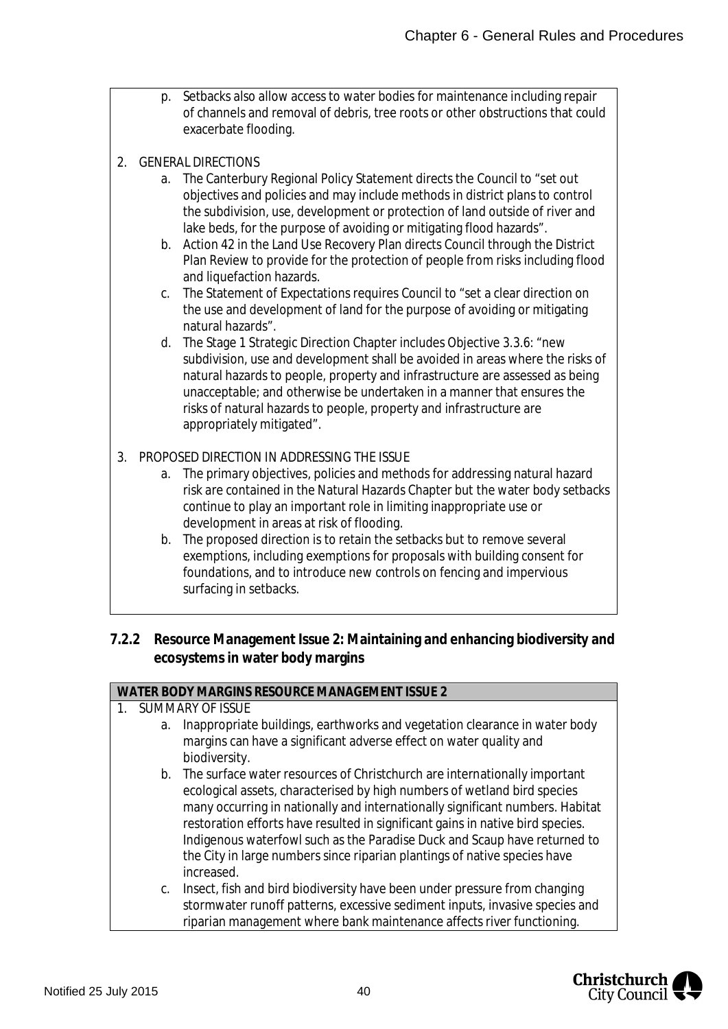p. Setbacks also allow access to water bodies for maintenance including repair of channels and removal of debris, tree roots or other obstructions that could exacerbate flooding.

2. GENERAL DIRECTIONS
   a. The Canterbury Regional Policy Statement directs the Council to "set out objectives and policies and may include methods in district plans to control the subdivision, use, development or protection of land outside of river and lake beds, for the purpose of avoiding or mitigating flood hazards".
   b. Action 42 in the Land Use Recovery Plan directs Council through the District Plan Review to provide for the protection of people from risks including flood and liquefaction hazards.
   c. The Statement of Expectations requires Council to "set a clear direction on the use and development of land for the purpose of avoiding or mitigating natural hazards".
   d. The Stage 1 Strategic Direction Chapter includes Objective 3.3.6: "new subdivision, use and development shall be avoided in areas where the risks of natural hazards to people, property and infrastructure are assessed as being unacceptable; and otherwise be undertaken in a manner that ensures the risks of natural hazards to people, property and infrastructure are appropriately mitigated".

3. PROPOSED DIRECTION IN ADDRESSING THE ISSUE
   a. The primary objectives, policies and methods for addressing natural hazard risk are contained in the Natural Hazards Chapter but the water body setbacks continue to play an important role in limiting inappropriate use or development in areas at risk of flooding.
   b. The proposed direction is to retain the setbacks but to remove several exemptions, including exemptions for proposals with building consent for foundations, and to introduce new controls on fencing and impervious surfacing in setbacks.

### 7.2.2 Resource Management Issue 2: Maintaining and enhancing biodiversity and ecosystems in water body margins

**WATER BODY MARGINS RESOURCE MANAGEMENT ISSUE 2**

1. SUMMARY OF ISSUE
   a. Inappropriate buildings, earthworks and vegetation clearance in water body margins can have a significant adverse effect on water quality and biodiversity.
   b. The surface water resources of Christchurch are internationally important ecological assets, characterised by high numbers of wetland bird species many occurring in nationally and internationally significant numbers. Habitat restoration efforts have resulted in significant gains in native bird species. Indigenous waterfowl such as the Paradise Duck and Scaup have returned to the City in large numbers since riparian plantings of native species have increased.
   c. Insect, fish and bird biodiversity have been under pressure from changing stormwater runoff patterns, excessive sediment inputs, invasive species and riparian management where bank maintenance affects river functioning.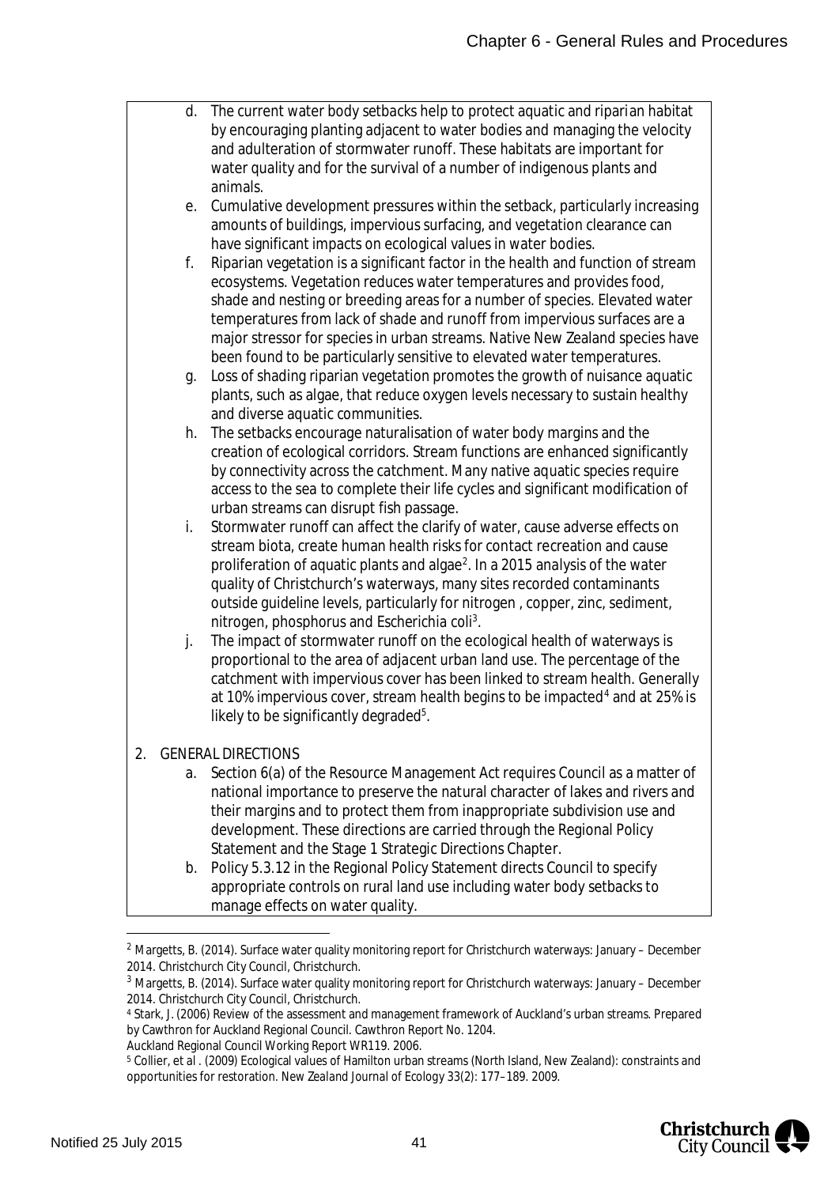d. The current water body setbacks help to protect aquatic and riparian habitat by encouraging planting adjacent to water bodies and managing the velocity and adulteration of stormwater runoff. These habitats are important for water quality and for the survival of a number of indigenous plants and animals.

e. Cumulative development pressures within the setback, particularly increasing amounts of buildings, impervious surfacing, and vegetation clearance can have significant impacts on ecological values in water bodies.

f. Riparian vegetation is a significant factor in the health and function of stream ecosystems. Vegetation reduces water temperatures and provides food, shade and nesting or breeding areas for a number of species. Elevated water temperatures from lack of shade and runoff from impervious surfaces are a major stressor for species in urban streams. Native New Zealand species have been found to be particularly sensitive to elevated water temperatures.

g. Loss of shading riparian vegetation promotes the growth of nuisance aquatic plants, such as algae, that reduce oxygen levels necessary to sustain healthy and diverse aquatic communities.

h. The setbacks encourage naturalisation of water body margins and the creation of ecological corridors. Stream functions are enhanced significantly by connectivity across the catchment. Many native aquatic species require access to the sea to complete their life cycles and significant modification of urban streams can disrupt fish passage.

i. Stormwater runoff can affect the clarify of water, cause adverse effects on stream biota, create human health risks for contact recreation and cause proliferation of aquatic plants and algae[2]. In a 2015 analysis of the water quality of Christchurch's waterways, many sites recorded contaminants outside guideline levels, particularly for nitrogen , copper, zinc, sediment, nitrogen, phosphorus and Escherichia coli[3].

j. The impact of stormwater runoff on the ecological health of waterways is proportional to the area of adjacent urban land use. The percentage of the catchment with impervious cover has been linked to stream health. Generally at 10% impervious cover, stream health begins to be impacted[4] and at 25% is likely to be significantly degraded[5].

2. GENERAL DIRECTIONS

a. Section 6(a) of the Resource Management Act requires Council as a matter of national importance to preserve the natural character of lakes and rivers and their margins and to protect them from inappropriate subdivision use and development. These directions are carried through the Regional Policy Statement and the Stage 1 Strategic Directions Chapter.

b. Policy 5.3.12 in the Regional Policy Statement directs Council to specify appropriate controls on rural land use including water body setbacks to manage effects on water quality.

---

[2] Margetts, B. (2014). Surface water quality monitoring report for Christchurch waterways: January – December 2014. Christchurch City Council, Christchurch.

[3] Margetts, B. (2014). Surface water quality monitoring report for Christchurch waterways: January – December 2014. Christchurch City Council, Christchurch.

[4] Stark, J. (2006) Review of the assessment and management framework of Auckland's urban streams. Prepared by Cawthron for Auckland Regional Council. Cawthron Report No. 1204.
Auckland Regional Council Working Report WR119. 2006.

[5] Collier, et al . (2009) Ecological values of Hamilton urban streams (North Island, New Zealand): constraints and opportunities for restoration. New Zealand Journal of Ecology 33(2): 177–189. 2009.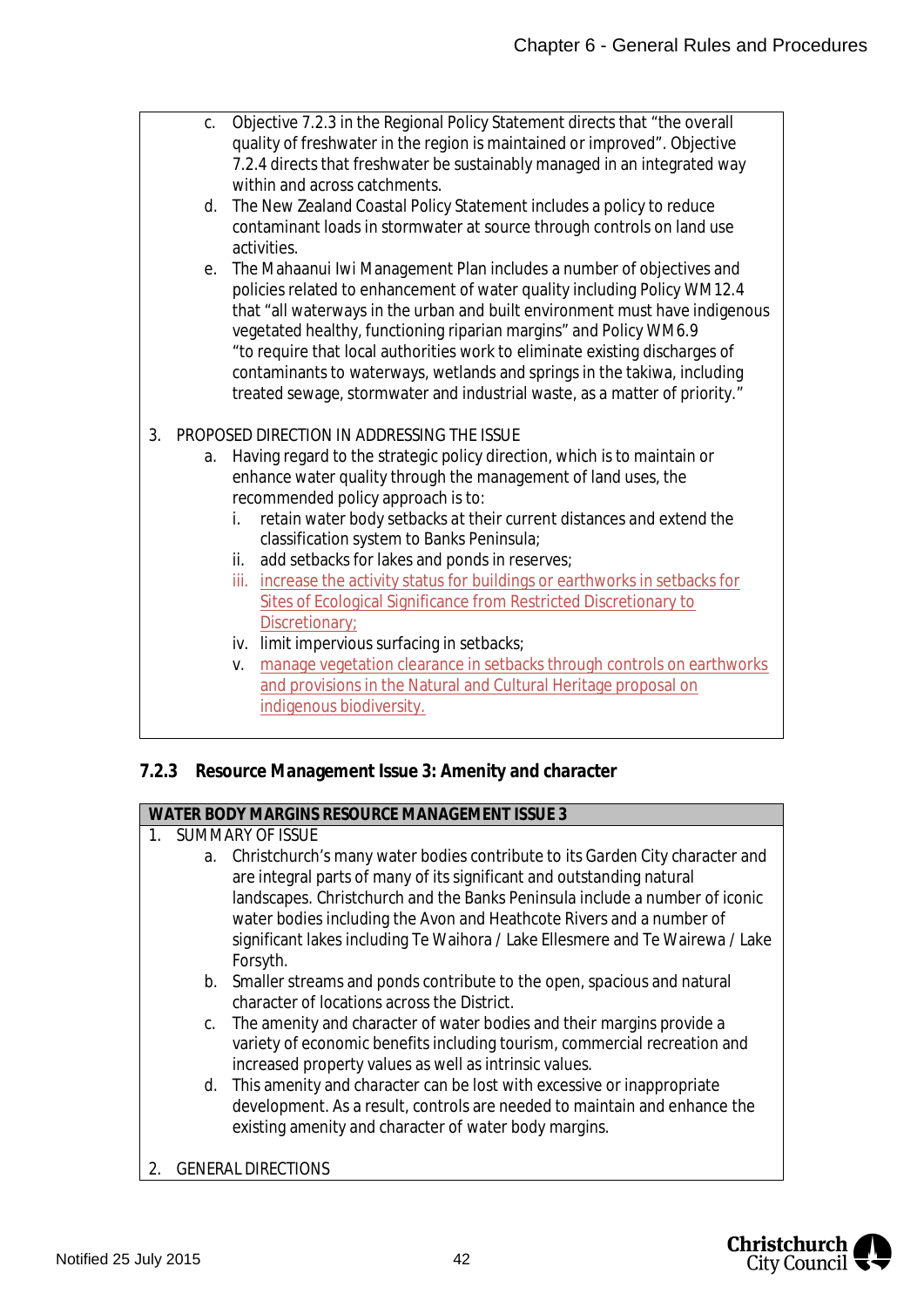c. Objective 7.2.3 in the Regional Policy Statement directs that "the overall quality of freshwater in the region is maintained or improved". Objective 7.2.4 directs that freshwater be sustainably managed in an integrated way within and across catchments.

d. The New Zealand Coastal Policy Statement includes a policy to reduce contaminant loads in stormwater at source through controls on land use activities.

e. The Mahaanui Iwi Management Plan includes a number of objectives and policies related to enhancement of water quality including Policy WM12.4 that "all waterways in the urban and built environment must have indigenous vegetated healthy, functioning riparian margins" and Policy WM6.9 "to require that local authorities work to eliminate existing discharges of contaminants to waterways, wetlands and springs in the takiwa, including treated sewage, stormwater and industrial waste, as a matter of priority."

3. PROPOSED DIRECTION IN ADDRESSING THE ISSUE

   a. Having regard to the strategic policy direction, which is to maintain or enhance water quality through the management of land uses, the recommended policy approach is to:

      i. retain water body setbacks at their current distances and extend the classification system to Banks Peninsula;

      ii. add setbacks for lakes and ponds in reserves;

      iii. increase the activity status for buildings or earthworks in setbacks for Sites of Ecological Significance from Restricted Discretionary to Discretionary;

      iv. limit impervious surfacing in setbacks;

      v. manage vegetation clearance in setbacks through controls on earthworks and provisions in the Natural and Cultural Heritage proposal on indigenous biodiversity.

### 7.2.3 Resource Management Issue 3: Amenity and character

**WATER BODY MARGINS RESOURCE MANAGEMENT ISSUE 3**

1. SUMMARY OF ISSUE

   a. Christchurch's many water bodies contribute to its Garden City character and are integral parts of many of its significant and outstanding natural landscapes. Christchurch and the Banks Peninsula include a number of iconic water bodies including the Avon and Heathcote Rivers and a number of significant lakes including Te Waihora / Lake Ellesmere and Te Wairewa / Lake Forsyth.

   b. Smaller streams and ponds contribute to the open, spacious and natural character of locations across the District.

   c. The amenity and character of water bodies and their margins provide a variety of economic benefits including tourism, commercial recreation and increased property values as well as intrinsic values.

   d. This amenity and character can be lost with excessive or inappropriate development. As a result, controls are needed to maintain and enhance the existing amenity and character of water body margins.

2. GENERAL DIRECTIONS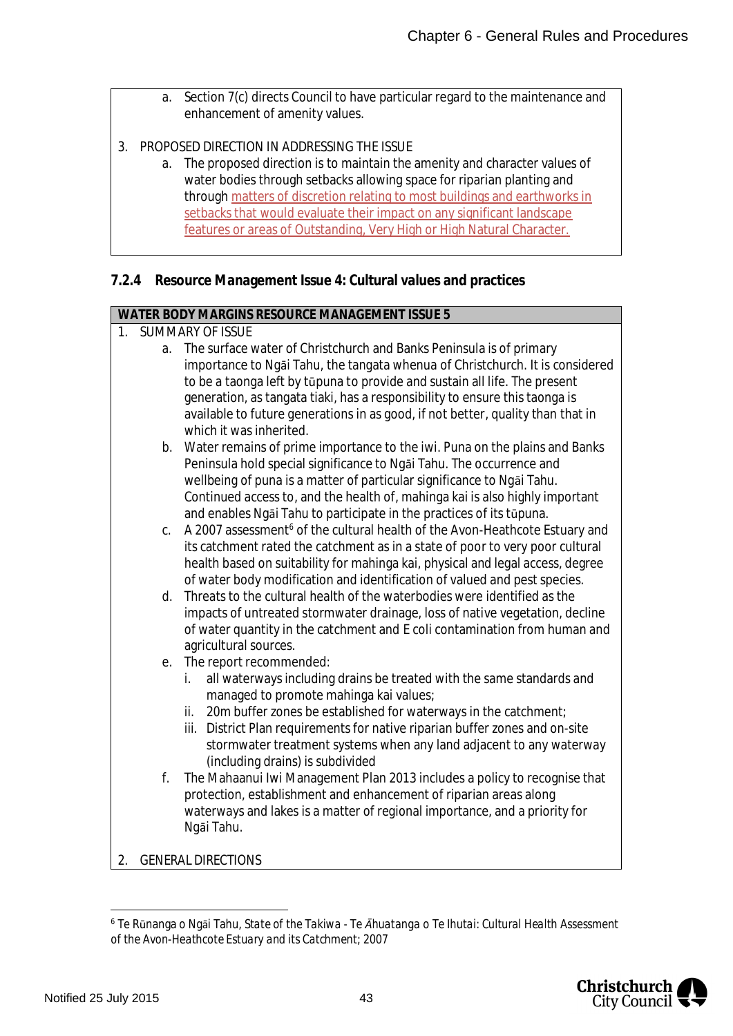a. Section 7(c) directs Council to have particular regard to the maintenance and enhancement of amenity values.

3. PROPOSED DIRECTION IN ADDRESSING THE ISSUE
   a. The proposed direction is to maintain the amenity and character values of water bodies through setbacks allowing space for riparian planting and through matters of discretion relating to most buildings and earthworks in setbacks that would evaluate their impact on any significant landscape features or areas of Outstanding, Very High or High Natural Character.

### 7.2.4 Resource Management Issue 4: Cultural values and practices

**WATER BODY MARGINS RESOURCE MANAGEMENT ISSUE 5**

1. SUMMARY OF ISSUE
   a. The surface water of Christchurch and Banks Peninsula is of primary importance to Ngāi Tahu, the tangata whenua of Christchurch. It is considered to be a taonga left by tūpuna to provide and sustain all life. The present generation, as tangata tiaki, has a responsibility to ensure this taonga is available to future generations in as good, if not better, quality than that in which it was inherited.
   b. Water remains of prime importance to the iwi. Puna on the plains and Banks Peninsula hold special significance to Ngāi Tahu. The occurrence and wellbeing of puna is a matter of particular significance to Ngāi Tahu. Continued access to, and the health of, mahinga kai is also highly important and enables Ngāi Tahu to participate in the practices of its tūpuna.
   c. A 2007 assessment[6] of the cultural health of the Avon-Heathcote Estuary and its catchment rated the catchment as in a state of poor to very poor cultural health based on suitability for mahinga kai, physical and legal access, degree of water body modification and identification of valued and pest species.
   d. Threats to the cultural health of the waterbodies were identified as the impacts of untreated stormwater drainage, loss of native vegetation, decline of water quantity in the catchment and E coli contamination from human and agricultural sources.
   e. The report recommended:
      i. all waterways including drains be treated with the same standards and managed to promote mahinga kai values;
      ii. 20m buffer zones be established for waterways in the catchment;
      iii. District Plan requirements for native riparian buffer zones and on-site stormwater treatment systems when any land adjacent to any waterway (including drains) is subdivided
   f. The Mahaanui Iwi Management Plan 2013 includes a policy to recognise that protection, establishment and enhancement of riparian areas along waterways and lakes is a matter of regional importance, and a priority for Ngāi Tahu.

2. GENERAL DIRECTIONS

[6] Te Rūnanga o Ngāi Tahu, *State of the Takiwa - Te Āhuatanga o Te Ihutai: Cultural Health Assessment of the Avon-Heathcote Estuary and its Catchment*; 2007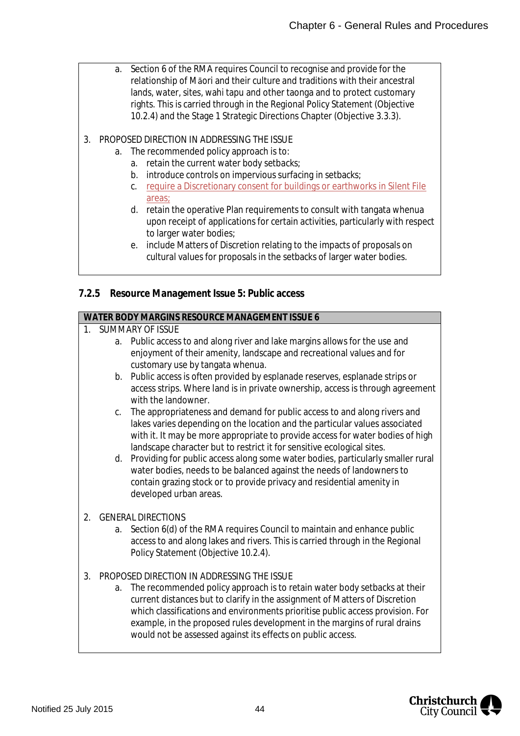a. Section 6 of the RMA requires Council to recognise and provide for the relationship of Māori and their culture and traditions with their ancestral lands, water, sites, wahi tapu and other taonga and to protect customary rights. This is carried through in the Regional Policy Statement (Objective 10.2.4) and the Stage 1 Strategic Directions Chapter (Objective 3.3.3).

3. PROPOSED DIRECTION IN ADDRESSING THE ISSUE
   a. The recommended policy approach is to:
      a. retain the current water body setbacks;
      b. introduce controls on impervious surfacing in setbacks;
      c. require a Discretionary consent for buildings or earthworks in Silent File areas;
      d. retain the operative Plan requirements to consult with tangata whenua upon receipt of applications for certain activities, particularly with respect to larger water bodies;
      e. include Matters of Discretion relating to the impacts of proposals on cultural values for proposals in the setbacks of larger water bodies.

### 7.2.5 Resource Management Issue 5: Public access

**WATER BODY MARGINS RESOURCE MANAGEMENT ISSUE 6**

1. SUMMARY OF ISSUE
   a. Public access to and along river and lake margins allows for the use and enjoyment of their amenity, landscape and recreational values and for customary use by tangata whenua.
   b. Public access is often provided by esplanade reserves, esplanade strips or access strips. Where land is in private ownership, access is through agreement with the landowner.
   c. The appropriateness and demand for public access to and along rivers and lakes varies depending on the location and the particular values associated with it. It may be more appropriate to provide access for water bodies of high landscape character but to restrict it for sensitive ecological sites.
   d. Providing for public access along some water bodies, particularly smaller rural water bodies, needs to be balanced against the needs of landowners to contain grazing stock or to provide privacy and residential amenity in developed urban areas.

2. GENERAL DIRECTIONS
   a. Section 6(d) of the RMA requires Council to maintain and enhance public access to and along lakes and rivers. This is carried through in the Regional Policy Statement (Objective 10.2.4).

3. PROPOSED DIRECTION IN ADDRESSING THE ISSUE
   a. The recommended policy approach is to retain water body setbacks at their current distances but to clarify in the assignment of Matters of Discretion which classifications and environments prioritise public access provision. For example, in the proposed rules development in the margins of rural drains would not be assessed against its effects on public access.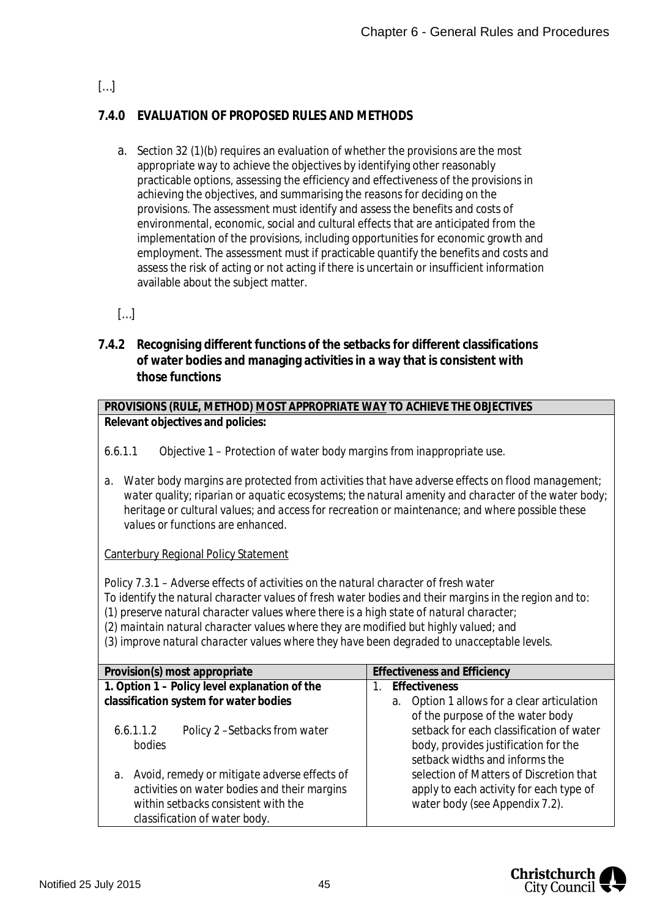[…]

## 7.4.0 EVALUATION OF PROPOSED RULES AND METHODS

a. Section 32 (1)(b) requires an evaluation of whether the provisions are the most appropriate way to achieve the objectives by identifying other reasonably practicable options, assessing the efficiency and effectiveness of the provisions in achieving the objectives, and summarising the reasons for deciding on the provisions. The assessment must identify and assess the benefits and costs of environmental, economic, social and cultural effects that are anticipated from the implementation of the provisions, including opportunities for economic growth and employment. The assessment must if practicable quantify the benefits and costs and assess the risk of acting or not acting if there is uncertain or insufficient information available about the subject matter.

[…]

### 7.4.2 Recognising different functions of the setbacks for different classifications of water bodies and managing activities in a way that is consistent with those functions

| **PROVISIONS (RULE, METHOD) MOST APPROPRIATE WAY TO ACHIEVE THE OBJECTIVES** | |
|---|---|
| **Relevant objectives and policies:**<br><br>6.6.1.1 *Objective 1 – Protection of water body margins from inappropriate use.*<br><br>a. *Water body margins are protected from activities that have adverse effects on flood management; water quality; riparian or aquatic ecosystems; the natural amenity and character of the water body; heritage or cultural values; and access for recreation or maintenance; and where possible these values or functions are enhanced.*<br><br>Canterbury Regional Policy Statement<br><br>*Policy 7.3.1 – Adverse effects of activities on the natural character of fresh water*<br>*To identify the natural character values of fresh water bodies and their margins in the region and to:*<br>*(1) preserve natural character values where there is a high state of natural character;*<br>*(2) maintain natural character values where they are modified but highly valued; and*<br>*(3) improve natural character values where they have been degraded to unacceptable levels.* | |
| **Provision(s) most appropriate** | **Effectiveness and Efficiency** |
| **1. Option 1 – Policy level explanation of the classification system for water bodies**<br><br>6.6.1.1.2 *Policy 2 – Setbacks from water bodies*<br><br>a. *Avoid, remedy or mitigate adverse effects of activities on water bodies and their margins within setbacks consistent with the classification of water body.* | 1. **Effectiveness**<br>a. Option 1 allows for a clear articulation of the purpose of the water body setback for each classification of water body, provides justification for the setback widths and informs the selection of Matters of Discretion that apply to each activity for each type of water body (see Appendix 7.2). |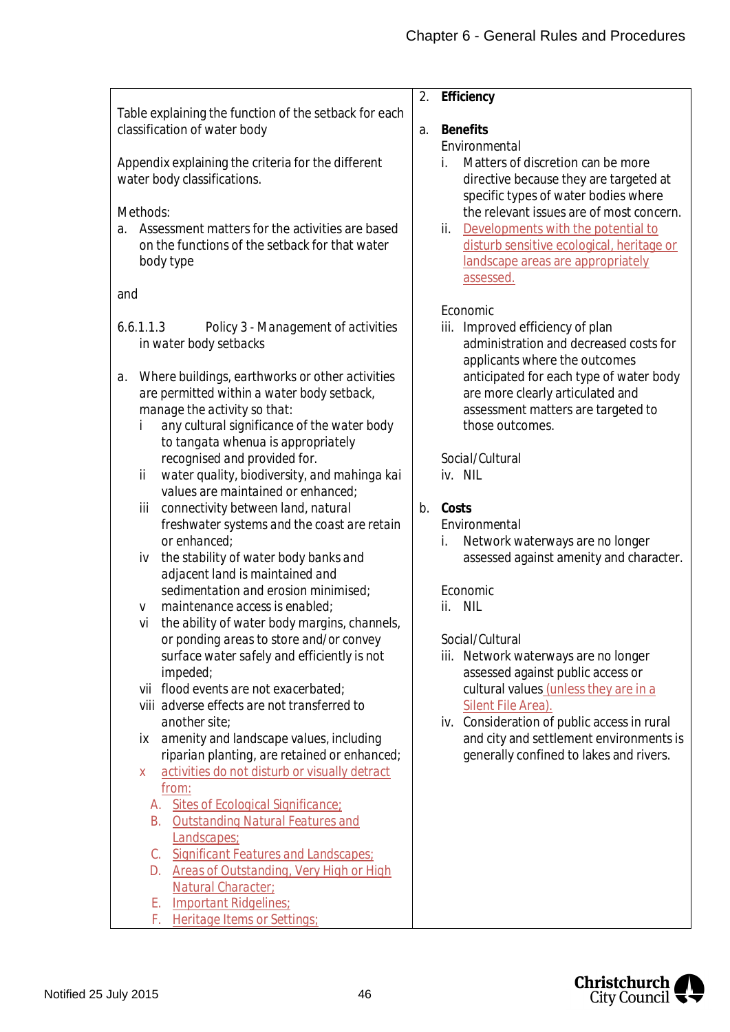Table explaining the function of the setback for each classification of water body

Appendix explaining the criteria for the different water body classifications.

Methods:

a. Assessment matters for the activities are based on the functions of the setback for that water body type

and

6.6.1.1.3 Policy 3 - Management of activities in water body setbacks

a. Where buildings, earthworks or other activities are permitted within a water body setback, manage the activity so that:
   - i any cultural significance of the water body to tangata whenua is appropriately recognised and provided for.
   - ii water quality, biodiversity, and mahinga kai values are maintained or enhanced;
   - iii connectivity between land, natural freshwater systems and the coast are retain or enhanced;
   - iv the stability of water body banks and adjacent land is maintained and sedimentation and erosion minimised;
   - v maintenance access is enabled;
   - vi the ability of water body margins, channels, or ponding areas to store and/or convey surface water safely and efficiently is not impeded;
   - vii flood events are not exacerbated;
   - viii adverse effects are not transferred to another site;
   - ix amenity and landscape values, including riparian planting, are retained or enhanced;
   - x activities do not disturb or visually detract from:
     - A. Sites of Ecological Significance;
     - B. Outstanding Natural Features and Landscapes;
     - C. Significant Features and Landscapes;
     - D. Areas of Outstanding, Very High or High Natural Character;
     - E. Important Ridgelines;
     - F. Heritage Items or Settings;

2. **Efficiency**

a. **Benefits**

Environmental

- i. Matters of discretion can be more directive because they are targeted at specific types of water bodies where the relevant issues are of most concern.
- ii. Developments with the potential to disturb sensitive ecological, heritage or landscape areas are appropriately assessed.

Economic

- iii. Improved efficiency of plan administration and decreased costs for applicants where the outcomes anticipated for each type of water body are more clearly articulated and assessment matters are targeted to those outcomes.

Social/Cultural

- iv. NIL

b. **Costs**

Environmental

- i. Network waterways are no longer assessed against amenity and character.

Economic

- ii. NIL

Social/Cultural

- iii. Network waterways are no longer assessed against public access or cultural values (unless they are in a Silent File Area).
- iv. Consideration of public access in rural and city and settlement environments is generally confined to lakes and rivers.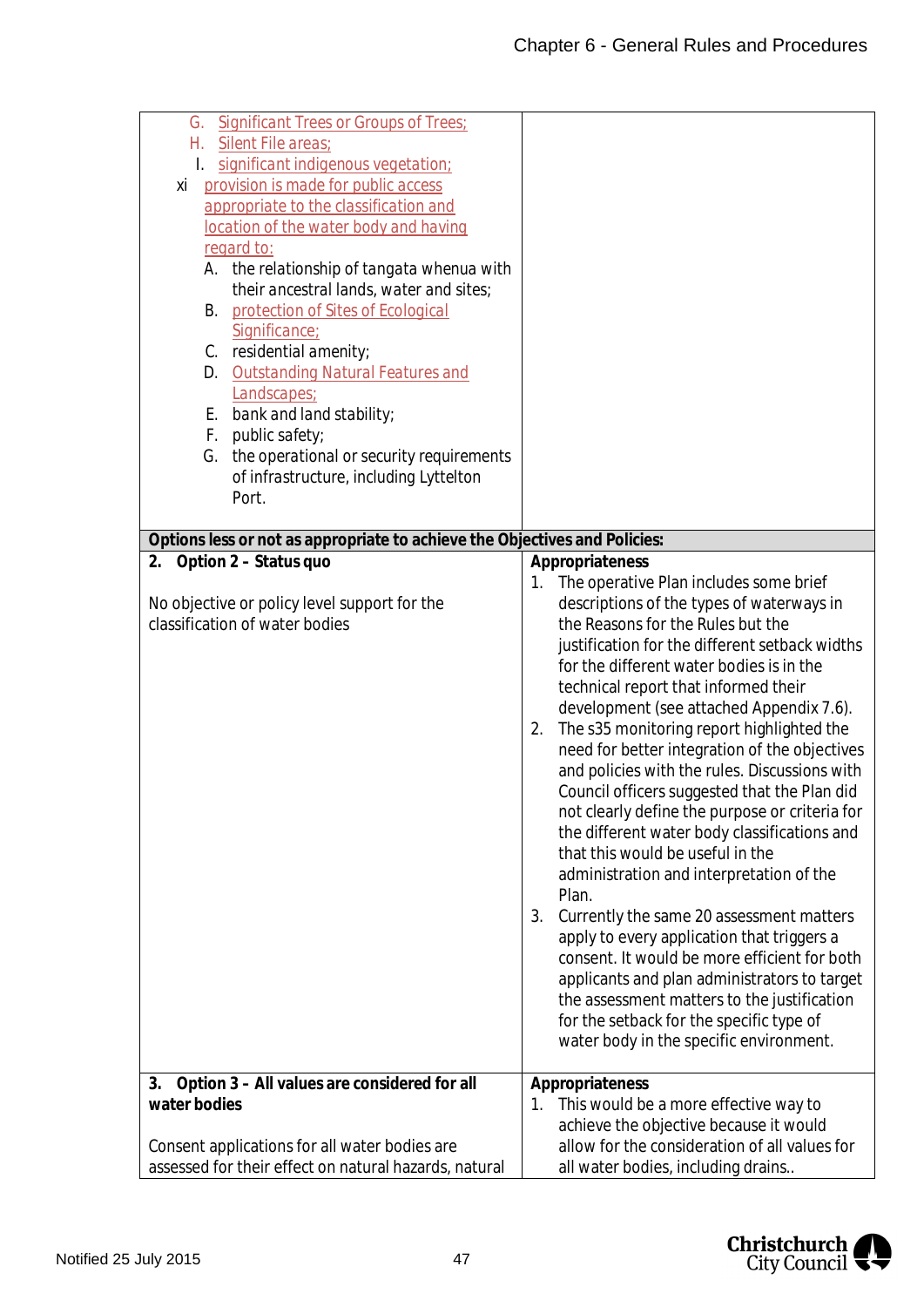| | |
|---|---|
| G. Significant Trees or Groups of Trees;<br>H. Silent File areas;<br>I. significant indigenous vegetation;<br>xi provision is made for public access appropriate to the classification and location of the water body and having regard to:<br>A. the relationship of tangata whenua with their ancestral lands, water and sites;<br>B. protection of Sites of Ecological Significance;<br>C. residential amenity;<br>D. Outstanding Natural Features and Landscapes;<br>E. bank and land stability;<br>F. public safety;<br>G. the operational or security requirements of infrastructure, including Lyttelton Port. | |
| **Options less or not as appropriate to achieve the Objectives and Policies:** | |
| **2. Option 2 – Status quo**<br><br>No objective or policy level support for the classification of water bodies | **Appropriateness**<br>1. The operative Plan includes some brief descriptions of the types of waterways in the Reasons for the Rules but the justification for the different setback widths for the different water bodies is in the technical report that informed their development (see attached Appendix 7.6).<br>2. The s35 monitoring report highlighted the need for better integration of the objectives and policies with the rules. Discussions with Council officers suggested that the Plan did not clearly define the purpose or criteria for the different water body classifications and that this would be useful in the administration and interpretation of the Plan.<br>3. Currently the same 20 assessment matters apply to every application that triggers a consent. It would be more efficient for both applicants and plan administrators to target the assessment matters to the justification for the setback for the specific type of water body in the specific environment. |
| **3. Option 3 – All values are considered for all water bodies**<br><br>Consent applications for all water bodies are assessed for their effect on natural hazards, natural | **Appropriateness**<br>1. This would be a more effective way to achieve the objective because it would allow for the consideration of all values for all water bodies, including drains.. |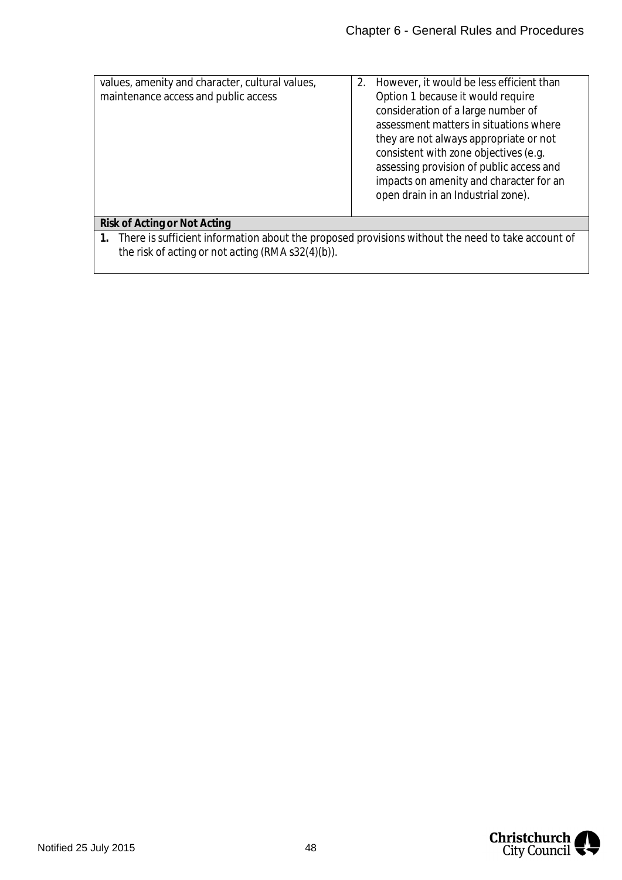| | |
|---|---|
| values, amenity and character, cultural values, maintenance access and public access | 2. However, it would be less efficient than Option 1 because it would require consideration of a large number of assessment matters in situations where they are not always appropriate or not consistent with zone objectives (e.g. assessing provision of public access and impacts on amenity and character for an open drain in an Industrial zone). |

| **Risk of Acting or Not Acting** |
|---|
| **1.** There is sufficient information about the proposed provisions without the need to take account of the risk of acting or not acting (RMA s32(4)(b)). |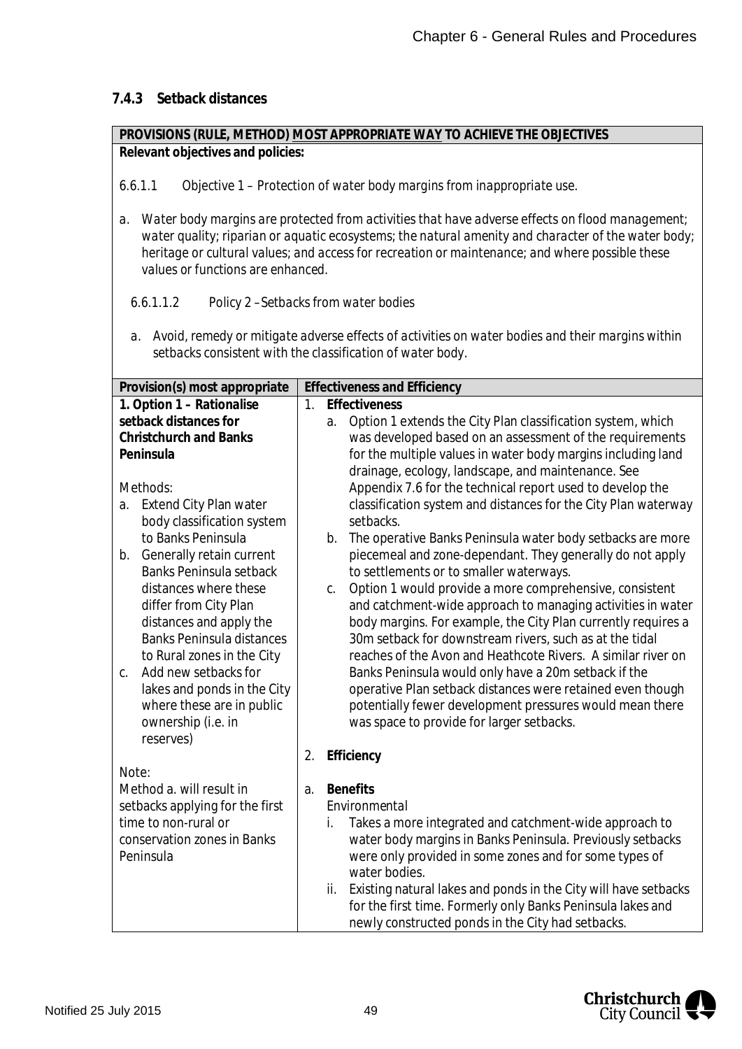### 7.4.3 Setback distances

| PROVISIONS (RULE, METHOD) MOST APPROPRIATE WAY TO ACHIEVE THE OBJECTIVES | |
|---|---|
| **Relevant objectives and policies:**<br><br>6.6.1.1 *Objective 1 – Protection of water body margins from inappropriate use.*<br><br>a. *Water body margins are protected from activities that have adverse effects on flood management; water quality; riparian or aquatic ecosystems; the natural amenity and character of the water body; heritage or cultural values; and access for recreation or maintenance; and where possible these values or functions are enhanced.*<br><br>6.6.1.1.2 *Policy 2 –Setbacks from water bodies*<br><br>a. *Avoid, remedy or mitigate adverse effects of activities on water bodies and their margins within setbacks consistent with the classification of water body.* | |
| **Provision(s) most appropriate** | **Effectiveness and Efficiency** |
| **1. Option 1 – Rationalise setback distances for Christchurch and Banks Peninsula**<br><br>Methods:<br>a. Extend City Plan water body classification system to Banks Peninsula<br>b. Generally retain current Banks Peninsula setback distances where these differ from City Plan distances and apply the Banks Peninsula distances to Rural zones in the City<br>c. Add new setbacks for lakes and ponds in the City where these are in public ownership (i.e. in reserves)<br><br>Note:<br>Method a. will result in setbacks applying for the first time to non-rural or conservation zones in Banks Peninsula | 1. **Effectiveness**<br>a. Option 1 extends the City Plan classification system, which was developed based on an assessment of the requirements for the multiple values in water body margins including land drainage, ecology, landscape, and maintenance. See Appendix 7.6 for the technical report used to develop the classification system and distances for the City Plan waterway setbacks.<br>b. The operative Banks Peninsula water body setbacks are more piecemeal and zone-dependant. They generally do not apply to settlements or to smaller waterways.<br>c. Option 1 would provide a more comprehensive, consistent and catchment-wide approach to managing activities in water body margins. For example, the City Plan currently requires a 30m setback for downstream rivers, such as at the tidal reaches of the Avon and Heathcote Rivers. A similar river on Banks Peninsula would only have a 20m setback if the operative Plan setback distances were retained even though potentially fewer development pressures would mean there was space to provide for larger setbacks.<br><br>2. **Efficiency**<br><br>a. **Benefits**<br>*Environmental*<br>i. Takes a more integrated and catchment-wide approach to water body margins in Banks Peninsula. Previously setbacks were only provided in some zones and for some types of water bodies.<br>ii. Existing natural lakes and ponds in the City will have setbacks for the first time. Formerly only Banks Peninsula lakes and newly constructed ponds in the City had setbacks. |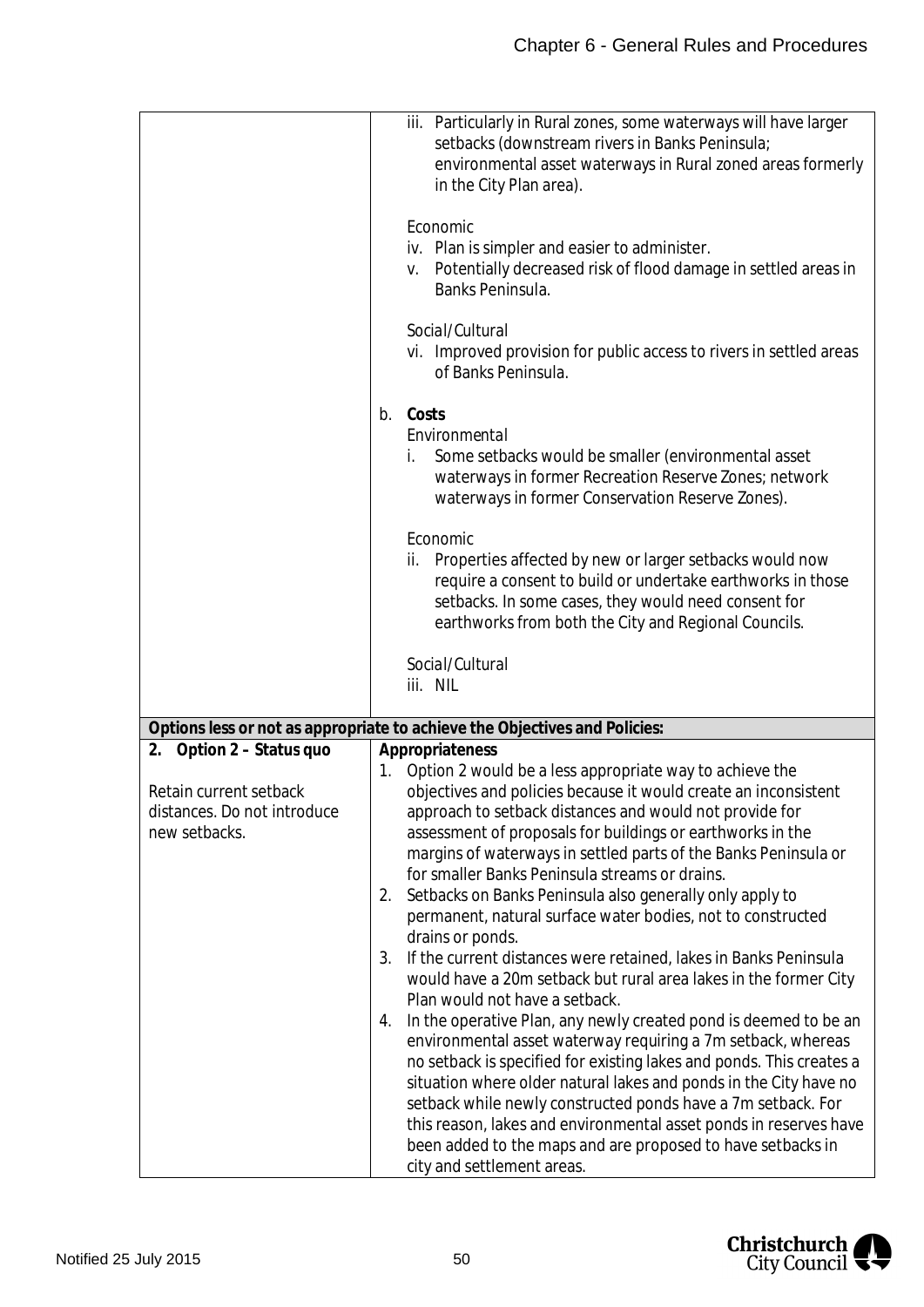| | |
|---|---|
| | iii. Particularly in Rural zones, some waterways will have larger setbacks (downstream rivers in Banks Peninsula; environmental asset waterways in Rural zoned areas formerly in the City Plan area).<br><br>*Economic*<br>iv. Plan is simpler and easier to administer.<br>v. Potentially decreased risk of flood damage in settled areas in Banks Peninsula.<br><br>*Social/Cultural*<br>vi. Improved provision for public access to rivers in settled areas of Banks Peninsula.<br><br>b. **Costs**<br>*Environmental*<br>i. Some setbacks would be smaller (environmental asset waterways in former Recreation Reserve Zones; network waterways in former Conservation Reserve Zones).<br><br>*Economic*<br>ii. Properties affected by new or larger setbacks would now require a consent to build or undertake earthworks in those setbacks. In some cases, they would need consent for earthworks from both the City and Regional Councils.<br><br>*Social/Cultural*<br>iii. NIL |
| **Options less or not as appropriate to achieve the Objectives and Policies:** | |
| **2. Option 2 – Status quo**<br><br>Retain current setback distances. Do not introduce new setbacks. | **Appropriateness**<br>1. Option 2 would be a less appropriate way to achieve the objectives and policies because it would create an inconsistent approach to setback distances and would not provide for assessment of proposals for buildings or earthworks in the margins of waterways in settled parts of the Banks Peninsula or for smaller Banks Peninsula streams or drains.<br>2. Setbacks on Banks Peninsula also generally only apply to permanent, natural surface water bodies, not to constructed drains or ponds.<br>3. If the current distances were retained, lakes in Banks Peninsula would have a 20m setback but rural area lakes in the former City Plan would not have a setback.<br>4. In the operative Plan, any newly created pond is deemed to be an environmental asset waterway requiring a 7m setback, whereas no setback is specified for existing lakes and ponds. This creates a situation where older natural lakes and ponds in the City have no setback while newly constructed ponds have a 7m setback. For this reason, lakes and environmental asset ponds in reserves have been added to the maps and are proposed to have setbacks in city and settlement areas. |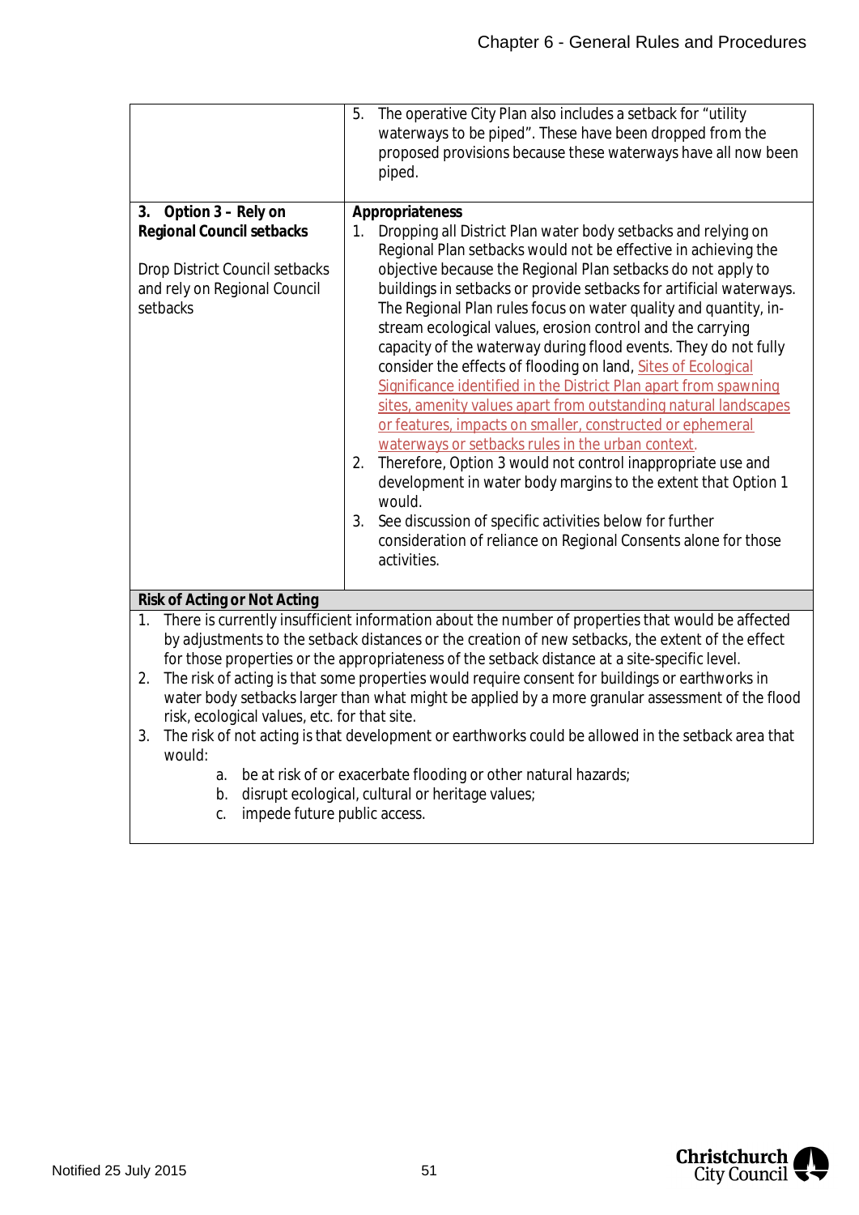| | |
|---|---|
| | 5. The operative City Plan also includes a setback for "utility waterways to be piped". These have been dropped from the proposed provisions because these waterways have all now been piped. |
| **3. Option 3 – Rely on Regional Council setbacks**<br><br>Drop District Council setbacks and rely on Regional Council setbacks | **Appropriateness**<br>1. Dropping all District Plan water body setbacks and relying on Regional Plan setbacks would not be effective in achieving the objective because the Regional Plan setbacks do not apply to buildings in setbacks or provide setbacks for artificial waterways. The Regional Plan rules focus on water quality and quantity, in-stream ecological values, erosion control and the carrying capacity of the waterway during flood events. They do not fully consider the effects of flooding on land, Sites of Ecological Significance identified in the District Plan apart from spawning sites, amenity values apart from outstanding natural landscapes or features, impacts on smaller, constructed or ephemeral waterways or setbacks rules in the urban context.<br>2. Therefore, Option 3 would not control inappropriate use and development in water body margins to the extent that Option 1 would.<br>3. See discussion of specific activities below for further consideration of reliance on Regional Consents alone for those activities. |

**Risk of Acting or Not Acting**

1. There is currently insufficient information about the number of properties that would be affected by adjustments to the setback distances or the creation of new setbacks, the extent of the effect for those properties or the appropriateness of the setback distance at a site-specific level.
2. The risk of acting is that some properties would require consent for buildings or earthworks in water body setbacks larger than what might be applied by a more granular assessment of the flood risk, ecological values, etc. for that site.
3. The risk of not acting is that development or earthworks could be allowed in the setback area that would:
    a. be at risk of or exacerbate flooding or other natural hazards;
    b. disrupt ecological, cultural or heritage values;
    c. impede future public access.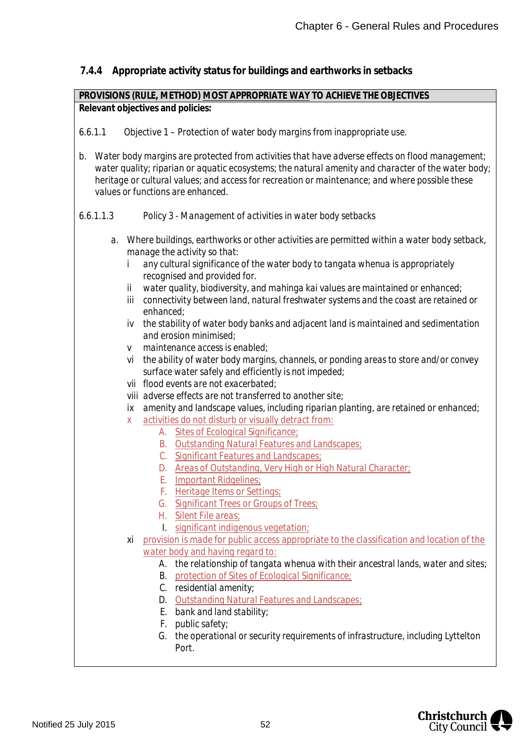### 7.4.4 Appropriate activity status for buildings and earthworks in setbacks

| PROVISIONS (RULE, METHOD) MOST APPROPRIATE WAY TO ACHIEVE THE OBJECTIVES |
|---|
| **Relevant objectives and policies:**<br><br>6.6.1.1 Objective 1 – Protection of water body margins from inappropriate use.<br><br>b. Water body margins are protected from activities that have adverse effects on flood management; water quality; riparian or aquatic ecosystems; the natural amenity and character of the water body; heritage or cultural values; and access for recreation or maintenance; and where possible these values or functions are enhanced.<br><br>6.6.1.1.3 Policy 3 - Management of activities in water body setbacks<br><br>a. Where buildings, earthworks or other activities are permitted within a water body setback, manage the activity so that:<br>i any cultural significance of the water body to tangata whenua is appropriately recognised and provided for.<br>ii water quality, biodiversity, and mahinga kai values are maintained or enhanced;<br>iii connectivity between land, natural freshwater systems and the coast are retained or enhanced;<br>iv the stability of water body banks and adjacent land is maintained and sedimentation and erosion minimised;<br>v maintenance access is enabled;<br>vi the ability of water body margins, channels, or ponding areas to store and/or convey surface water safely and efficiently is not impeded;<br>vii flood events are not exacerbated;<br>viii adverse effects are not transferred to another site;<br>ix amenity and landscape values, including riparian planting, are retained or enhanced;<br>x activities do not disturb or visually detract from:<br>A. Sites of Ecological Significance;<br>B. Outstanding Natural Features and Landscapes;<br>C. Significant Features and Landscapes;<br>D. Areas of Outstanding, Very High or High Natural Character;<br>E. Important Ridgelines;<br>F. Heritage Items or Settings;<br>G. Significant Trees or Groups of Trees;<br>H. Silent File areas;<br>I. significant indigenous vegetation;<br>xi provision is made for public access appropriate to the classification and location of the water body and having regard to:<br>A. the relationship of tangata whenua with their ancestral lands, water and sites;<br>B. protection of Sites of Ecological Significance;<br>C. residential amenity;<br>D. Outstanding Natural Features and Landscapes;<br>E. bank and land stability;<br>F. public safety;<br>G. the operational or security requirements of infrastructure, including Lyttelton Port. |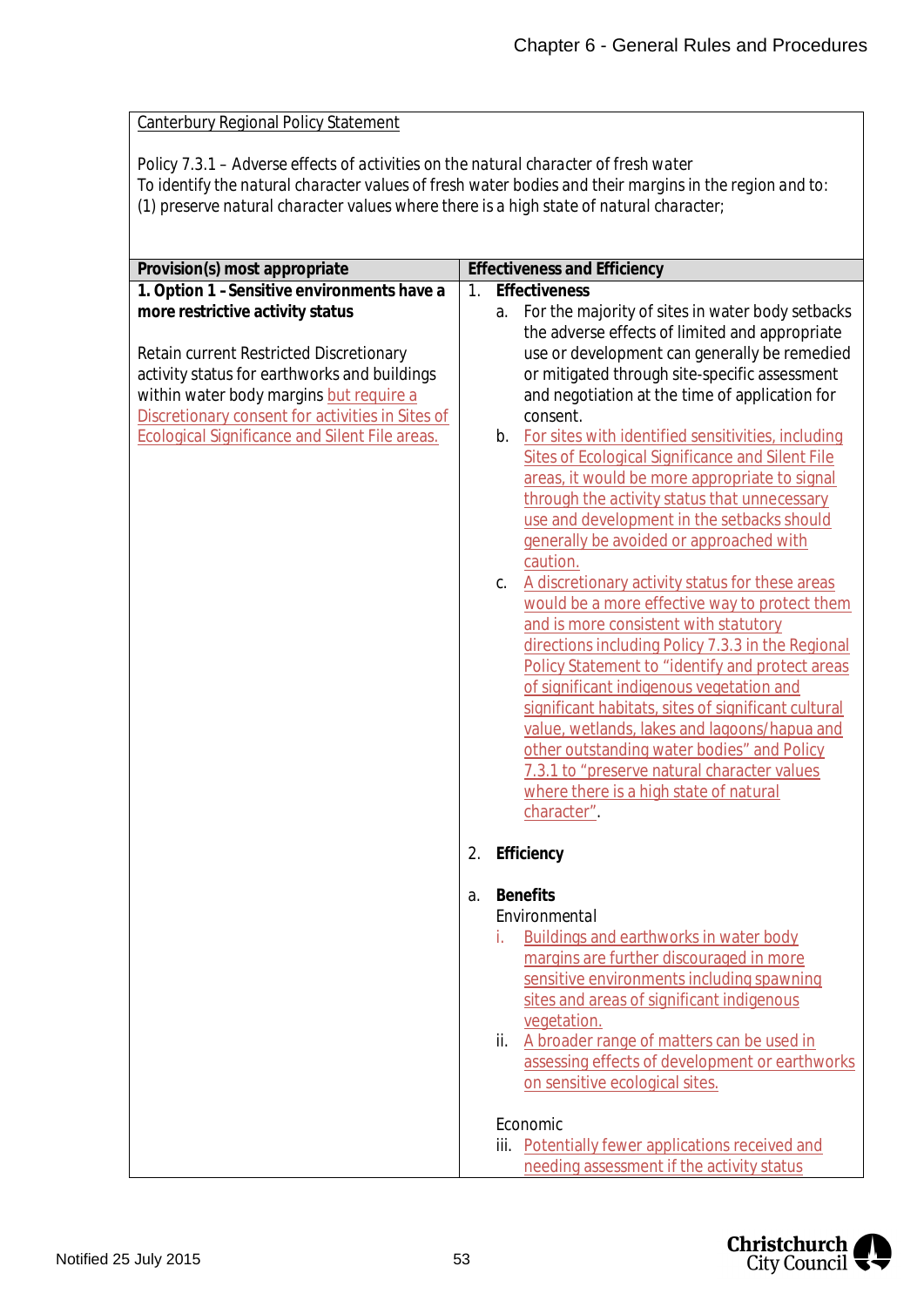| Canterbury Regional Policy Statement<br><br>Policy 7.3.1 – Adverse effects of activities on the natural character of fresh water<br>To identify the natural character values of fresh water bodies and their margins in the region and to:<br>(1) preserve natural character values where there is a high state of natural character; | |
|---|---|
| **Provision(s) most appropriate** | **Effectiveness and Efficiency** |
| **1. Option 1 – Sensitive environments have a more restrictive activity status**<br><br>Retain current Restricted Discretionary activity status for earthworks and buildings within water body margins but require a Discretionary consent for activities in Sites of Ecological Significance and Silent File areas. | 1. **Effectiveness**<br>a. For the majority of sites in water body setbacks the adverse effects of limited and appropriate use or development can generally be remedied or mitigated through site-specific assessment and negotiation at the time of application for consent.<br>b. For sites with identified sensitivities, including Sites of Ecological Significance and Silent File areas, it would be more appropriate to signal through the activity status that unnecessary use and development in the setbacks should generally be avoided or approached with caution.<br>c. A discretionary activity status for these areas would be a more effective way to protect them and is more consistent with statutory directions including Policy 7.3.3 in the Regional Policy Statement to "identify and protect areas of significant indigenous vegetation and significant habitats, sites of significant cultural value, wetlands, lakes and lagoons/hapua and other outstanding water bodies" and Policy 7.3.1 to "preserve natural character values where there is a high state of natural character".<br><br>2. **Efficiency**<br><br>a. **Benefits**<br>Environmental<br>i. Buildings and earthworks in water body margins are further discouraged in more sensitive environments including spawning sites and areas of significant indigenous vegetation.<br>ii. A broader range of matters can be used in assessing effects of development or earthworks on sensitive ecological sites.<br><br>Economic<br>iii. Potentially fewer applications received and needing assessment if the activity status |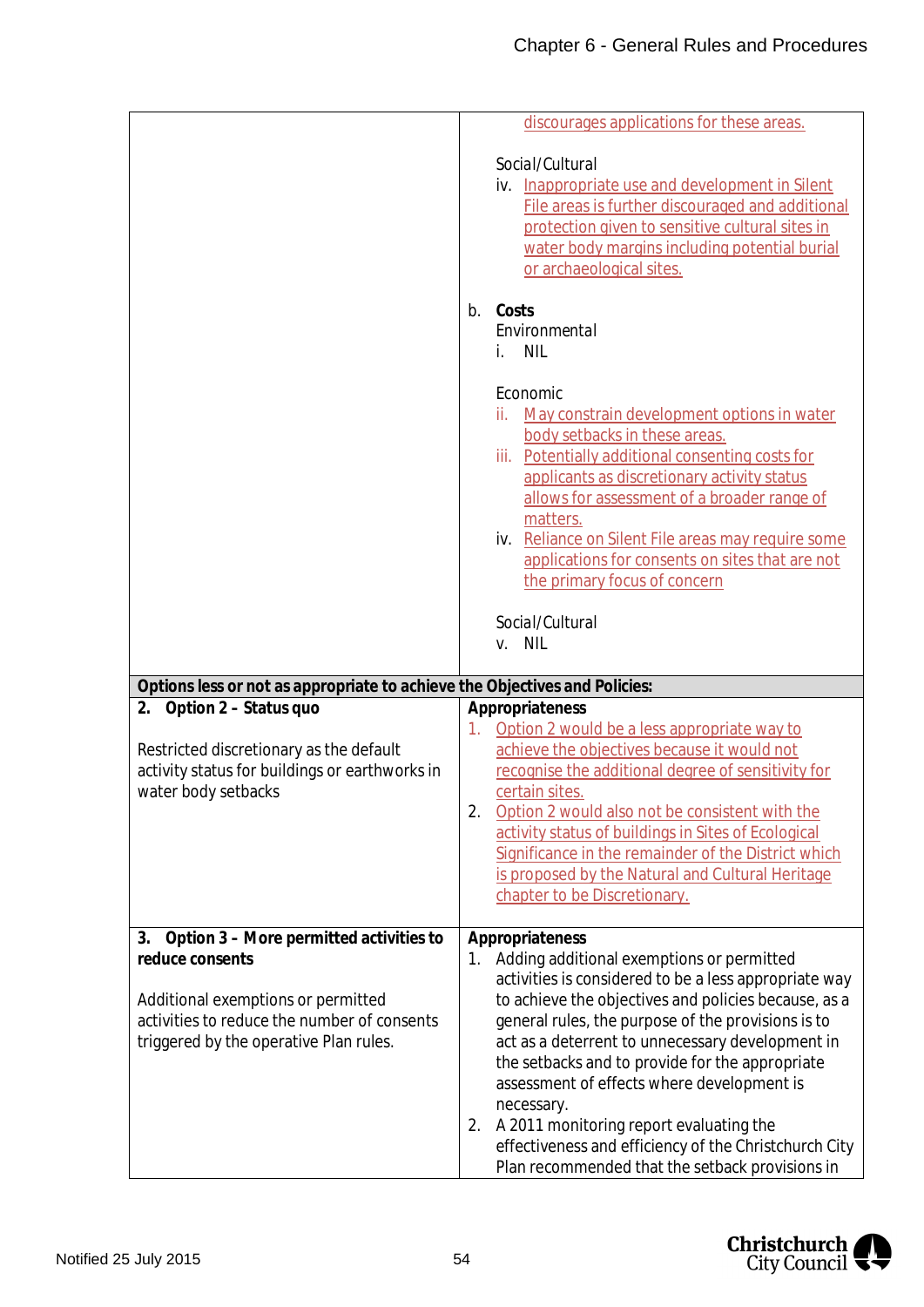| | |
|---|---|
| | discourages applications for these areas.<br><br>Social/Cultural<br>iv. Inappropriate use and development in Silent File areas is further discouraged and additional protection given to sensitive cultural sites in water body margins including potential burial or archaeological sites.<br><br>b. **Costs**<br>Environmental<br>i. NIL<br><br>Economic<br>ii. May constrain development options in water body setbacks in these areas.<br>iii. Potentially additional consenting costs for applicants as discretionary activity status allows for assessment of a broader range of matters.<br>iv. Reliance on Silent File areas may require some applications for consents on sites that are not the primary focus of concern<br><br>Social/Cultural<br>v. NIL |
| **Options less or not as appropriate to achieve the Objectives and Policies:** | |
| **2. Option 2 – Status quo**<br><br>Restricted discretionary as the default activity status for buildings or earthworks in water body setbacks | **Appropriateness**<br>1. Option 2 would be a less appropriate way to achieve the objectives because it would not recognise the additional degree of sensitivity for certain sites.<br>2. Option 2 would also not be consistent with the activity status of buildings in Sites of Ecological Significance in the remainder of the District which is proposed by the Natural and Cultural Heritage chapter to be Discretionary. |
| **3. Option 3 – More permitted activities to reduce consents**<br><br>Additional exemptions or permitted activities to reduce the number of consents triggered by the operative Plan rules. | **Appropriateness**<br>1. Adding additional exemptions or permitted activities is considered to be a less appropriate way to achieve the objectives and policies because, as a general rules, the purpose of the provisions is to act as a deterrent to unnecessary development in the setbacks and to provide for the appropriate assessment of effects where development is necessary.<br>2. A 2011 monitoring report evaluating the effectiveness and efficiency of the Christchurch City Plan recommended that the setback provisions in |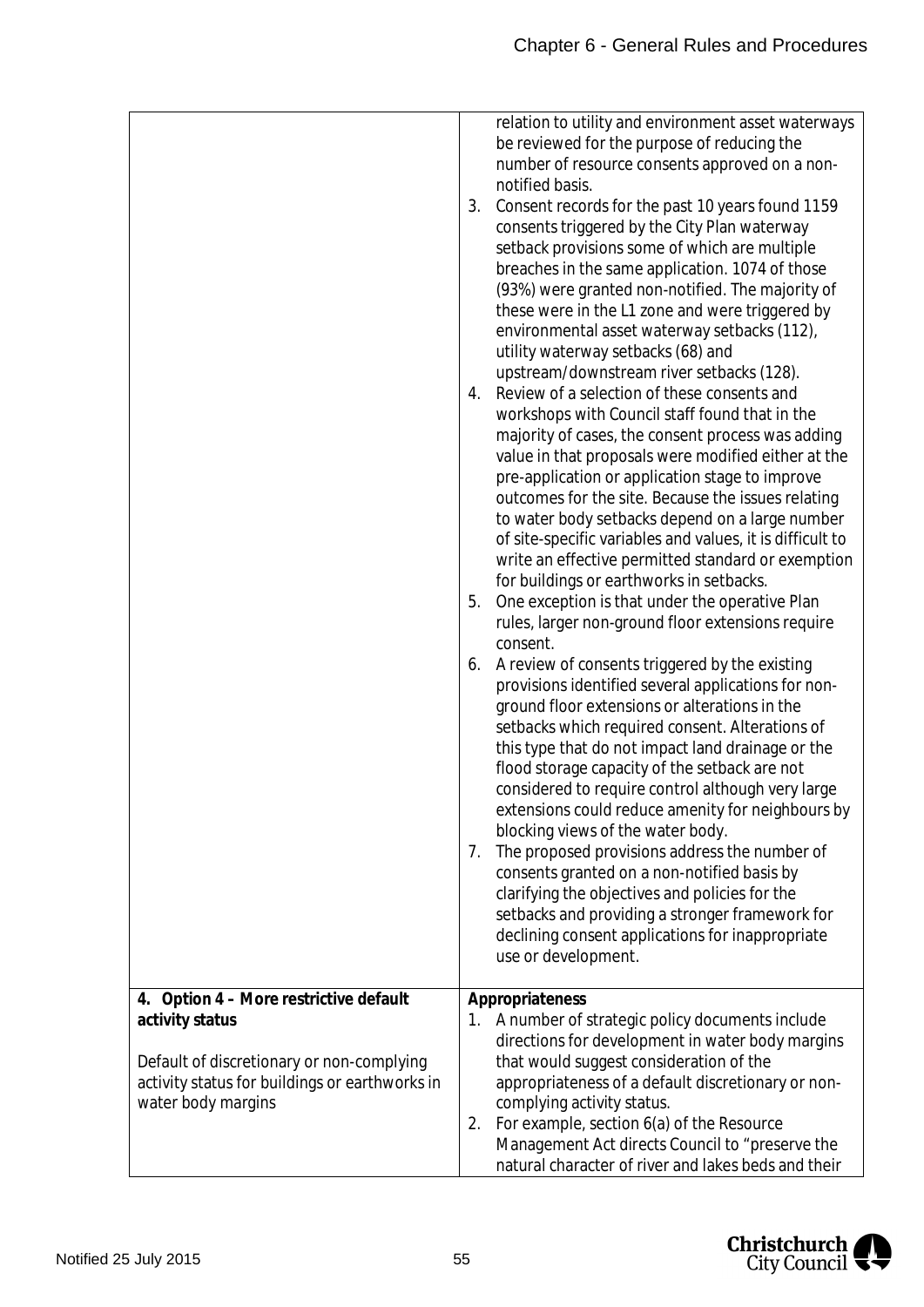| | |
|---|---|
| | relation to utility and environment asset waterways be reviewed for the purpose of reducing the number of resource consents approved on a non-notified basis.<br>3. Consent records for the past 10 years found 1159 consents triggered by the City Plan waterway setback provisions some of which are multiple breaches in the same application. 1074 of those (93%) were granted non-notified. The majority of these were in the L1 zone and were triggered by environmental asset waterway setbacks (112), utility waterway setbacks (68) and upstream/downstream river setbacks (128).<br>4. Review of a selection of these consents and workshops with Council staff found that in the majority of cases, the consent process was adding value in that proposals were modified either at the pre-application or application stage to improve outcomes for the site. Because the issues relating to water body setbacks depend on a large number of site-specific variables and values, it is difficult to write an effective permitted standard or exemption for buildings or earthworks in setbacks.<br>5. One exception is that under the operative Plan rules, larger non-ground floor extensions require consent.<br>6. A review of consents triggered by the existing provisions identified several applications for non-ground floor extensions or alterations in the setbacks which required consent. Alterations of this type that do not impact land drainage or the flood storage capacity of the setback are not considered to require control although very large extensions could reduce amenity for neighbours by blocking views of the water body.<br>7. The proposed provisions address the number of consents granted on a non-notified basis by clarifying the objectives and policies for the setbacks and providing a stronger framework for declining consent applications for inappropriate use or development. |
| **4. Option 4 – More restrictive default activity status**<br><br>Default of discretionary or non-complying activity status for buildings or earthworks in water body margins | **Appropriateness**<br>1. A number of strategic policy documents include directions for development in water body margins that would suggest consideration of the appropriateness of a default discretionary or non-complying activity status.<br>2. For example, section 6(a) of the Resource Management Act directs Council to "preserve the natural character of river and lakes beds and their |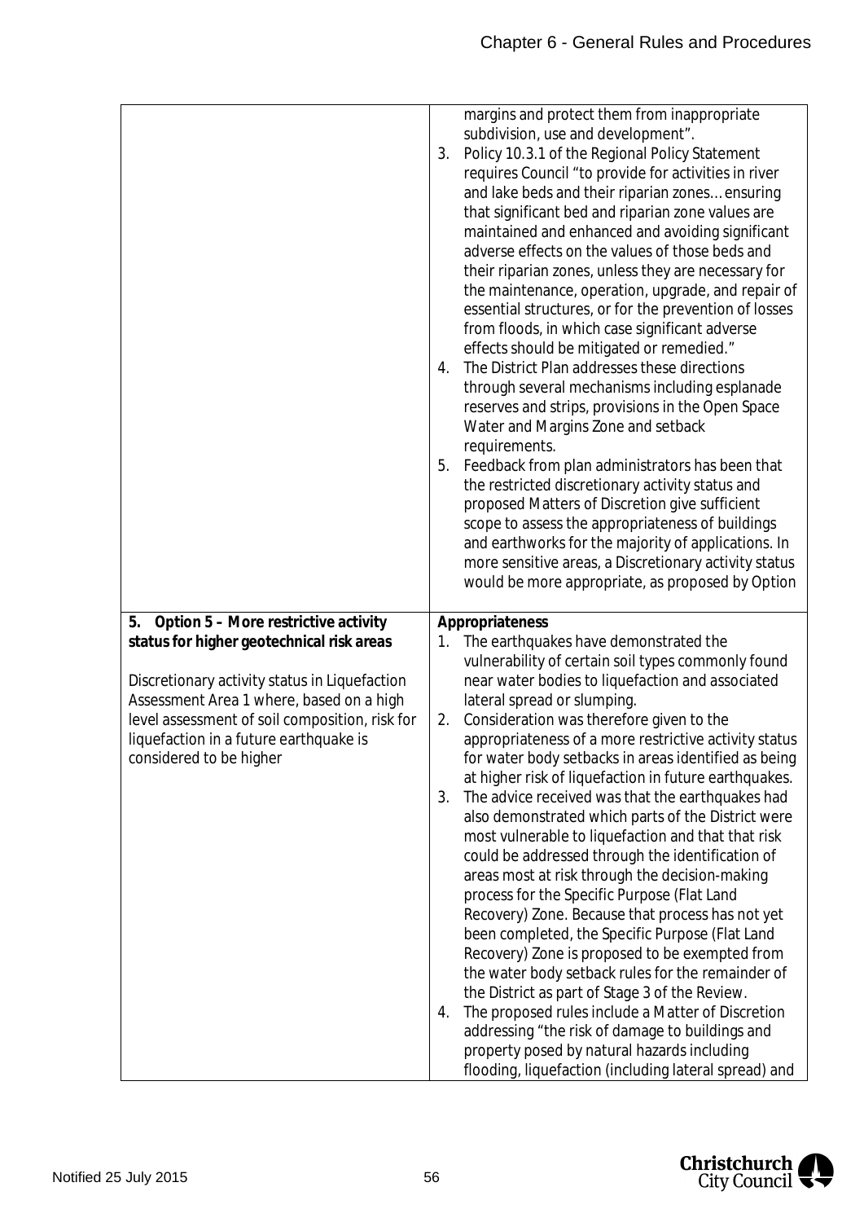| | |
|---|---|
| | margins and protect them from inappropriate subdivision, use and development".<br>3. Policy 10.3.1 of the Regional Policy Statement requires Council "to provide for activities in river and lake beds and their riparian zones… ensuring that significant bed and riparian zone values are maintained and enhanced and avoiding significant adverse effects on the values of those beds and their riparian zones, unless they are necessary for the maintenance, operation, upgrade, and repair of essential structures, or for the prevention of losses from floods, in which case significant adverse effects should be mitigated or remedied."<br>4. The District Plan addresses these directions through several mechanisms including esplanade reserves and strips, provisions in the Open Space Water and Margins Zone and setback requirements.<br>5. Feedback from plan administrators has been that the restricted discretionary activity status and proposed Matters of Discretion give sufficient scope to assess the appropriateness of buildings and earthworks for the majority of applications. In more sensitive areas, a Discretionary activity status would be more appropriate, as proposed by Option |
| **5. Option 5 – More restrictive activity status for higher geotechnical risk areas**<br><br>Discretionary activity status in Liquefaction Assessment Area 1 where, based on a high level assessment of soil composition, risk for liquefaction in a future earthquake is considered to be higher | **Appropriateness**<br>1. The earthquakes have demonstrated the vulnerability of certain soil types commonly found near water bodies to liquefaction and associated lateral spread or slumping.<br>2. Consideration was therefore given to the appropriateness of a more restrictive activity status for water body setbacks in areas identified as being at higher risk of liquefaction in future earthquakes.<br>3. The advice received was that the earthquakes had also demonstrated which parts of the District were most vulnerable to liquefaction and that that risk could be addressed through the identification of areas most at risk through the decision-making process for the Specific Purpose (Flat Land Recovery) Zone. Because that process has not yet been completed, the Specific Purpose (Flat Land Recovery) Zone is proposed to be exempted from the water body setback rules for the remainder of the District as part of Stage 3 of the Review.<br>4. The proposed rules include a Matter of Discretion addressing "the risk of damage to buildings and property posed by natural hazards including flooding, liquefaction (including lateral spread) and |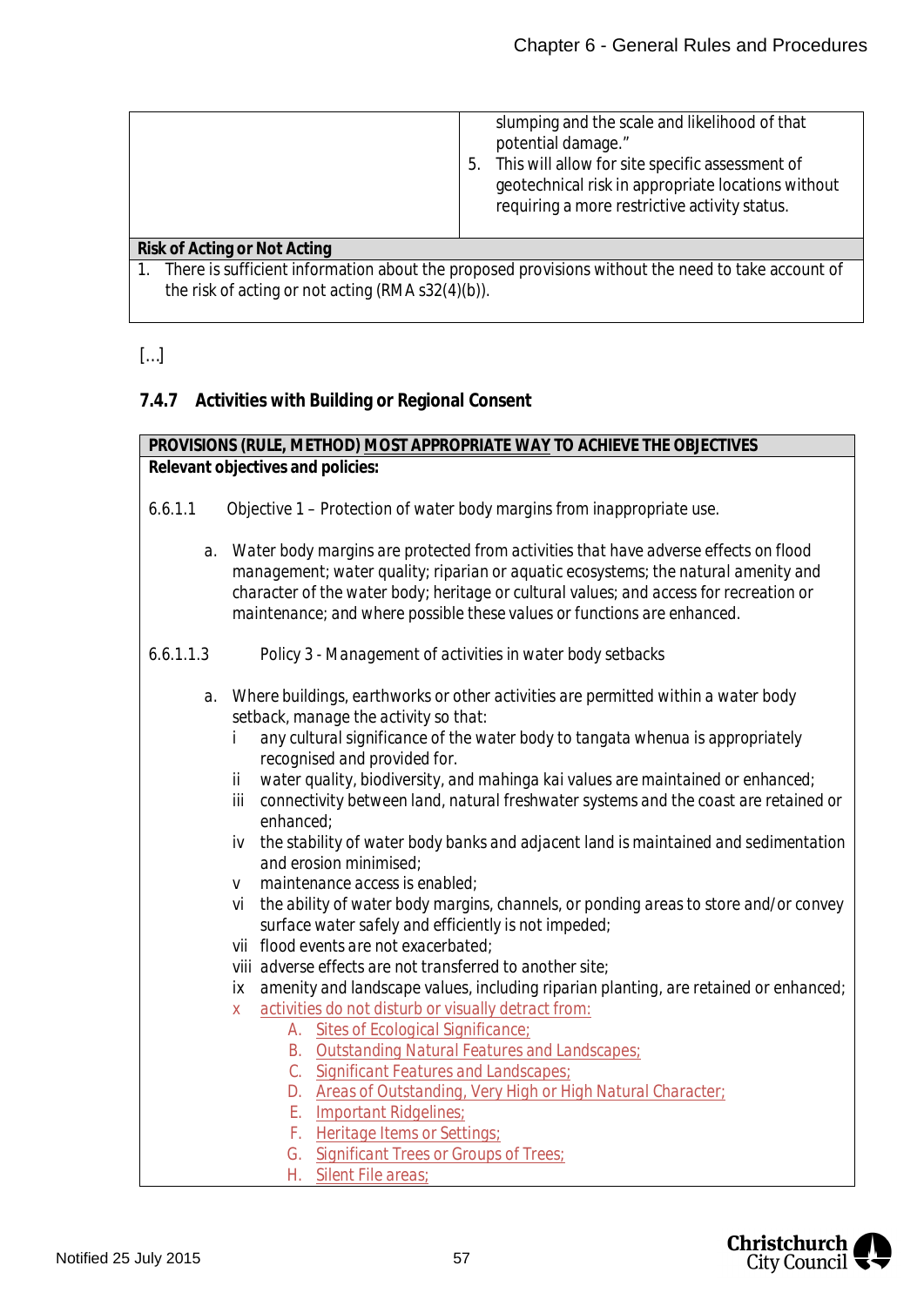| | |
|---|---|
| | slumping and the scale and likelihood of that potential damage."<br>5. This will allow for site specific assessment of geotechnical risk in appropriate locations without requiring a more restrictive activity status. |
| **Risk of Acting or Not Acting** | |
| 1. There is sufficient information about the proposed provisions without the need to take account of the risk of acting or not acting (RMA s32(4)(b)). | |

[...]

### 7.4.7 Activities with Building or Regional Consent

| **PROVISIONS (RULE, METHOD) MOST APPROPRIATE WAY TO ACHIEVE THE OBJECTIVES** |
|---|
| **Relevant objectives and policies:** |

6.6.1.1 *Objective 1 – Protection of water body margins from inappropriate use.*

a. *Water body margins are protected from activities that have adverse effects on flood management; water quality; riparian or aquatic ecosystems; the natural amenity and character of the water body; heritage or cultural values; and access for recreation or maintenance; and where possible these values or functions are enhanced.*

6.6.1.1.3 Policy 3 - Management of activities in water body setbacks

a. Where buildings, earthworks or other activities are permitted within a water body setback, manage the activity so that:
   - i any cultural significance of the water body to tangata whenua is appropriately recognised and provided for.
   - ii water quality, biodiversity, and mahinga kai values are maintained or enhanced;
   - iii connectivity between land, natural freshwater systems and the coast are retained or enhanced;
   - iv the stability of water body banks and adjacent land is maintained and sedimentation and erosion minimised;
   - v maintenance access is enabled;
   - vi the ability of water body margins, channels, or ponding areas to store and/or convey surface water safely and efficiently is not impeded;
   - vii flood events are not exacerbated;
   - viii adverse effects are not transferred to another site;
   - ix amenity and landscape values, including riparian planting, are retained or enhanced;
   - x activities do not disturb or visually detract from:
     - A. Sites of Ecological Significance;
     - B. Outstanding Natural Features and Landscapes;
     - C. Significant Features and Landscapes;
     - D. Areas of Outstanding, Very High or High Natural Character;
     - E. Important Ridgelines;
     - F. Heritage Items or Settings;
     - G. Significant Trees or Groups of Trees;
     - H. Silent File areas;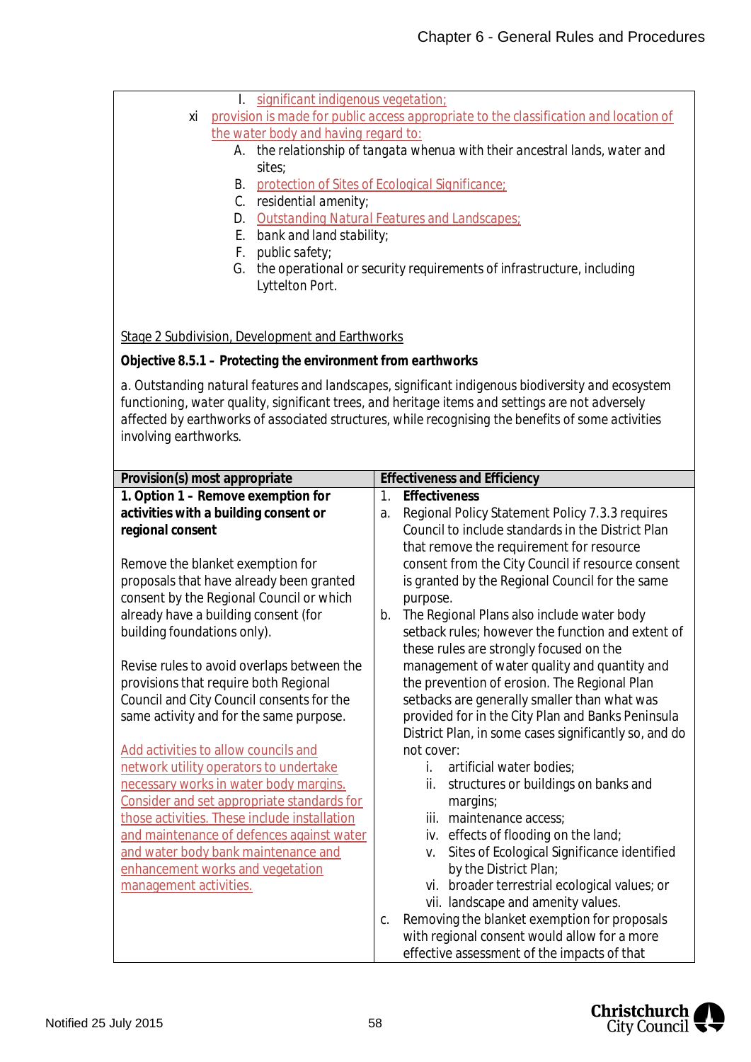I. significant indigenous vegetation;

xi provision is made for public access appropriate to the classification and location of the water body and having regard to:

A. the relationship of tangata whenua with their ancestral lands, water and sites;
B. protection of Sites of Ecological Significance;
C. residential amenity;
D. Outstanding Natural Features and Landscapes;
E. bank and land stability;
F. public safety;
G. the operational or security requirements of infrastructure, including Lyttelton Port.

Stage 2 Subdivision, Development and Earthworks

**Objective 8.5.1 – Protecting the environment from earthworks**

*a. Outstanding natural features and landscapes, significant indigenous biodiversity and ecosystem functioning, water quality, significant trees, and heritage items and settings are not adversely affected by earthworks of associated structures, while recognising the benefits of some activities involving earthworks.*

| Provision(s) most appropriate | Effectiveness and Efficiency |
|---|---|
| **1. Option 1 – Remove exemption for activities with a building consent or regional consent**<br><br>Remove the blanket exemption for proposals that have already been granted consent by the Regional Council or which already have a building consent (for building foundations only).<br><br>Revise rules to avoid overlaps between the provisions that require both Regional Council and City Council consents for the same activity and for the same purpose.<br><br>Add activities to allow councils and network utility operators to undertake necessary works in water body margins. Consider and set appropriate standards for those activities. These include installation and maintenance of defences against water and water body bank maintenance and enhancement works and vegetation management activities. | 1. **Effectiveness**<br>a. Regional Policy Statement Policy 7.3.3 requires Council to include standards in the District Plan that remove the requirement for resource consent from the City Council if resource consent is granted by the Regional Council for the same purpose.<br>b. The Regional Plans also include water body setback rules; however the function and extent of these rules are strongly focused on the management of water quality and quantity and the prevention of erosion. The Regional Plan setbacks are generally smaller than what was provided for in the City Plan and Banks Peninsula District Plan, in some cases significantly so, and do not cover:<br>i. artificial water bodies;<br>ii. structures or buildings on banks and margins;<br>iii. maintenance access;<br>iv. effects of flooding on the land;<br>v. Sites of Ecological Significance identified by the District Plan;<br>vi. broader terrestrial ecological values; or<br>vii. landscape and amenity values.<br>c. Removing the blanket exemption for proposals with regional consent would allow for a more effective assessment of the impacts of that |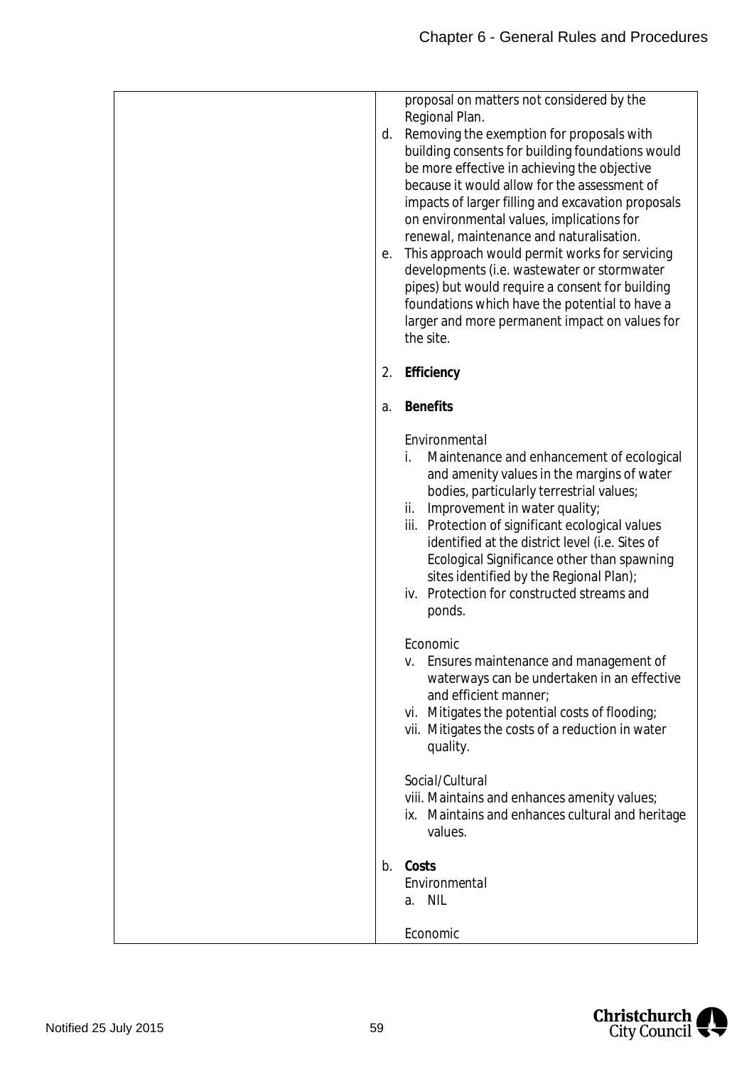| | |
|---|---|
| | proposal on matters not considered by the Regional Plan.<br>d. Removing the exemption for proposals with building consents for building foundations would be more effective in achieving the objective because it would allow for the assessment of impacts of larger filling and excavation proposals on environmental values, implications for renewal, maintenance and naturalisation.<br>e. This approach would permit works for servicing developments (i.e. wastewater or stormwater pipes) but would require a consent for building foundations which have the potential to have a larger and more permanent impact on values for the site.<br><br>2. **Efficiency**<br><br>a. **Benefits**<br><br>*Environmental*<br>i. Maintenance and enhancement of ecological and amenity values in the margins of water bodies, particularly terrestrial values;<br>ii. Improvement in water quality;<br>iii. Protection of significant ecological values identified at the district level (i.e. Sites of Ecological Significance other than spawning sites identified by the Regional Plan);<br>iv. Protection for constructed streams and ponds.<br><br>*Economic*<br>v. Ensures maintenance and management of waterways can be undertaken in an effective and efficient manner;<br>vi. Mitigates the potential costs of flooding;<br>vii. Mitigates the costs of a reduction in water quality.<br><br>*Social/Cultural*<br>viii. Maintains and enhances amenity values;<br>ix. Maintains and enhances cultural and heritage values.<br><br>b. **Costs**<br>*Environmental*<br>a. NIL<br><br>*Economic* |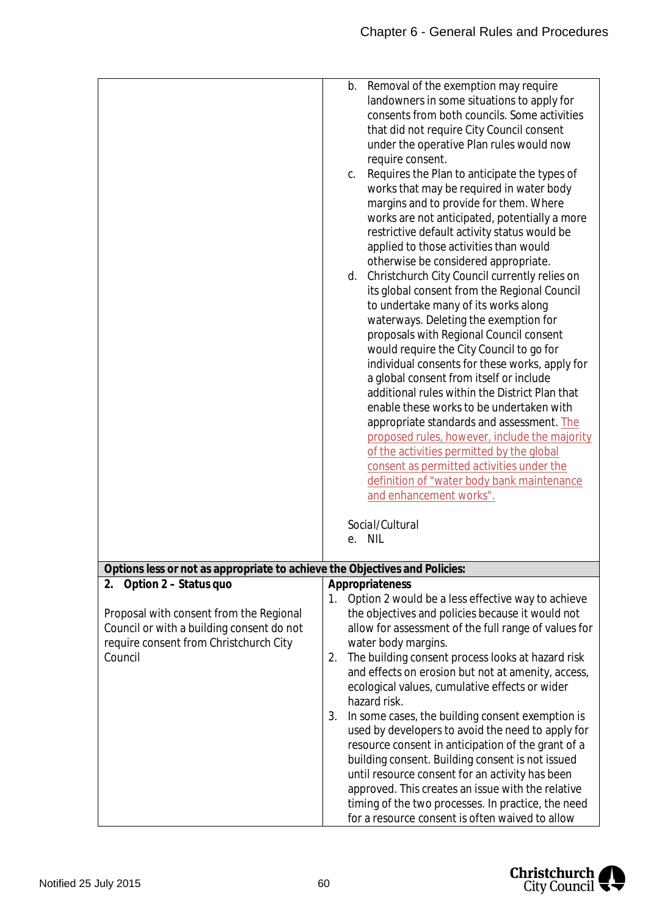| | |
|---|---|
| | b. Removal of the exemption may require landowners in some situations to apply for consents from both councils. Some activities that did not require City Council consent under the operative Plan rules would now require consent.<br>c. Requires the Plan to anticipate the types of works that may be required in water body margins and to provide for them. Where works are not anticipated, potentially a more restrictive default activity status would be applied to those activities than would otherwise be considered appropriate.<br>d. Christchurch City Council currently relies on its global consent from the Regional Council to undertake many of its works along waterways. Deleting the exemption for proposals with Regional Council consent would require the City Council to go for individual consents for these works, apply for a global consent from itself or include additional rules within the District Plan that enable these works to be undertaken with appropriate standards and assessment. The proposed rules, however, include the majority of the activities permitted by the global consent as permitted activities under the definition of "water body bank maintenance and enhancement works".<br><br>*Social/Cultural*<br>e. NIL |
| **Options less or not as appropriate to achieve the Objectives and Policies:** | |
| **2. Option 2 – Status quo**<br><br>Proposal with consent from the Regional Council or with a building consent do not require consent from Christchurch City Council | **Appropriateness**<br>1. Option 2 would be a less effective way to achieve the objectives and policies because it would not allow for assessment of the full range of values for water body margins.<br>2. The building consent process looks at hazard risk and effects on erosion but not at amenity, access, ecological values, cumulative effects or wider hazard risk.<br>3. In some cases, the building consent exemption is used by developers to avoid the need to apply for resource consent in anticipation of the grant of a building consent. Building consent is not issued until resource consent for an activity has been approved. This creates an issue with the relative timing of the two processes. In practice, the need for a resource consent is often waived to allow |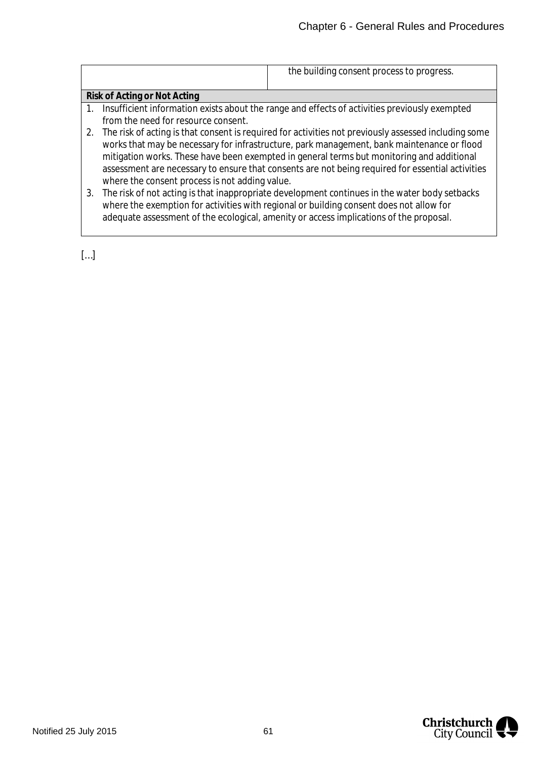| | |
|---|---|
| | the building consent process to progress. |

| **Risk of Acting or Not Acting** |
|---|
| 1. Insufficient information exists about the range and effects of activities previously exempted from the need for resource consent.<br>2. The risk of acting is that consent is required for activities not previously assessed including some works that may be necessary for infrastructure, park management, bank maintenance or flood mitigation works. These have been exempted in general terms but monitoring and additional assessment are necessary to ensure that consents are not being required for essential activities where the consent process is not adding value.<br>3. The risk of not acting is that inappropriate development continues in the water body setbacks where the exemption for activities with regional or building consent does not allow for adequate assessment of the ecological, amenity or access implications of the proposal. |

[…]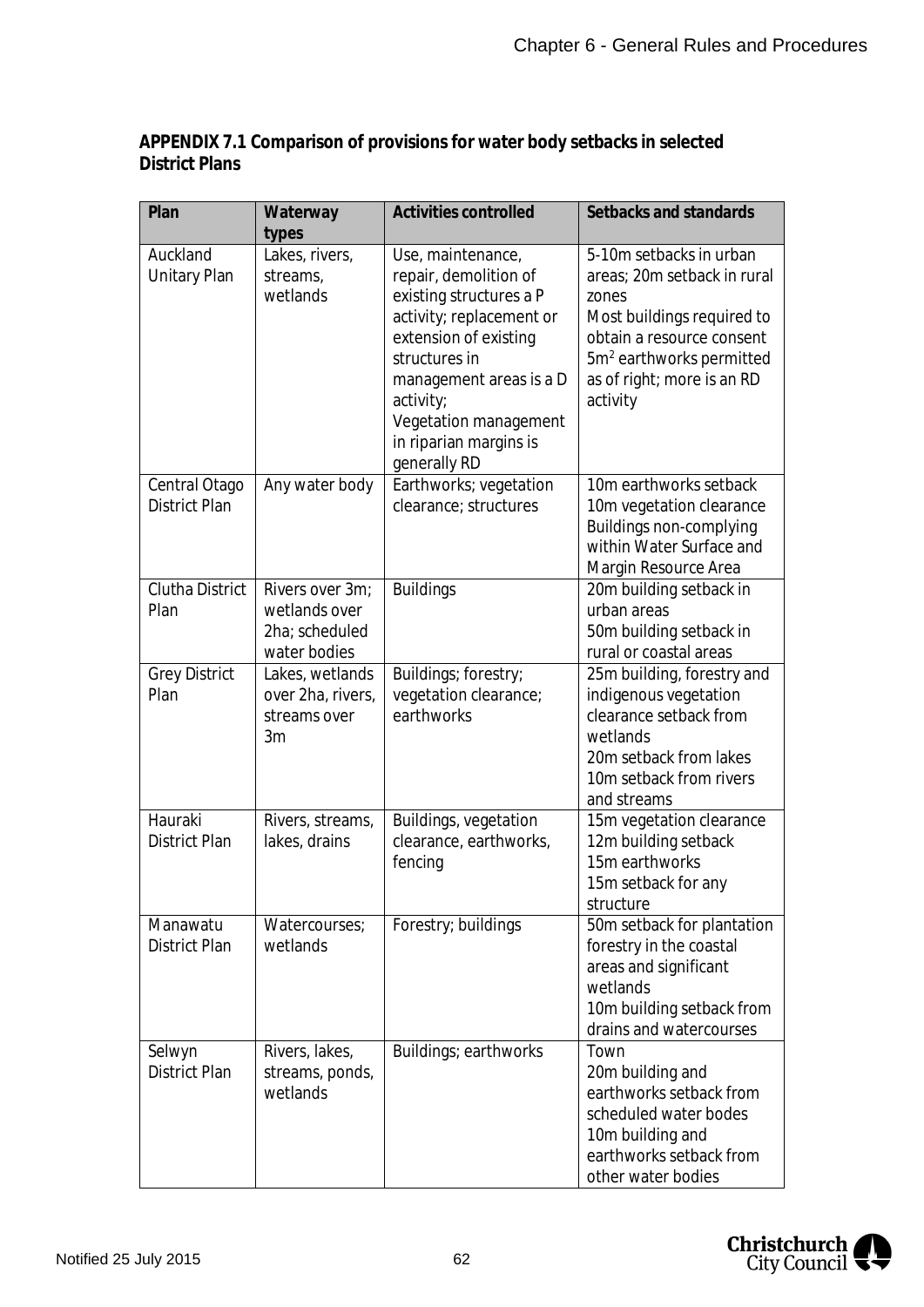**APPENDIX 7.1 Comparison of provisions for water body setbacks in selected District Plans**

| Plan | Waterway types | Activities controlled | Setbacks and standards |
|---|---|---|---|
| Auckland Unitary Plan | Lakes, rivers, streams, wetlands | Use, maintenance, repair, demolition of existing structures a P activity; replacement or extension of existing structures in management areas is a D activity;<br>Vegetation management in riparian margins is generally RD | 5-10m setbacks in urban areas; 20m setback in rural zones<br>Most buildings required to obtain a resource consent<br>5m² earthworks permitted as of right; more is an RD activity |
| Central Otago District Plan | Any water body | Earthworks; vegetation clearance; structures | 10m earthworks setback<br>10m vegetation clearance<br>Buildings non-complying within Water Surface and Margin Resource Area |
| Clutha District Plan | Rivers over 3m; wetlands over 2ha; scheduled water bodies | Buildings | 20m building setback in urban areas<br>50m building setback in rural or coastal areas |
| Grey District Plan | Lakes, wetlands over 2ha, rivers, streams over 3m | Buildings; forestry; vegetation clearance; earthworks | 25m building, forestry and indigenous vegetation clearance setback from wetlands<br>20m setback from lakes<br>10m setback from rivers and streams |
| Hauraki District Plan | Rivers, streams, lakes, drains | Buildings, vegetation clearance, earthworks, fencing | 15m vegetation clearance<br>12m building setback<br>15m earthworks<br>15m setback for any structure |
| Manawatu District Plan | Watercourses; wetlands | Forestry; buildings | 50m setback for plantation forestry in the coastal areas and significant wetlands<br>10m building setback from drains and watercourses |
| Selwyn District Plan | Rivers, lakes, streams, ponds, wetlands | Buildings; earthworks | Town<br>20m building and earthworks setback from scheduled water bodes<br>10m building and earthworks setback from other water bodies |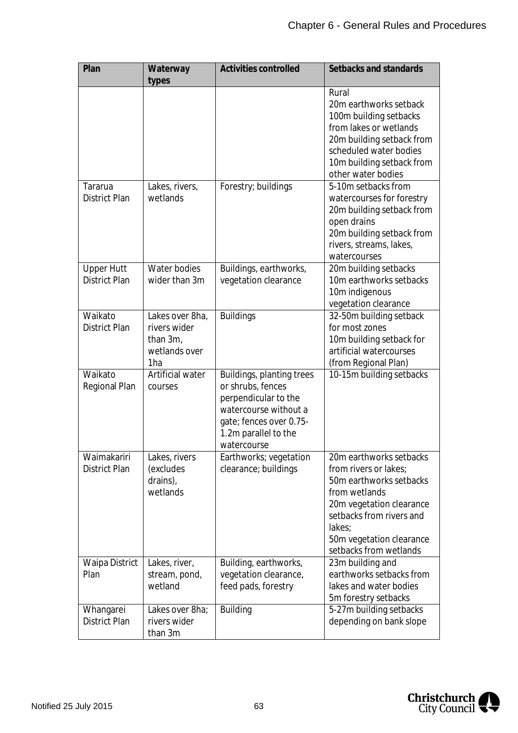| Plan | Waterway types | Activities controlled | Setbacks and standards |
|---|---|---|---|
| | | | Rural<br>20m earthworks setback<br>100m building setbacks from lakes or wetlands<br>20m building setback from scheduled water bodies<br>10m building setback from other water bodies |
| Tararua District Plan | Lakes, rivers, wetlands | Forestry; buildings | 5-10m setbacks from watercourses for forestry<br>20m building setback from open drains<br>20m building setback from rivers, streams, lakes, watercourses |
| Upper Hutt District Plan | Water bodies wider than 3m | Buildings, earthworks, vegetation clearance | 20m building setbacks<br>10m earthworks setbacks<br>10m indigenous vegetation clearance |
| Waikato District Plan | Lakes over 8ha, rivers wider than 3m, wetlands over 1ha | Buildings | 32-50m building setback for most zones<br>10m building setback for artificial watercourses (from Regional Plan) |
| Waikato Regional Plan | Artificial water courses | Buildings, planting trees or shrubs, fences perpendicular to the watercourse without a gate; fences over 0.75-1.2m parallel to the watercourse | 10-15m building setbacks |
| Waimakariri District Plan | Lakes, rivers (excludes drains), wetlands | Earthworks; vegetation clearance; buildings | 20m earthworks setbacks from rivers or lakes;<br>50m earthworks setbacks from wetlands<br>20m vegetation clearance setbacks from rivers and lakes;<br>50m vegetation clearance setbacks from wetlands |
| Waipa District Plan | Lakes, river, stream, pond, wetland | Building, earthworks, vegetation clearance, feed pads, forestry | 23m building and earthworks setbacks from lakes and water bodies<br>5m forestry setbacks |
| Whangarei District Plan | Lakes over 8ha; rivers wider than 3m | Building | 5-27m building setbacks depending on bank slope |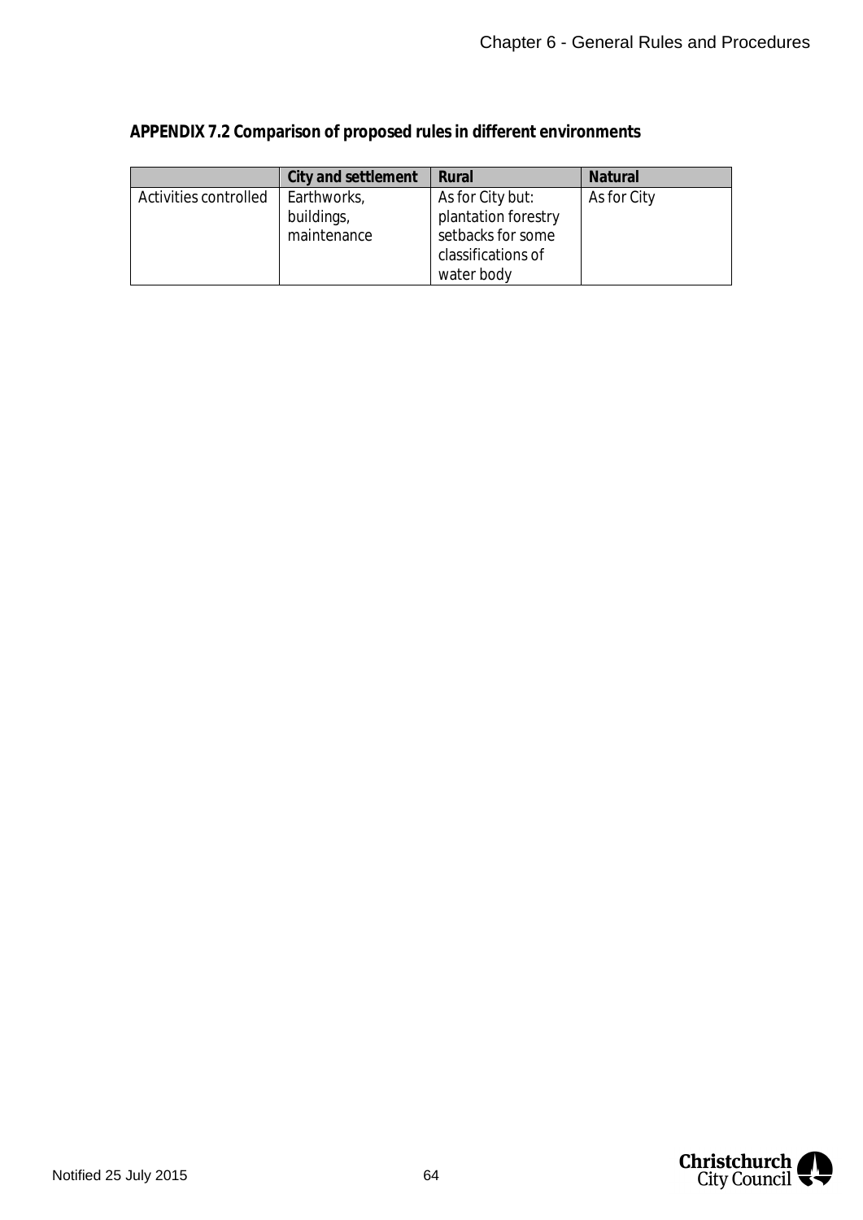**APPENDIX 7.2 Comparison of proposed rules in different environments**

| | City and settlement | Rural | Natural |
|---|---|---|---|
| Activities controlled | Earthworks, buildings, maintenance | As for City but: plantation forestry setbacks for some classifications of water body | As for City |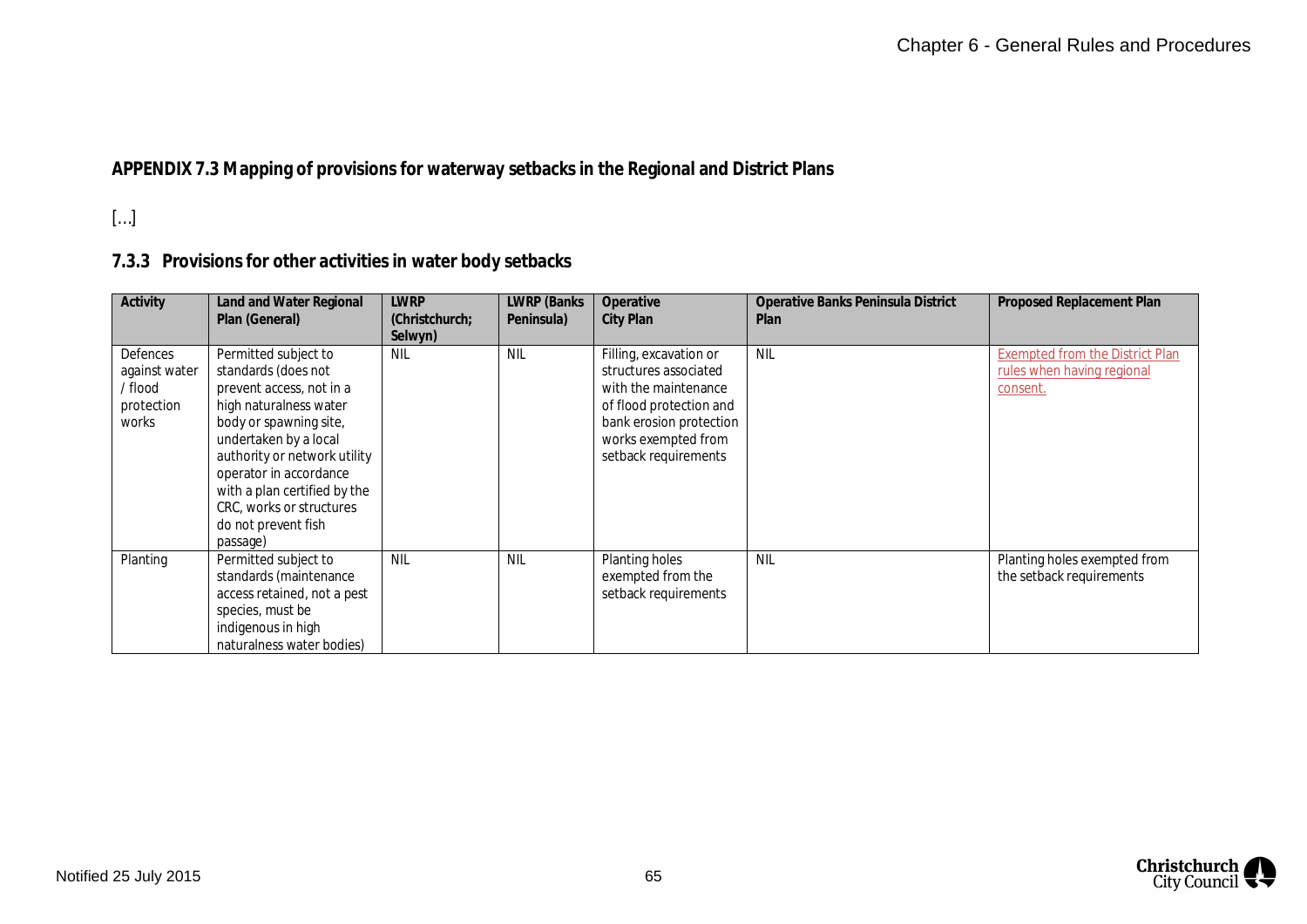**APPENDIX 7.3 Mapping of provisions for waterway setbacks in the Regional and District Plans**

[…]

### 7.3.3 Provisions for other activities in water body setbacks

| Activity | Land and Water Regional Plan (General) | LWRP (Christchurch; Selwyn) | LWRP (Banks Peninsula) | Operative City Plan | Operative Banks Peninsula District Plan | Proposed Replacement Plan |
|---|---|---|---|---|---|---|
| Defences against water / flood protection works | Permitted subject to standards (does not prevent access, not in a high naturalness water body or spawning site, undertaken by a local authority or network utility operator in accordance with a plan certified by the CRC, works or structures do not prevent fish passage) | NIL | NIL | Filling, excavation or structures associated with the maintenance of flood protection and bank erosion protection works exempted from setback requirements | NIL | Exempted from the District Plan rules when having regional consent. |
| Planting | Permitted subject to standards (maintenance access retained, not a pest species, must be indigenous in high naturalness water bodies) | NIL | NIL | Planting holes exempted from the setback requirements | NIL | Planting holes exempted from the setback requirements |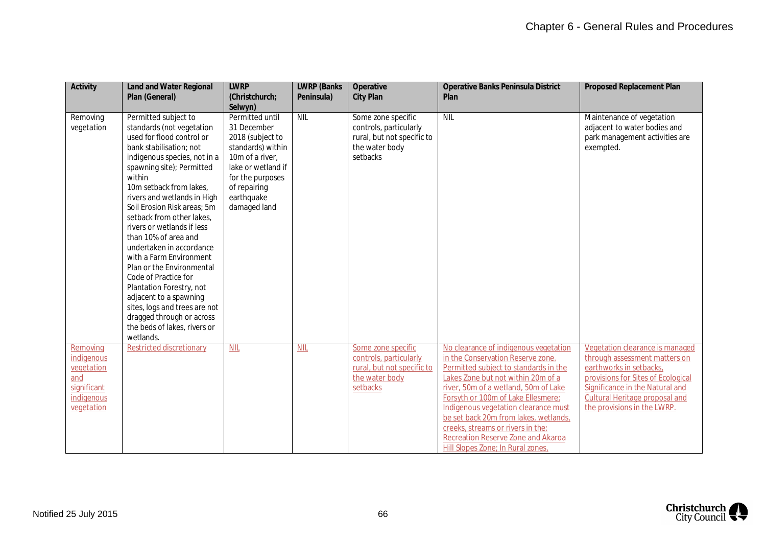| Activity | Land and Water Regional Plan (General) | LWRP (Christchurch; Selwyn) | LWRP (Banks Peninsula) | Operative City Plan | Operative Banks Peninsula District Plan | Proposed Replacement Plan |
|---|---|---|---|---|---|---|
| Removing vegetation | Permitted subject to standards (not vegetation used for flood control or bank stabilisation; not indigenous species, not in a spawning site); Permitted within 10m setback from lakes, rivers and wetlands in High Soil Erosion Risk areas; 5m setback from other lakes, rivers or wetlands if less than 10% of area and undertaken in accordance with a Farm Environment Plan or the Environmental Code of Practice for Plantation Forestry, not adjacent to a spawning sites, logs and trees are not dragged through or across the beds of lakes, rivers or wetlands. | Permitted until 31 December 2018 (subject to standards) within 10m of a river, lake or wetland if for the purposes of repairing earthquake damaged land | NIL | Some zone specific controls, particularly rural, but not specific to the water body setbacks | NIL | Maintenance of vegetation adjacent to water bodies and park management activities are exempted. |
| Removing indigenous vegetation and significant indigenous vegetation | Restricted discretionary | NIL | NIL | Some zone specific controls, particularly rural, but not specific to the water body setbacks | No clearance of indigenous vegetation in the Conservation Reserve zone. Permitted subject to standards in the Lakes Zone but not within 20m of a river, 50m of a wetland, 50m of Lake Forsyth or 100m of Lake Ellesmere; Indigenous vegetation clearance must be set back 20m from lakes, wetlands, creeks, streams or rivers in the: Recreation Reserve Zone and Akaroa Hill Slopes Zone; In Rural zones, | Vegetation clearance is managed through assessment matters on earthworks in setbacks, provisions for Sites of Ecological Significance in the Natural and Cultural Heritage proposal and the provisions in the LWRP. |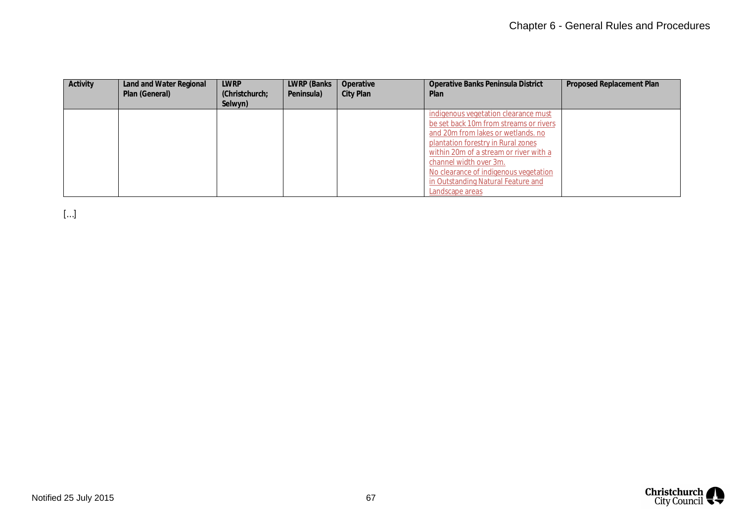| Activity | Land and Water Regional Plan (General) | LWRP (Christchurch; Selwyn) | LWRP (Banks Peninsula) | Operative City Plan | Operative Banks Peninsula District Plan | Proposed Replacement Plan |
|---|---|---|---|---|---|---|
| | | | | | indigenous vegetation clearance must be set back 10m from streams or rivers and 20m from lakes or wetlands. no plantation forestry in Rural zones within 20m of a stream or river with a channel width over 3m. No clearance of indigenous vegetation in Outstanding Natural Feature and Landscape areas | |

[...]